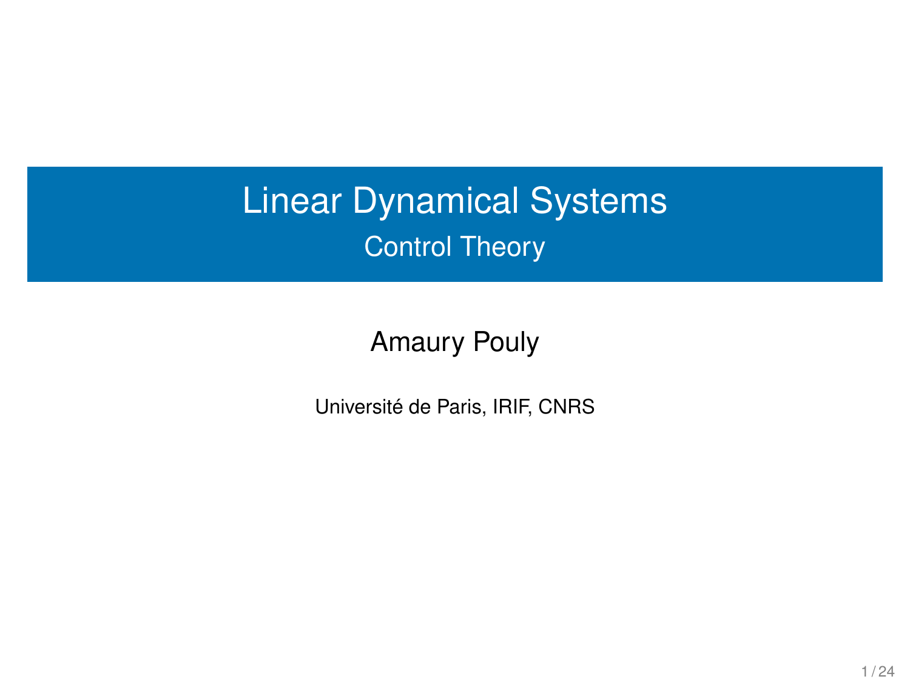# Linear Dynamical Systems

## Control Theory

Amaury Pouly

Université de Paris, IRIF, CNRS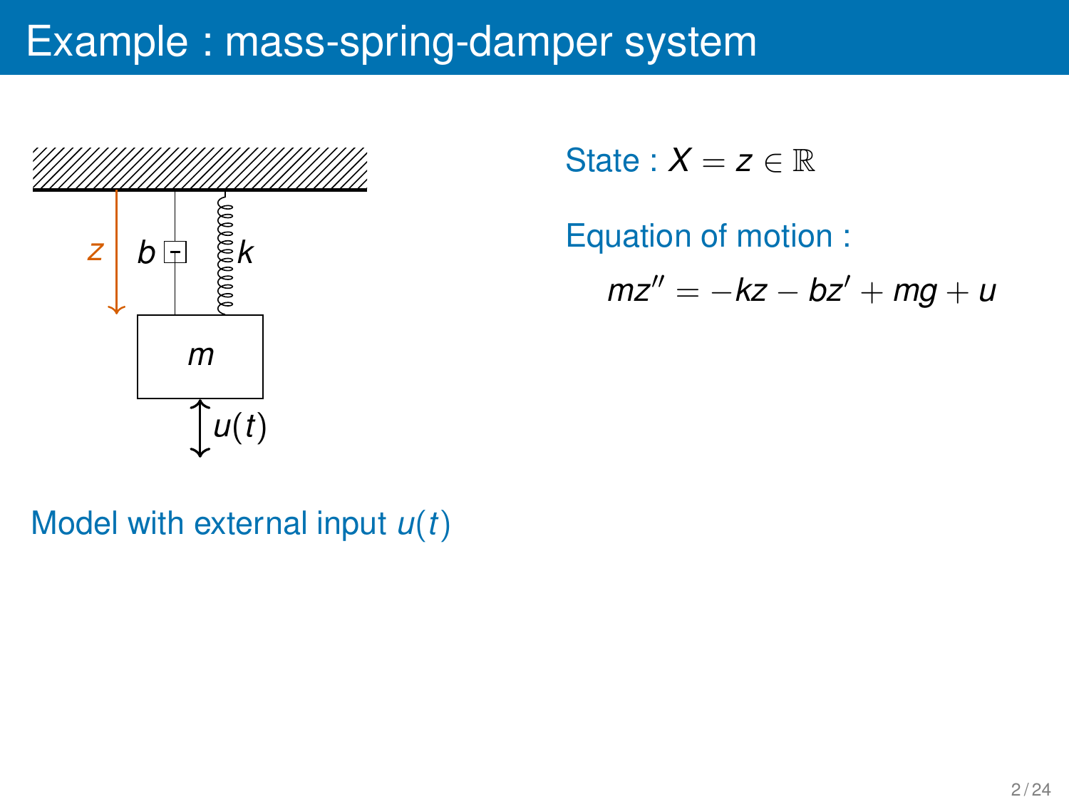# Example : mass-spring-damper system

State : $X = z \in \mathbb{R}$

Equation of motion :

$$mz'' = -kz - bz' + mg + u$$

Model with external input $u(t)$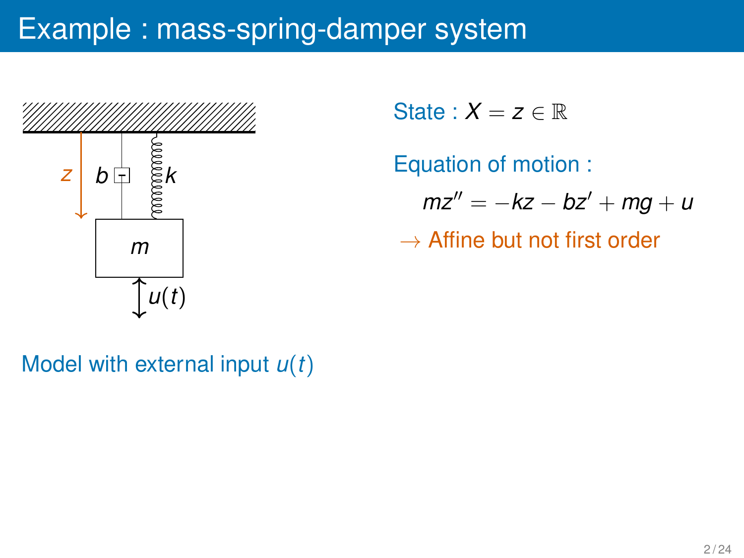# Example : mass-spring-damper system

State : $X = z \in \mathbb{R}$

Equation of motion :

$$mz'' = -kz - bz' + mg + u$$

$\rightarrow$ Affine but not first order

Model with external input $u(t)$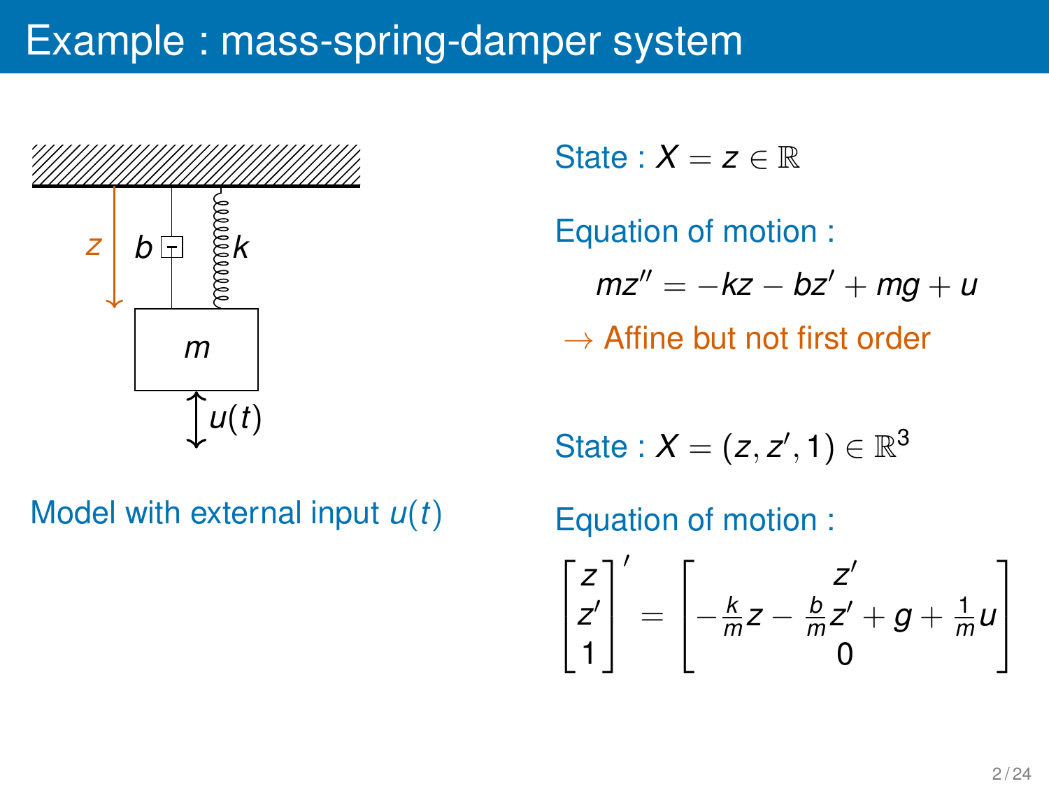# Example : mass-spring-damper system

Model with external input $u(t)$

State : $X = z \in \mathbb{R}$

Equation of motion :

$$mz'' = -kz - bz' + mg + u$$

$\rightarrow$ Affine but not first order

State : $X = (z, z', 1) \in \mathbb{R}^3$

Equation of motion :

$$\begin{bmatrix} z \\ z' \\ 1 \end{bmatrix}' = \begin{bmatrix} z' \\ -\frac{k}{m}z - \frac{b}{m}z' + g + \frac{1}{m}u \\ 0 \end{bmatrix}$$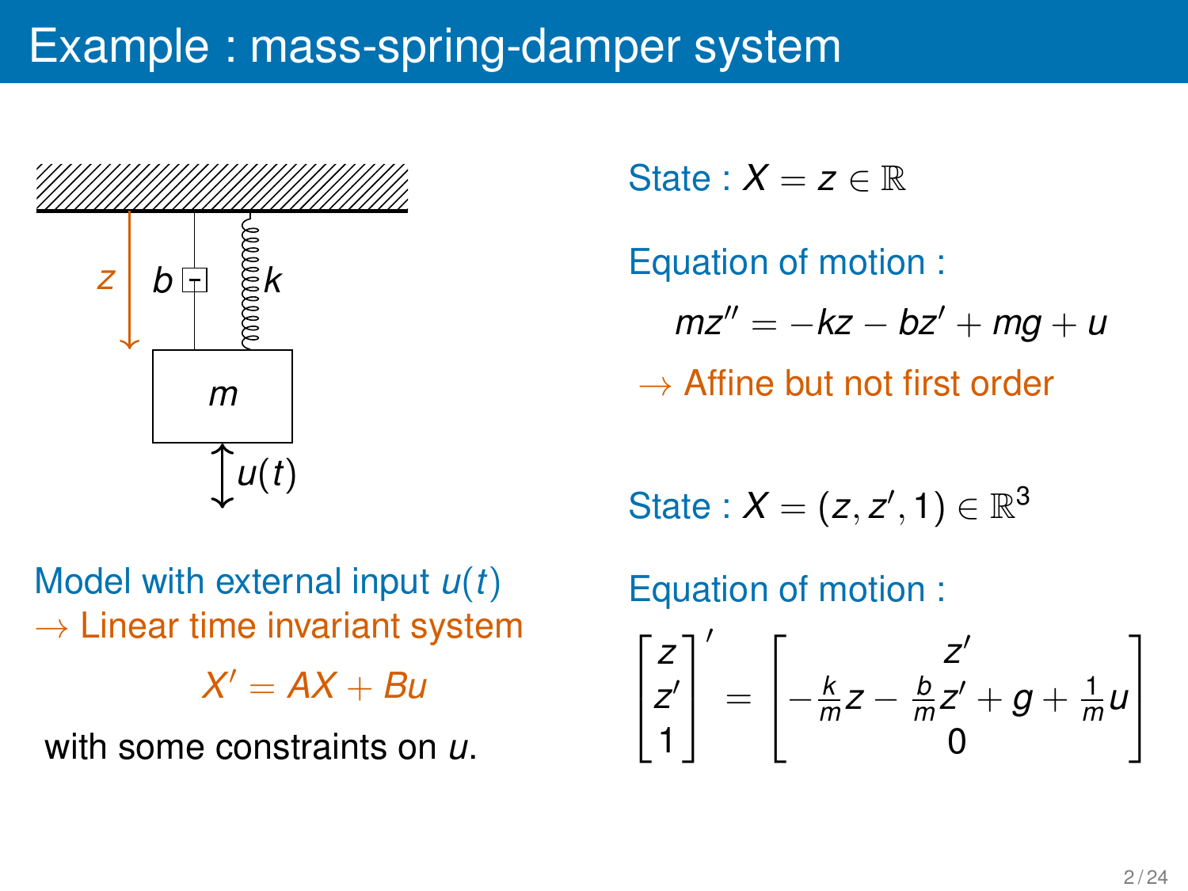# Example : mass-spring-damper system

Model with external input $u(t)$

$\rightarrow$ Linear time invariant system

$$X' = AX + Bu$$

with some constraints on $u$.

State : $X = z \in \mathbb{R}$

Equation of motion :

$$mz'' = -kz - bz' + mg + u$$

$\rightarrow$ Affine but not first order

State : $X = (z, z', 1) \in \mathbb{R}^3$

Equation of motion :

$$\begin{bmatrix} z \\ z' \\ 1 \end{bmatrix}' = \begin{bmatrix} z' \\ -\frac{k}{m}z - \frac{b}{m}z' + g + \frac{1}{m}u \\ 0 \end{bmatrix}$$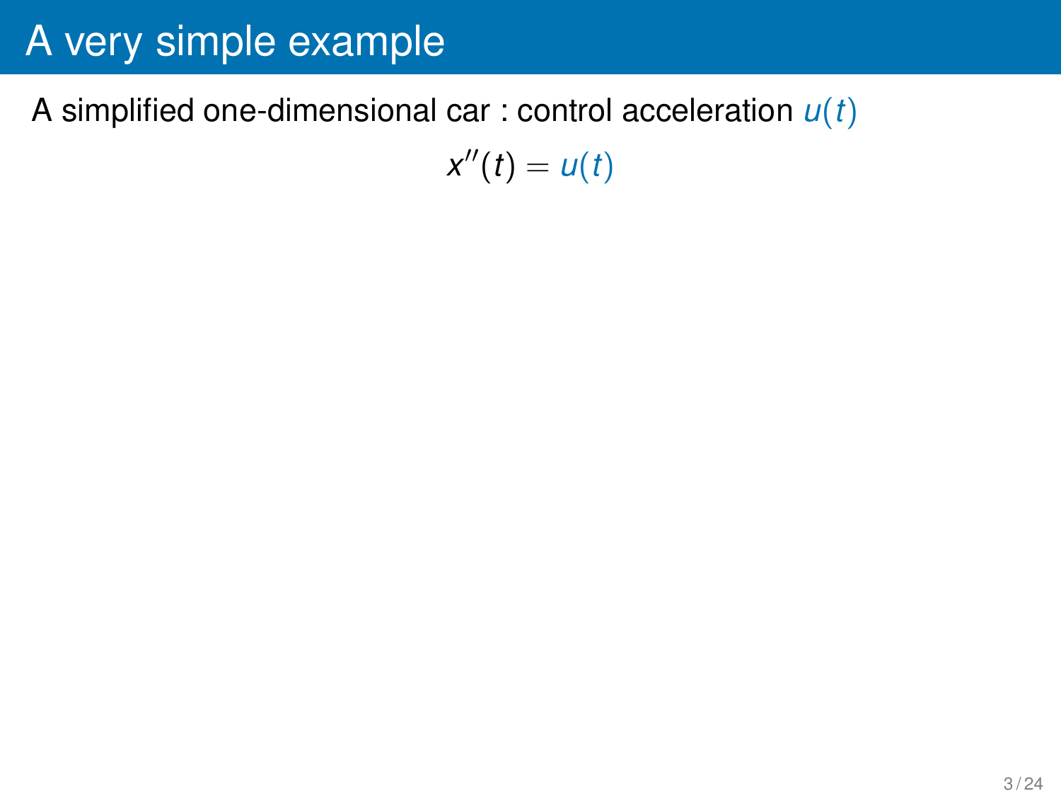# A very simple example

A simplified one-dimensional car : control acceleration $u(t)$

$$x''(t) = u(t)$$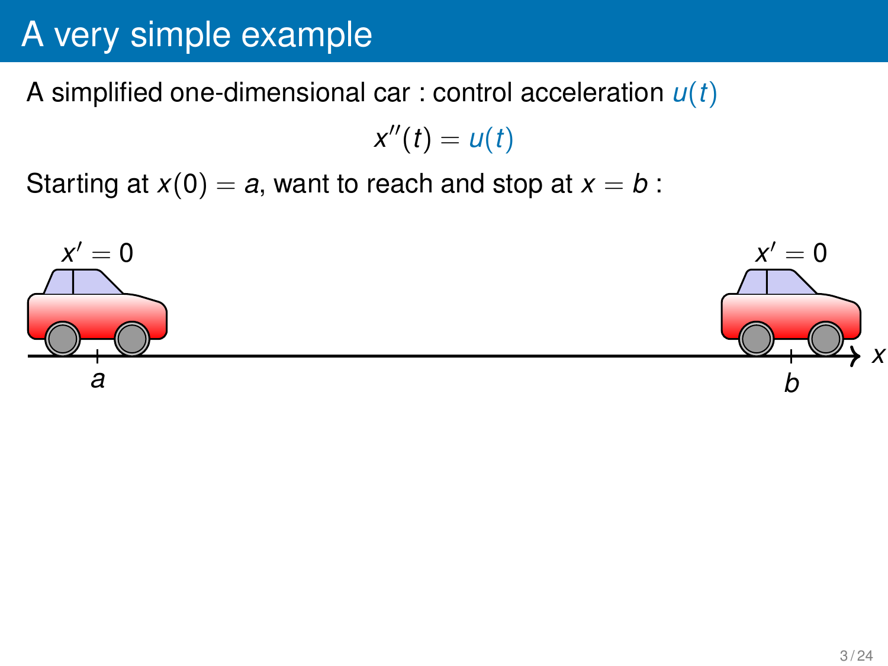# A very simple example

A simplified one-dimensional car : control acceleration $u(t)$

$$x''(t) = u(t)$$

Starting at $x(0) = a$, want to reach and stop at $x = b$ :

$x' = 0$

$x' = 0$

$a$

$b$

$x$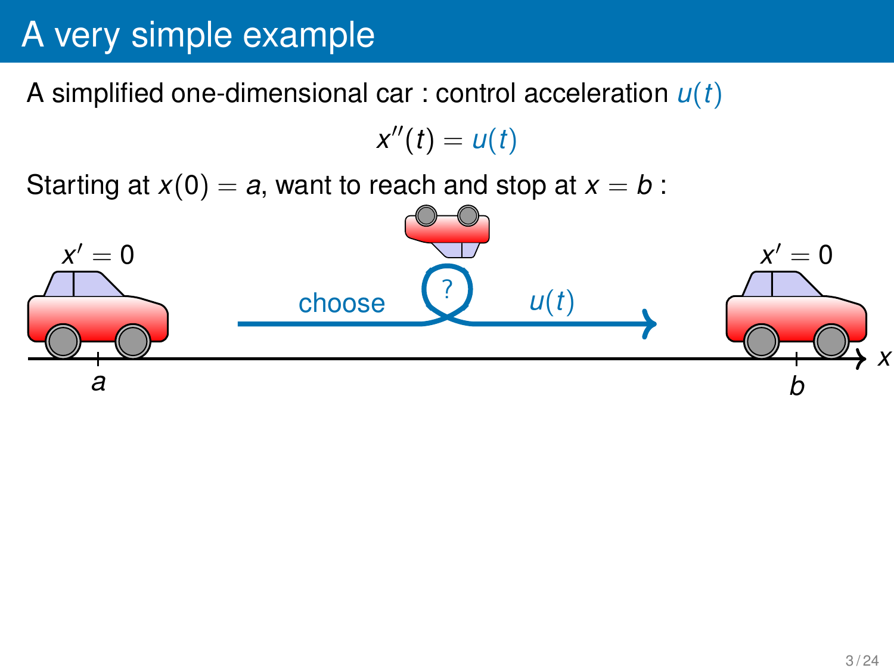# A very simple example

A simplified one-dimensional car : control acceleration $u(t)$

$$x''(t) = u(t)$$

Starting at $x(0) = a$, want to reach and stop at $x = b$ :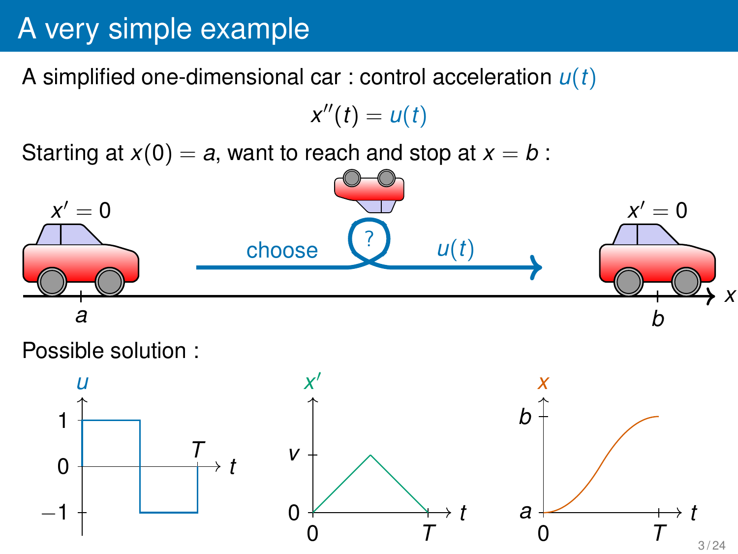# A very simple example

A simplified one-dimensional car : control acceleration $u(t)$

$$x''(t) = u(t)$$

Starting at $x(0) = a$, want to reach and stop at $x = b$ :

$x' = 0$ — choose $u(t)$ — $x' = 0$

Possible solution :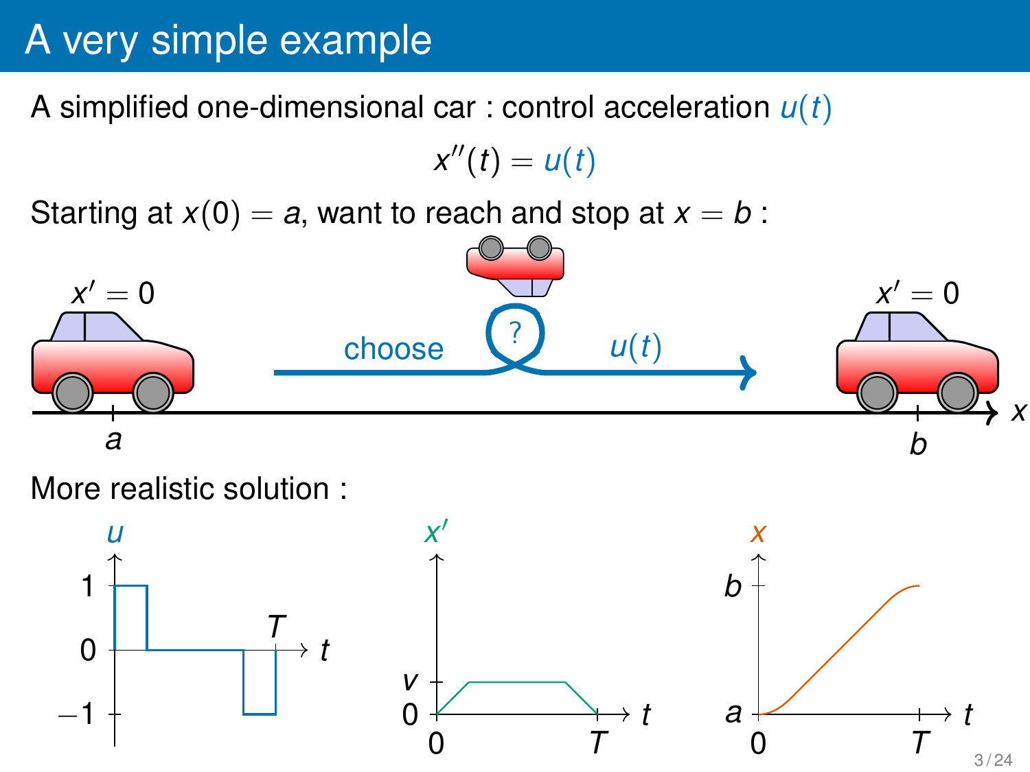# A very simple example

A simplified one-dimensional car : control acceleration $u(t)$

$$x''(t) = u(t)$$

Starting at $x(0) = a$, want to reach and stop at $x = b$ :

$x' = 0$ ... choose ? $u(t)$ ... $x' = 0$

$a$ ... $b$ ... $x$

More realistic solution :

$u$: $1$, $0$, $-1$, $T$, $t$

$x'$: $v$, $0$, $0$, $T$, $t$

$x$: $b$, $a$, $0$, $T$, $t$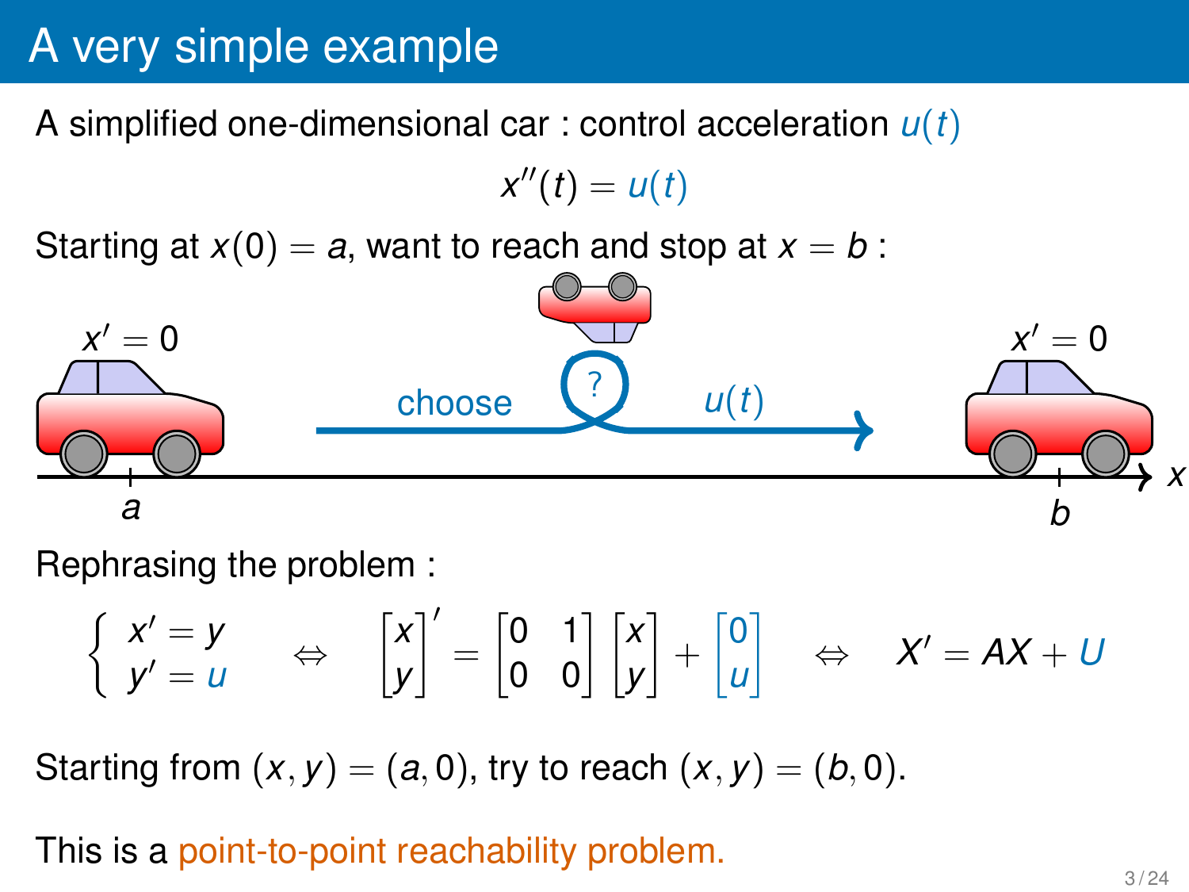# A very simple example

A simplified one-dimensional car : control acceleration $u(t)$

$$x''(t) = u(t)$$

Starting at $x(0) = a$, want to reach and stop at $x = b$ :

$x' = 0$ choose ? $u(t)$ $x' = 0$

$a$ $b$ $x$

Rephrasing the problem :

$$\begin{cases} x' = y \\ y' = u \end{cases} \quad \Leftrightarrow \quad \begin{bmatrix} x \\ y \end{bmatrix}' = \begin{bmatrix} 0 & 1 \\ 0 & 0 \end{bmatrix} \begin{bmatrix} x \\ y \end{bmatrix} + \begin{bmatrix} 0 \\ u \end{bmatrix} \quad \Leftrightarrow \quad X' = AX + U$$

Starting from $(x, y) = (a, 0)$, try to reach $(x, y) = (b, 0)$.

This is a point-to-point reachability problem.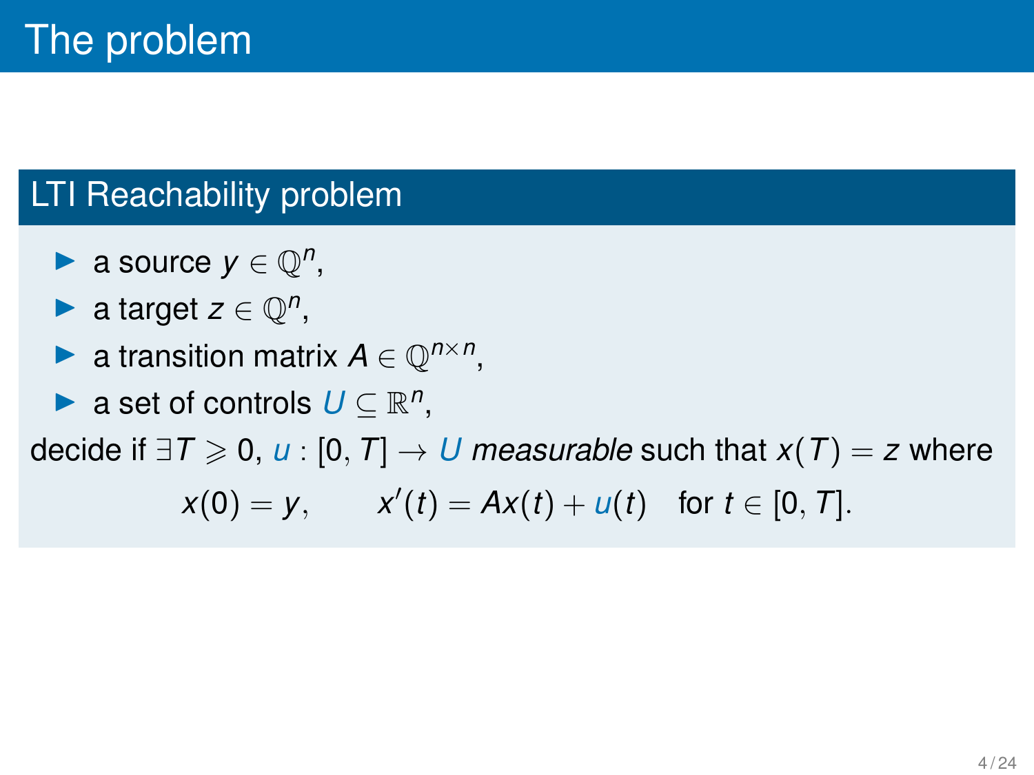# The problem

## LTI Reachability problem

- a source $y \in \mathbb{Q}^n$,
- a target $z \in \mathbb{Q}^n$,
- a transition matrix $A \in \mathbb{Q}^{n \times n}$,
- a set of controls $U \subseteq \mathbb{R}^n$,

decide if $\exists T \geqslant 0$, $u : [0, T] \to U$ *measurable* such that $x(T) = z$ where

$$x(0) = y, \qquad x'(t) = Ax(t) + u(t) \quad \text{for } t \in [0, T].$$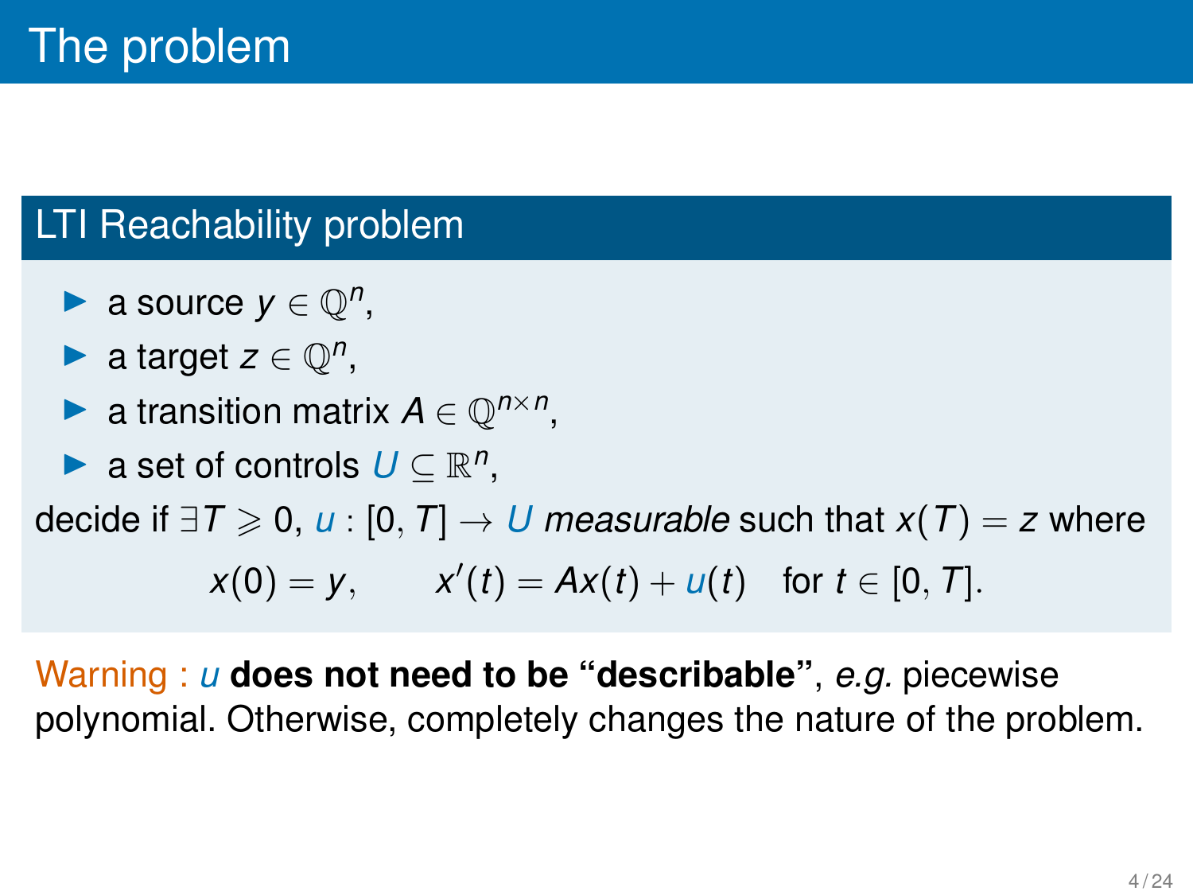# The problem

## LTI Reachability problem

- a source $y \in \mathbb{Q}^n$,
- a target $z \in \mathbb{Q}^n$,
- a transition matrix $A \in \mathbb{Q}^{n \times n}$,
- a set of controls $U \subseteq \mathbb{R}^n$,

decide if $\exists T \geqslant 0$, $u : [0, T] \to U$ *measurable* such that $x(T) = z$ where

$$x(0) = y, \qquad x'(t) = Ax(t) + u(t) \quad \text{for } t \in [0, T].$$

Warning : $u$ **does not need to be "describable"**, *e.g.* piecewise polynomial. Otherwise, completely changes the nature of the problem.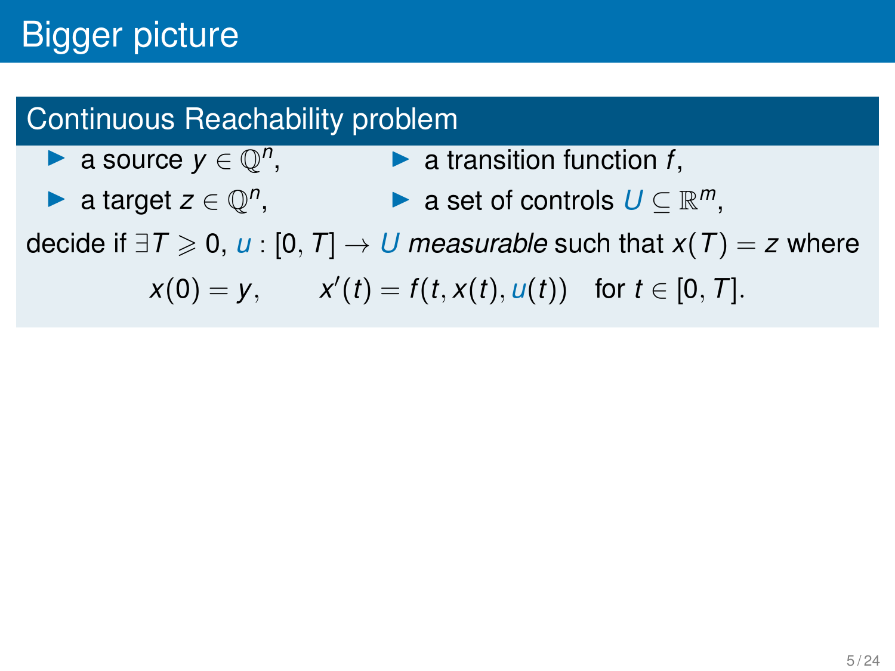# Bigger picture

## Continuous Reachability problem

- a source $y \in \mathbb{Q}^n$,
- a target $z \in \mathbb{Q}^n$,
- a transition function $f$,
- a set of controls $U \subseteq \mathbb{R}^m$,

decide if $\exists T \geqslant 0$, $u : [0, T] \to U$ *measurable* such that $x(T) = z$ where

$$x(0) = y, \qquad x'(t) = f(t, x(t), u(t)) \quad \text{for } t \in [0, T].$$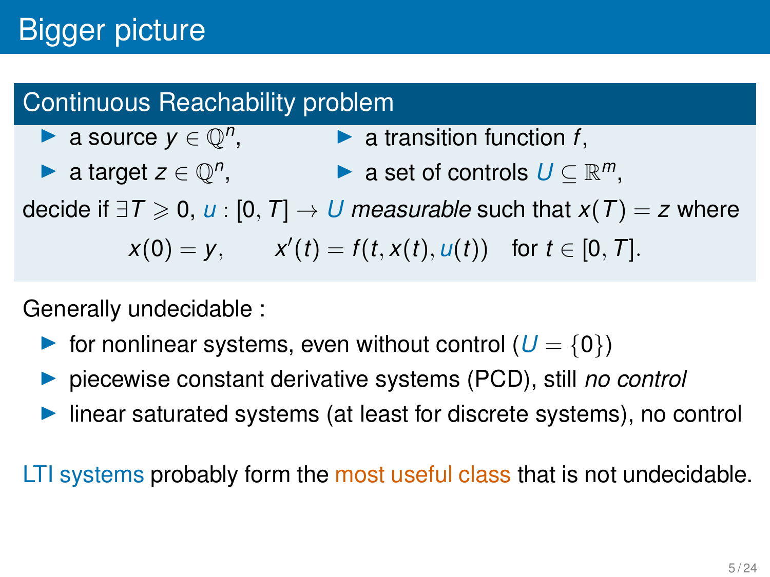# Bigger picture

## Continuous Reachability problem

- a source $y \in \mathbb{Q}^n$,
- a target $z \in \mathbb{Q}^n$,
- a transition function $f$,
- a set of controls $U \subseteq \mathbb{R}^m$,

decide if $\exists T \geqslant 0$, $u : [0, T] \to U$ *measurable* such that $x(T) = z$ where

$$x(0) = y, \qquad x'(t) = f(t, x(t), u(t)) \quad \text{for } t \in [0, T].$$

Generally undecidable :

- for nonlinear systems, even without control ($U = \{0\}$)
- piecewise constant derivative systems (PCD), still *no control*
- linear saturated systems (at least for discrete systems), no control

LTI systems probably form the most useful class that is not undecidable.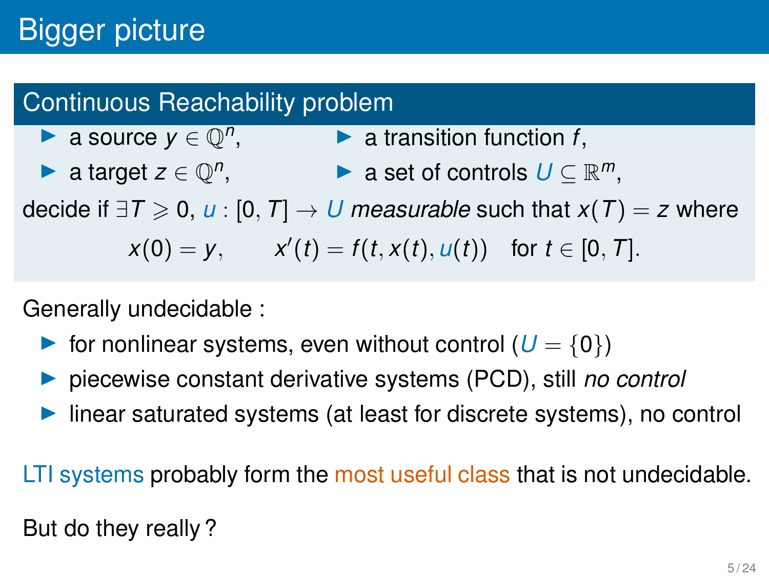# Bigger picture

## Continuous Reachability problem

- a source $y \in \mathbb{Q}^n$,
- a target $z \in \mathbb{Q}^n$,
- a transition function $f$,
- a set of controls $U \subseteq \mathbb{R}^m$,

decide if $\exists T \geqslant 0$, $u : [0, T] \to U$ *measurable* such that $x(T) = z$ where

$$x(0) = y, \qquad x'(t) = f(t, x(t), u(t)) \quad \text{for } t \in [0, T].$$

Generally undecidable :

- for nonlinear systems, even without control ($U = \{0\}$)
- piecewise constant derivative systems (PCD), still *no control*
- linear saturated systems (at least for discrete systems), no control

LTI systems probably form the most useful class that is not undecidable.

But do they really ?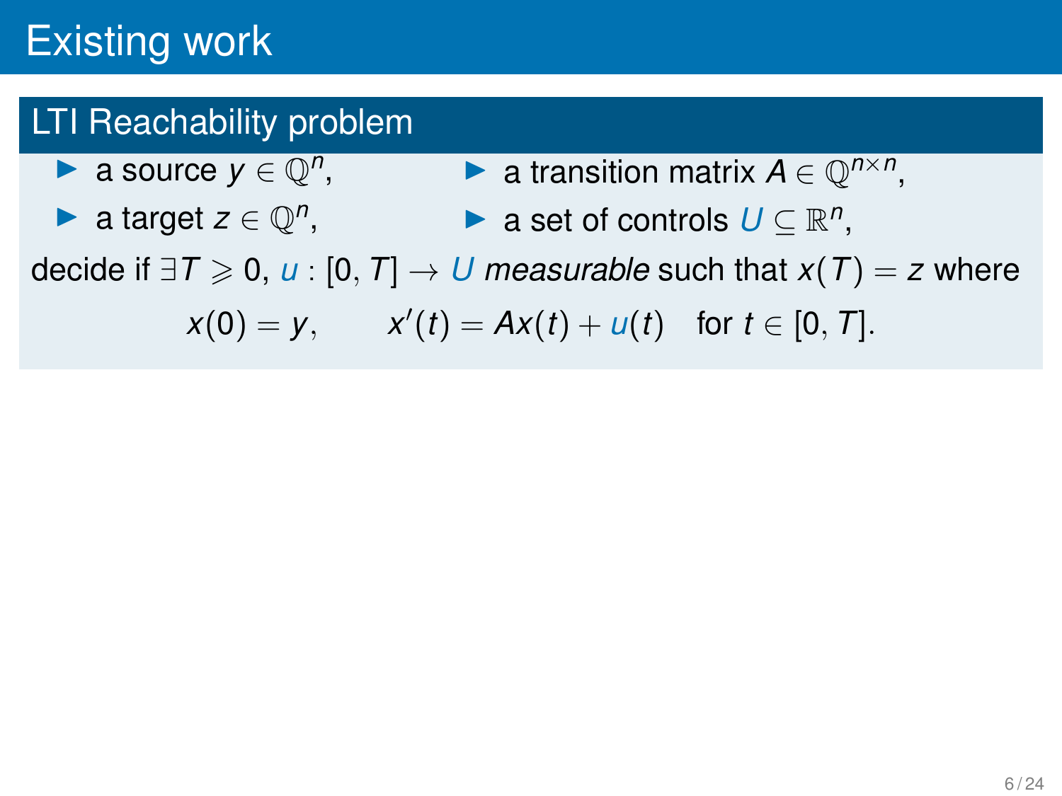# Existing work

## LTI Reachability problem

- a source $y \in \mathbb{Q}^n$,
- a target $z \in \mathbb{Q}^n$,
- a transition matrix $A \in \mathbb{Q}^{n \times n}$,
- a set of controls $U \subseteq \mathbb{R}^n$,

decide if $\exists T \geqslant 0$, $u : [0, T] \to U$ *measurable* such that $x(T) = z$ where

$$x(0) = y, \qquad x'(t) = Ax(t) + u(t) \quad \text{for } t \in [0, T].$$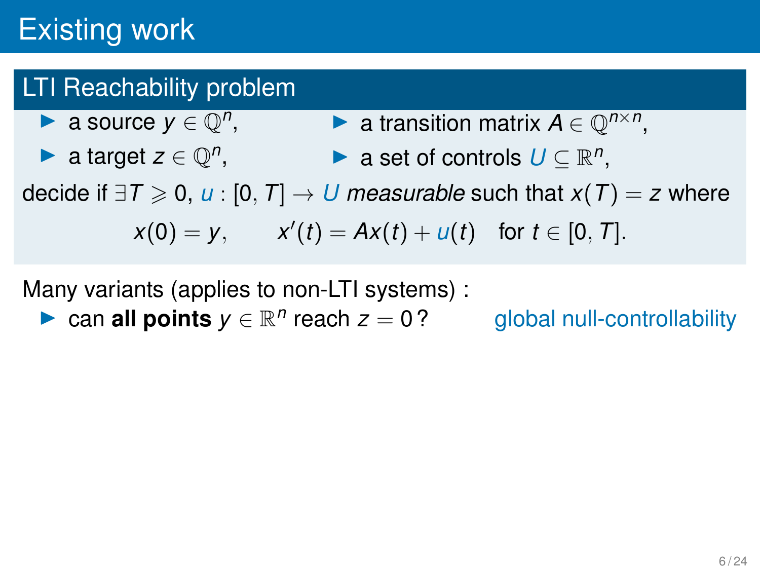# Existing work

## LTI Reachability problem

- a source $y \in \mathbb{Q}^n$,
- a transition matrix $A \in \mathbb{Q}^{n \times n}$,
- a target $z \in \mathbb{Q}^n$,
- a set of controls $U \subseteq \mathbb{R}^n$,

decide if $\exists T \geqslant 0$, $u : [0, T] \to U$ *measurable* such that $x(T) = z$ where

$$x(0) = y, \qquad x'(t) = Ax(t) + u(t) \quad \text{for } t \in [0, T].$$

Many variants (applies to non-LTI systems) :

- can **all points** $y \in \mathbb{R}^n$ reach $z = 0$? global null-controllability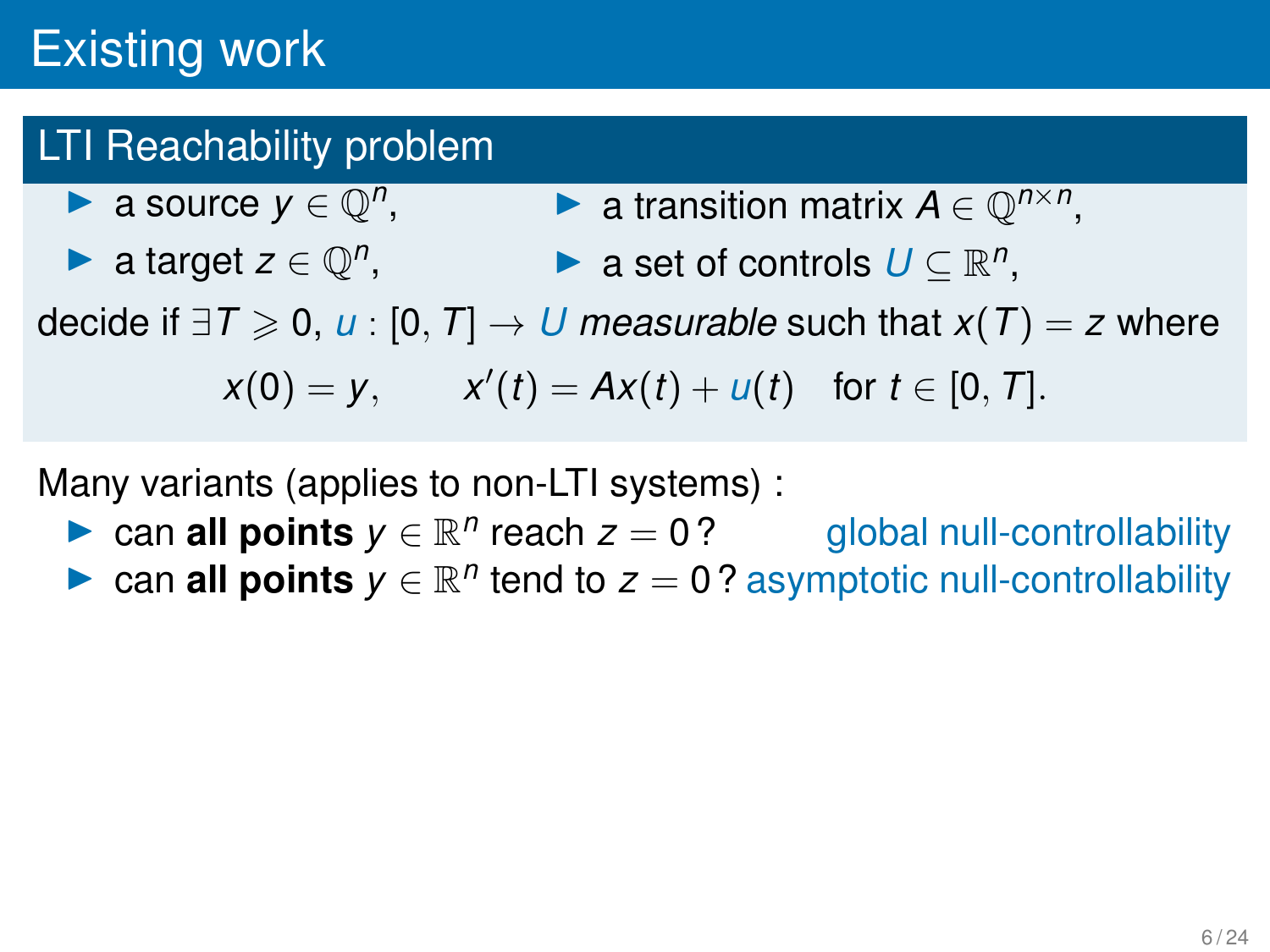# Existing work

## LTI Reachability problem

- a source $y \in \mathbb{Q}^n$,
- a target $z \in \mathbb{Q}^n$,
- a transition matrix $A \in \mathbb{Q}^{n \times n}$,
- a set of controls $U \subseteq \mathbb{R}^n$,

decide if $\exists T \geqslant 0$, $u : [0, T] \to U$ *measurable* such that $x(T) = z$ where

$$x(0) = y, \qquad x'(t) = Ax(t) + u(t) \quad \text{for } t \in [0, T].$$

Many variants (applies to non-LTI systems) :

- can **all points** $y \in \mathbb{R}^n$ reach $z = 0$? global null-controllability
- can **all points** $y \in \mathbb{R}^n$ tend to $z = 0$? asymptotic null-controllability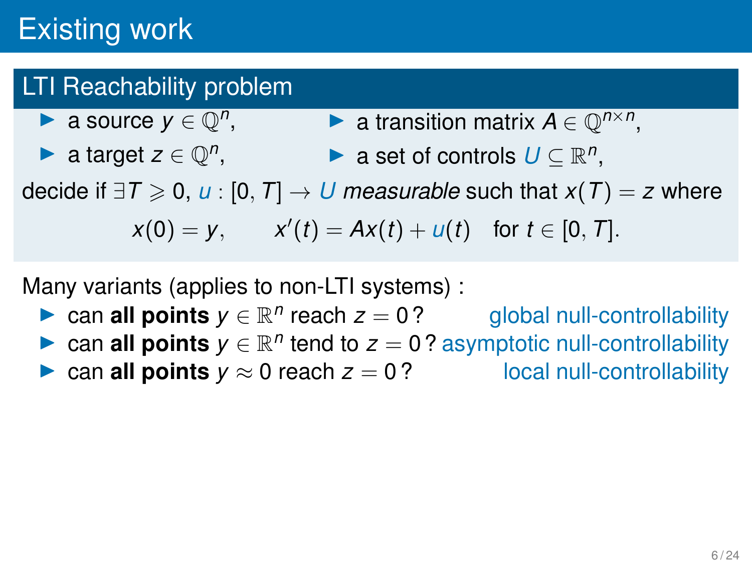# Existing work

## LTI Reachability problem

- a source $y \in \mathbb{Q}^n$,
- a target $z \in \mathbb{Q}^n$,
- a transition matrix $A \in \mathbb{Q}^{n \times n}$,
- a set of controls $U \subseteq \mathbb{R}^n$,

decide if $\exists T \geqslant 0$, $u : [0, T] \to U$ *measurable* such that $x(T) = z$ where

$$x(0) = y, \qquad x'(t) = Ax(t) + u(t) \quad \text{for } t \in [0, T].$$

Many variants (applies to non-LTI systems) :

- can **all points** $y \in \mathbb{R}^n$ reach $z = 0$ ? global null-controllability
- can **all points** $y \in \mathbb{R}^n$ tend to $z = 0$ ? asymptotic null-controllability
- can **all points** $y \approx 0$ reach $z = 0$ ? local null-controllability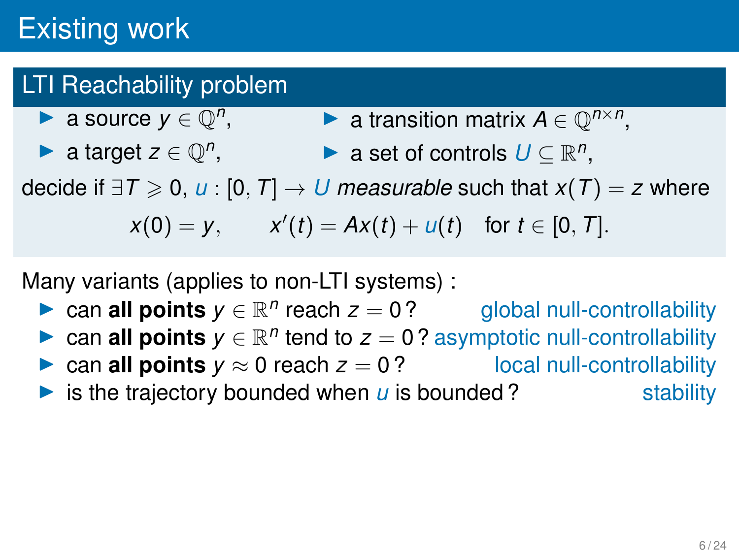# Existing work

## LTI Reachability problem

- a source $y \in \mathbb{Q}^n$,
- a target $z \in \mathbb{Q}^n$,
- a transition matrix $A \in \mathbb{Q}^{n \times n}$,
- a set of controls $U \subseteq \mathbb{R}^n$,

decide if $\exists T \geqslant 0$, $u : [0, T] \to U$ *measurable* such that $x(T) = z$ where

$$x(0) = y, \qquad x'(t) = Ax(t) + u(t) \quad \text{for } t \in [0, T].$$

Many variants (applies to non-LTI systems) :

- can **all points** $y \in \mathbb{R}^n$ reach $z = 0$? global null-controllability
- can **all points** $y \in \mathbb{R}^n$ tend to $z = 0$? asymptotic null-controllability
- can **all points** $y \approx 0$ reach $z = 0$? local null-controllability
- is the trajectory bounded when $u$ is bounded? stability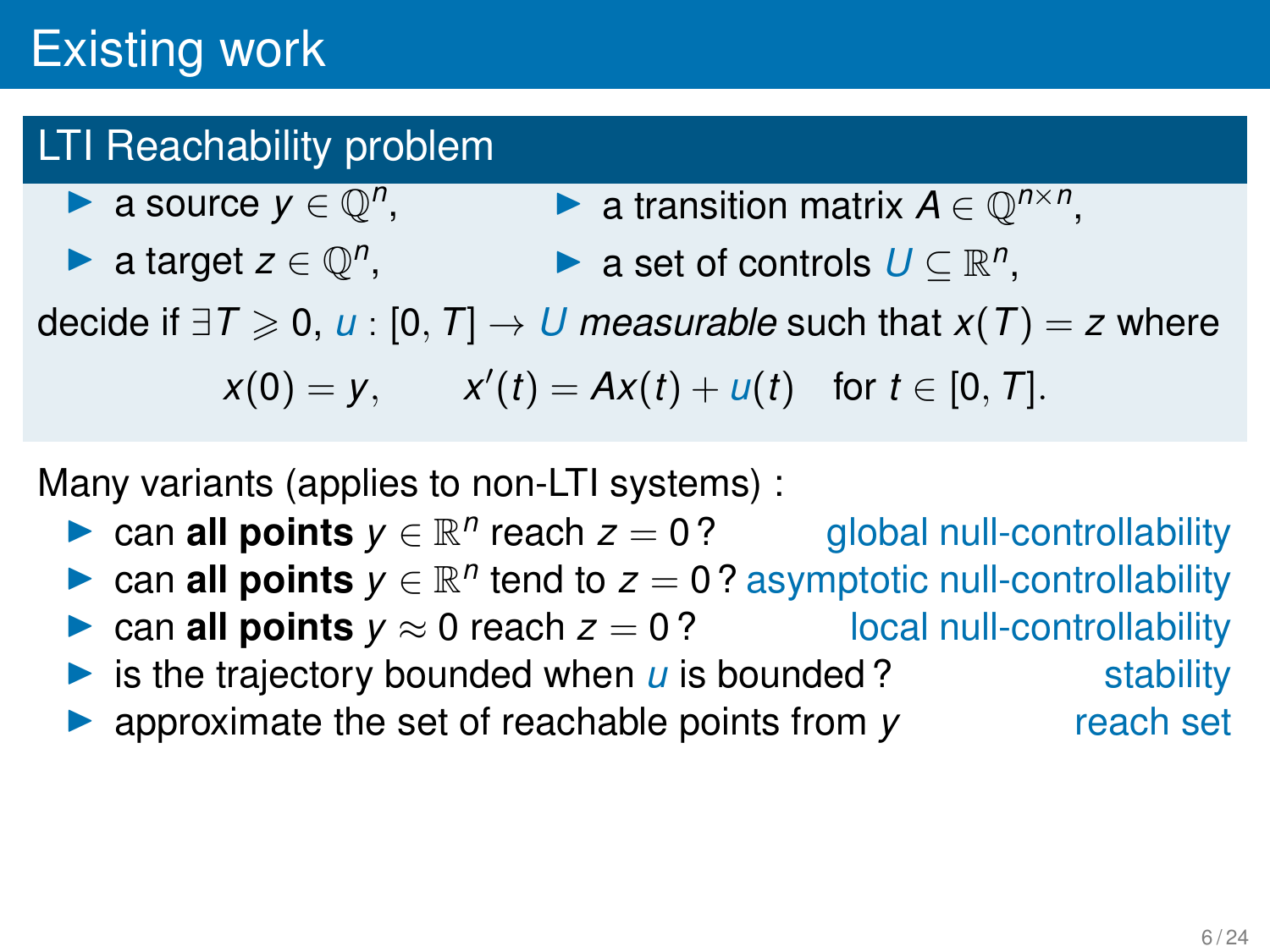# Existing work

## LTI Reachability problem

- a source $y \in \mathbb{Q}^n$,
- a target $z \in \mathbb{Q}^n$,
- a transition matrix $A \in \mathbb{Q}^{n \times n}$,
- a set of controls $U \subseteq \mathbb{R}^n$,

decide if $\exists T \geqslant 0$, $u : [0, T] \to U$ *measurable* such that $x(T) = z$ where

$$x(0) = y, \qquad x'(t) = Ax(t) + u(t) \quad \text{for } t \in [0, T].$$

Many variants (applies to non-LTI systems) :

- can **all points** $y \in \mathbb{R}^n$ reach $z = 0$? — global null-controllability
- can **all points** $y \in \mathbb{R}^n$ tend to $z = 0$? — asymptotic null-controllability
- can **all points** $y \approx 0$ reach $z = 0$? — local null-controllability
- is the trajectory bounded when $u$ is bounded? — stability
- approximate the set of reachable points from $y$ — reach set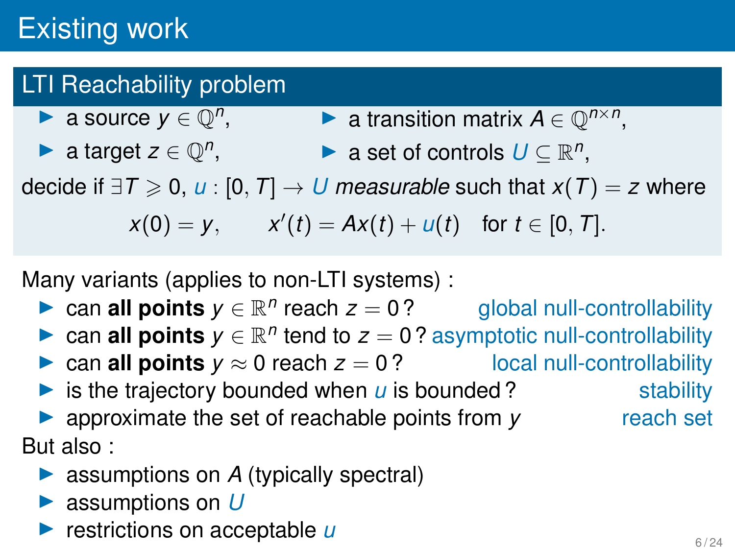# Existing work

## LTI Reachability problem

- a source $y \in \mathbb{Q}^n$,
- a target $z \in \mathbb{Q}^n$,
- a transition matrix $A \in \mathbb{Q}^{n \times n}$,
- a set of controls $U \subseteq \mathbb{R}^n$,

decide if $\exists T \geqslant 0$, $u : [0, T] \to U$ *measurable* such that $x(T) = z$ where

$$x(0) = y, \qquad x'(t) = Ax(t) + u(t) \quad \text{for } t \in [0, T].$$

Many variants (applies to non-LTI systems) :

- can **all points** $y \in \mathbb{R}^n$ reach $z = 0$ ? — global null-controllability
- can **all points** $y \in \mathbb{R}^n$ tend to $z = 0$ ? — asymptotic null-controllability
- can **all points** $y \approx 0$ reach $z = 0$ ? — local null-controllability
- is the trajectory bounded when $u$ is bounded ? — stability
- approximate the set of reachable points from $y$ — reach set

But also :

- assumptions on $A$ (typically spectral)
- assumptions on $U$
- restrictions on acceptable $u$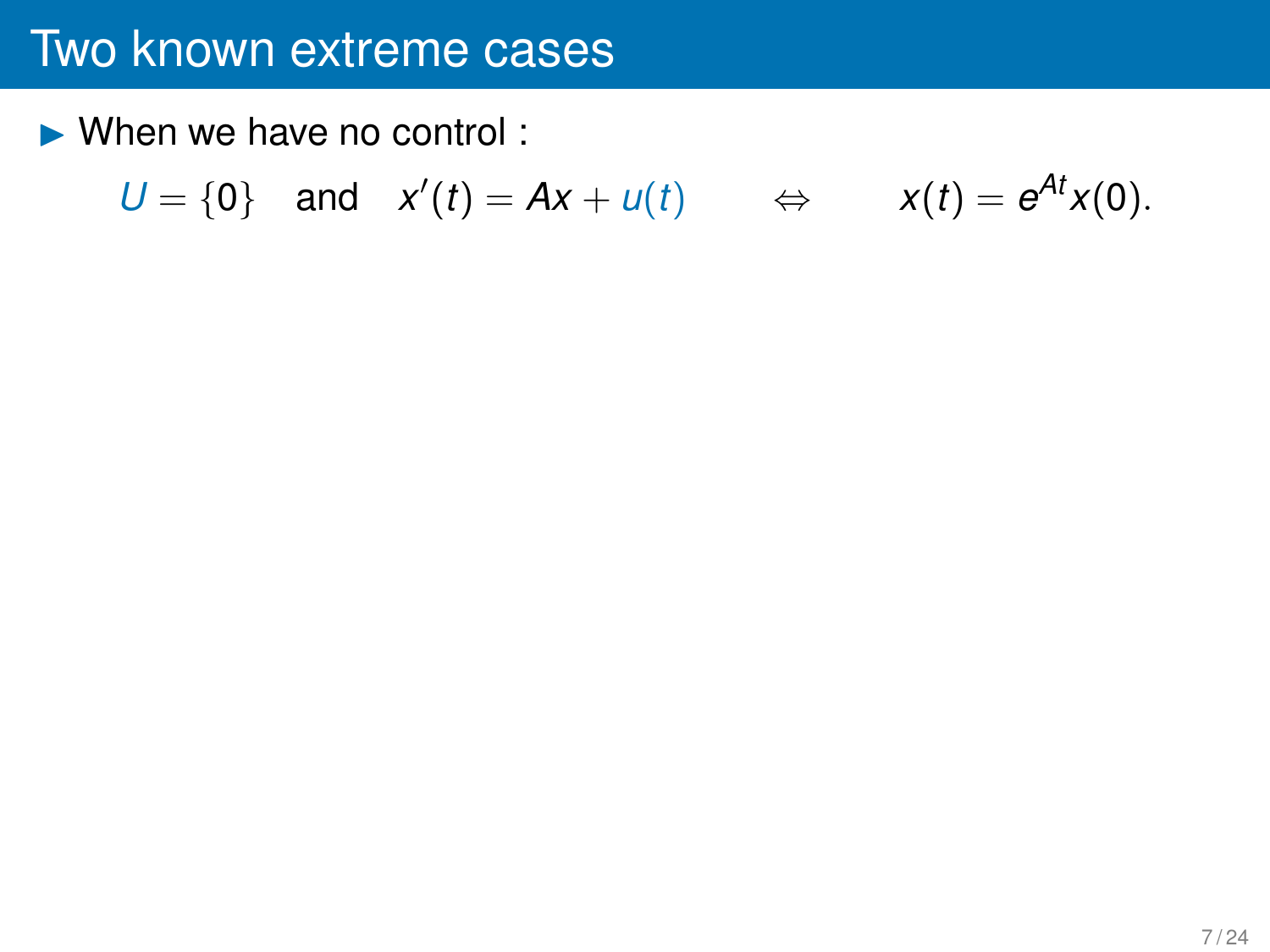# Two known extreme cases

- When we have no control :

$$U = \{0\} \quad \text{and} \quad x'(t) = Ax + u(t) \qquad \Leftrightarrow \qquad x(t) = e^{At}x(0).$$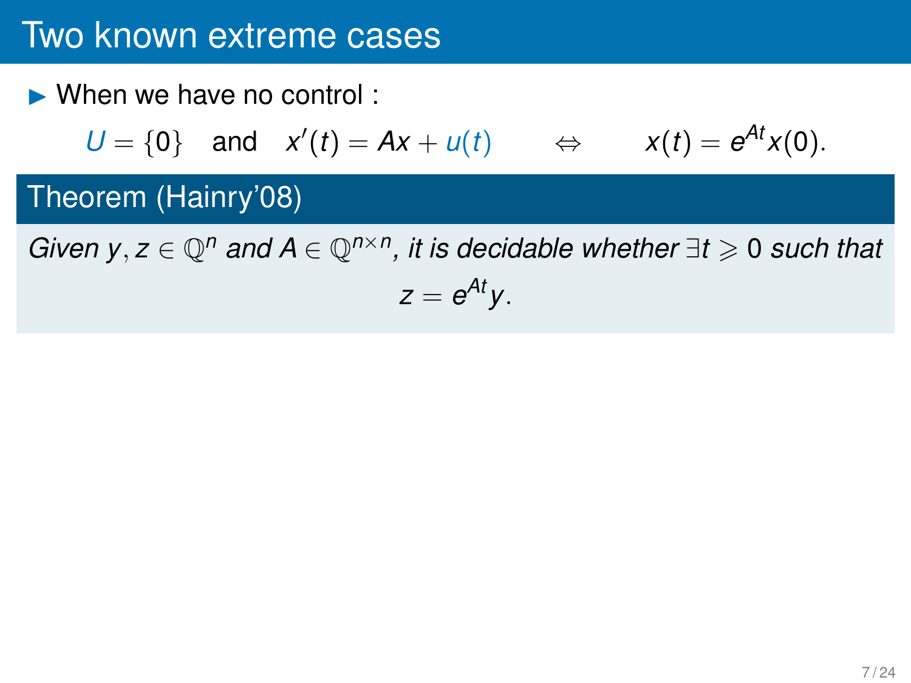# Two known extreme cases

- When we have no control :

$$U = \{0\} \quad \text{and} \quad x'(t) = Ax + u(t) \qquad \Leftrightarrow \qquad x(t) = e^{At}x(0).$$

**Theorem (Hainry'08)**

*Given $y, z \in \mathbb{Q}^n$ and $A \in \mathbb{Q}^{n \times n}$, it is decidable whether $\exists t \geqslant 0$ such that*

$$z = e^{At}y.$$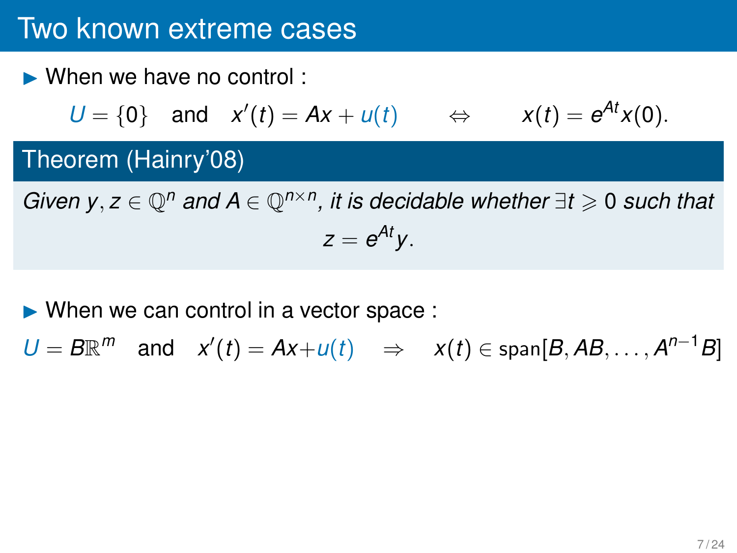# Two known extreme cases

- When we have no control :

$$U = \{0\} \quad \text{and} \quad x'(t) = Ax + u(t) \qquad \Leftrightarrow \qquad x(t) = e^{At}x(0).$$

**Theorem (Hainry'08)**

*Given $y, z \in \mathbb{Q}^n$ and $A \in \mathbb{Q}^{n \times n}$, it is decidable whether $\exists t \geqslant 0$ such that*

$$z = e^{At}y.$$

- When we can control in a vector space :

$$U = B\mathbb{R}^m \quad \text{and} \quad x'(t) = Ax + u(t) \quad \Rightarrow \quad x(t) \in \text{span}[B, AB, \ldots, A^{n-1}B]$$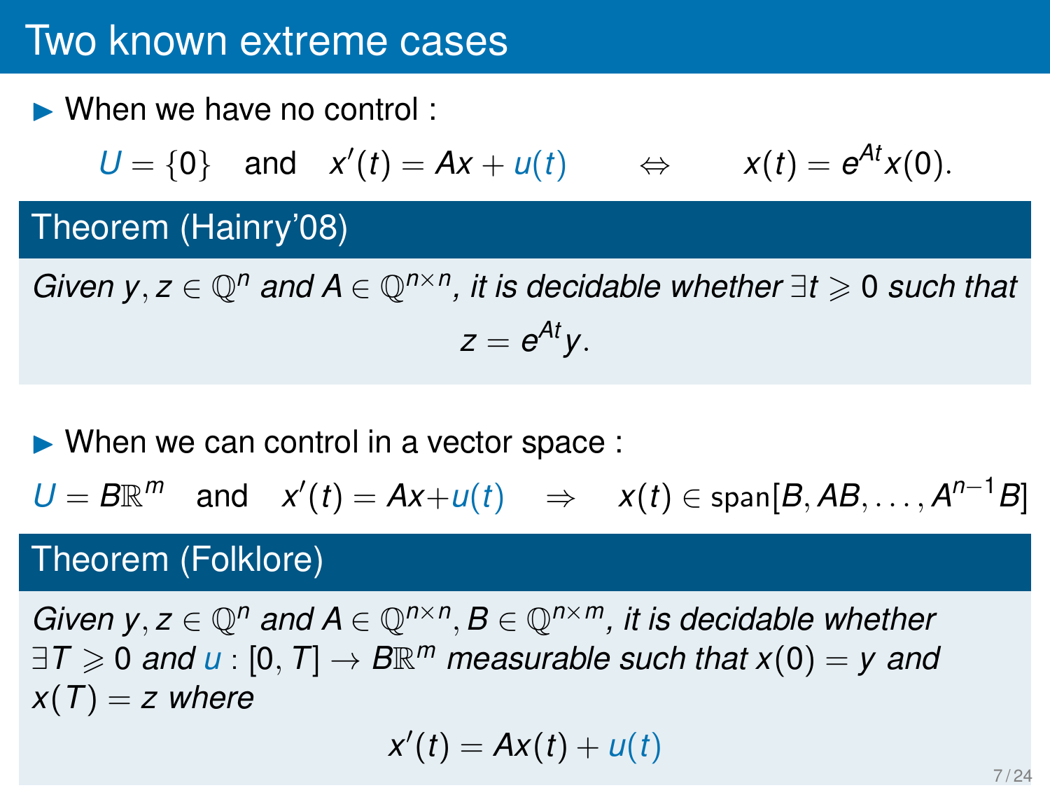# Two known extreme cases

- When we have no control :

$$U = \{0\} \quad \text{and} \quad x'(t) = Ax + u(t) \qquad \Leftrightarrow \qquad x(t) = e^{At}x(0).$$

**Theorem (Hainry'08)**

*Given $y, z \in \mathbb{Q}^n$ and $A \in \mathbb{Q}^{n \times n}$, it is decidable whether $\exists t \geqslant 0$ such that*

$$z = e^{At}y.$$

- When we can control in a vector space :

$$U = B\mathbb{R}^m \quad \text{and} \quad x'(t) = Ax + u(t) \quad \Rightarrow \quad x(t) \in \text{span}[B, AB, \dots, A^{n-1}B]$$

**Theorem (Folklore)**

*Given $y, z \in \mathbb{Q}^n$ and $A \in \mathbb{Q}^{n \times n}$, $B \in \mathbb{Q}^{n \times m}$, it is decidable whether $\exists T \geqslant 0$ and $u : [0, T] \to B\mathbb{R}^m$ measurable such that $x(0) = y$ and $x(T) = z$ where*

$$x'(t) = Ax(t) + u(t)$$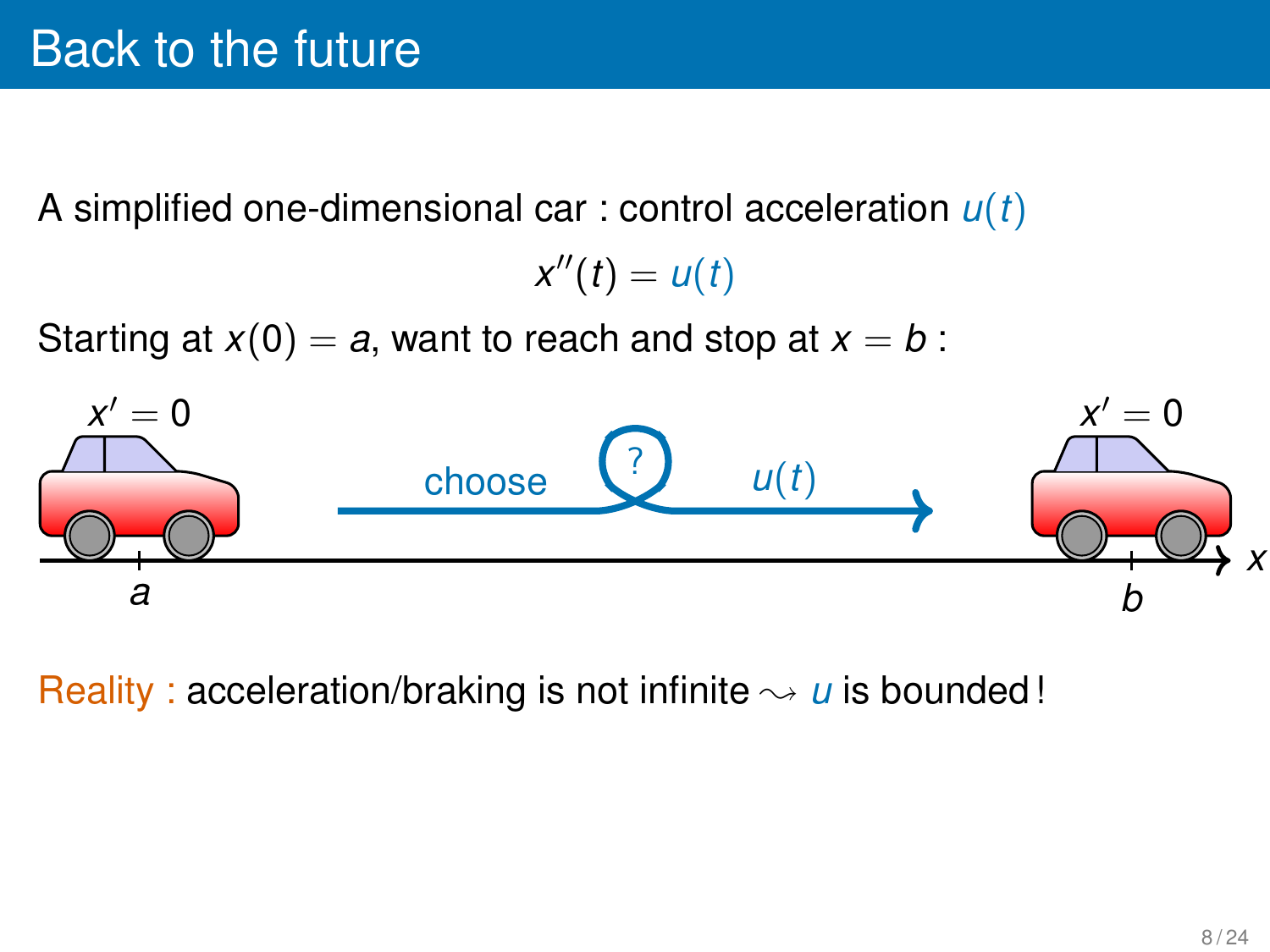# Back to the future

A simplified one-dimensional car : control acceleration $u(t)$

$$x''(t) = u(t)$$

Starting at $x(0) = a$, want to reach and stop at $x = b$ :

$x' = 0$ choose ? $u(t)$ $x' = 0$

$a$ $b$ $x$

Reality : acceleration/braking is not infinite $\rightsquigarrow$ $u$ is bounded !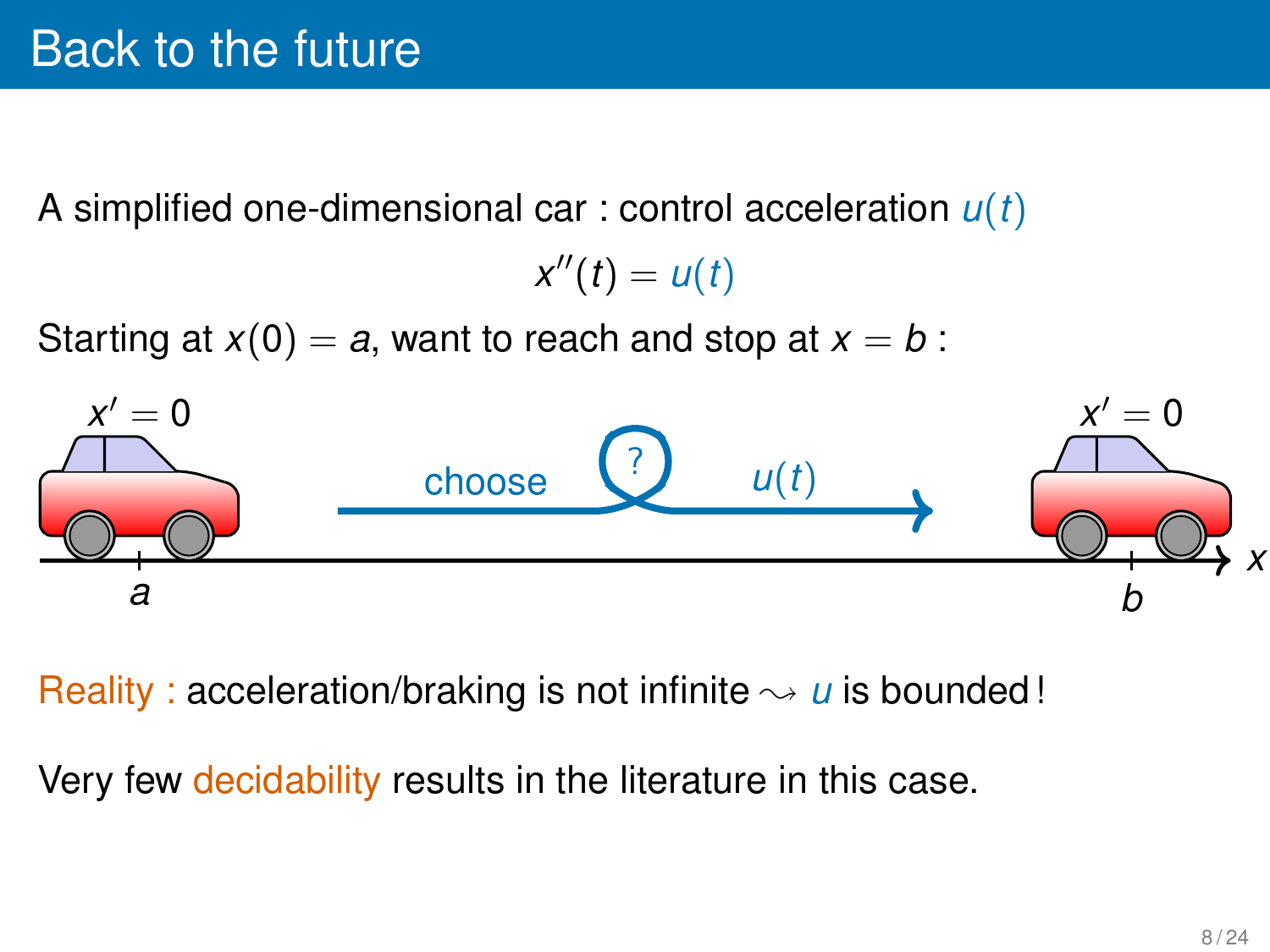# Back to the future

A simplified one-dimensional car : control acceleration $u(t)$

$$x''(t) = u(t)$$

Starting at $x(0) = a$, want to reach and stop at $x = b$ :

$x' = 0$ $\qquad$ choose ? $u(t)$ $\qquad$ $x' = 0$

$a$ $\qquad$ $b$ $\qquad$ $x$

Reality : acceleration/braking is not infinite $\rightsquigarrow$ $u$ is bounded !

Very few decidability results in the literature in this case.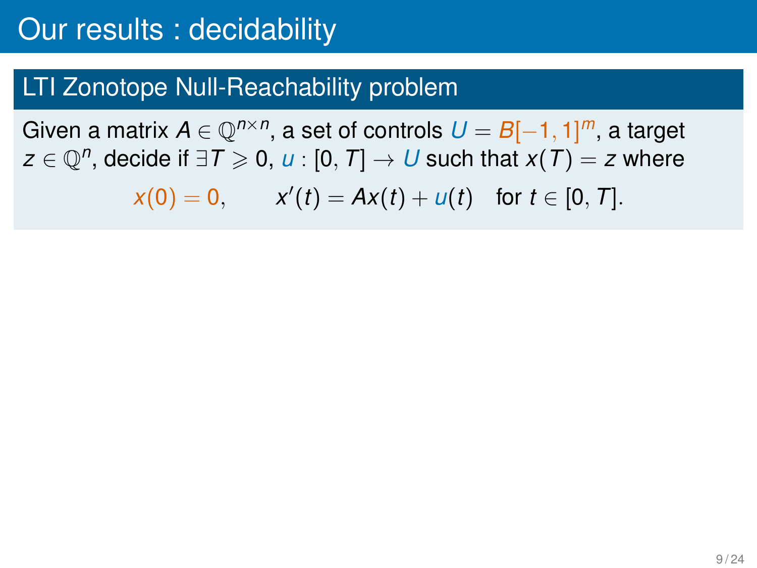# Our results : decidability

## LTI Zonotope Null-Reachability problem

Given a matrix $A \in \mathbb{Q}^{n \times n}$, a set of controls $U = B[-1, 1]^m$, a target $z \in \mathbb{Q}^n$, decide if $\exists T \geqslant 0$, $u : [0, T] \to U$ such that $x(T) = z$ where

$$x(0) = 0, \qquad x'(t) = Ax(t) + u(t) \quad \text{for } t \in [0, T].$$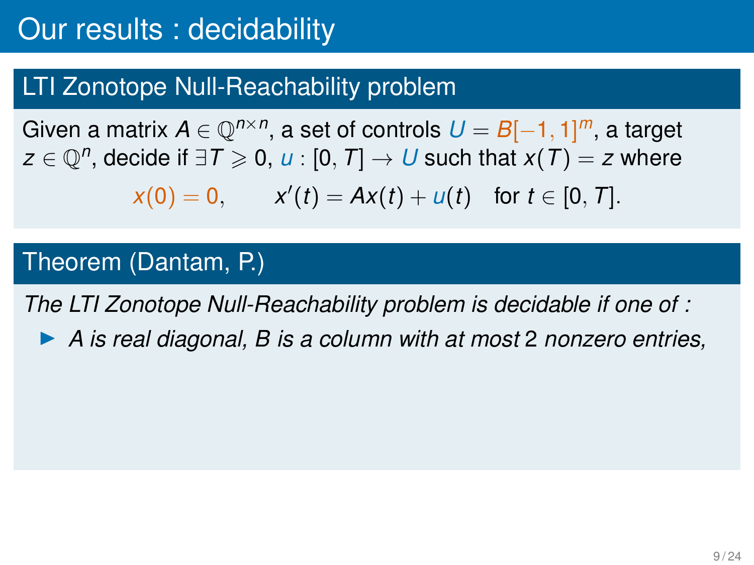# Our results : decidability

## LTI Zonotope Null-Reachability problem

Given a matrix $A \in \mathbb{Q}^{n \times n}$, a set of controls $U = B[-1, 1]^m$, a target $z \in \mathbb{Q}^n$, decide if $\exists T \geqslant 0$, $u : [0, T] \to U$ such that $x(T) = z$ where

$$x(0) = 0, \qquad x'(t) = Ax(t) + u(t) \quad \text{for } t \in [0, T].$$

## Theorem (Dantam, P.)

*The LTI Zonotope Null-Reachability problem is decidable if one of :*

- *A is real diagonal, B is a column with at most 2 nonzero entries,*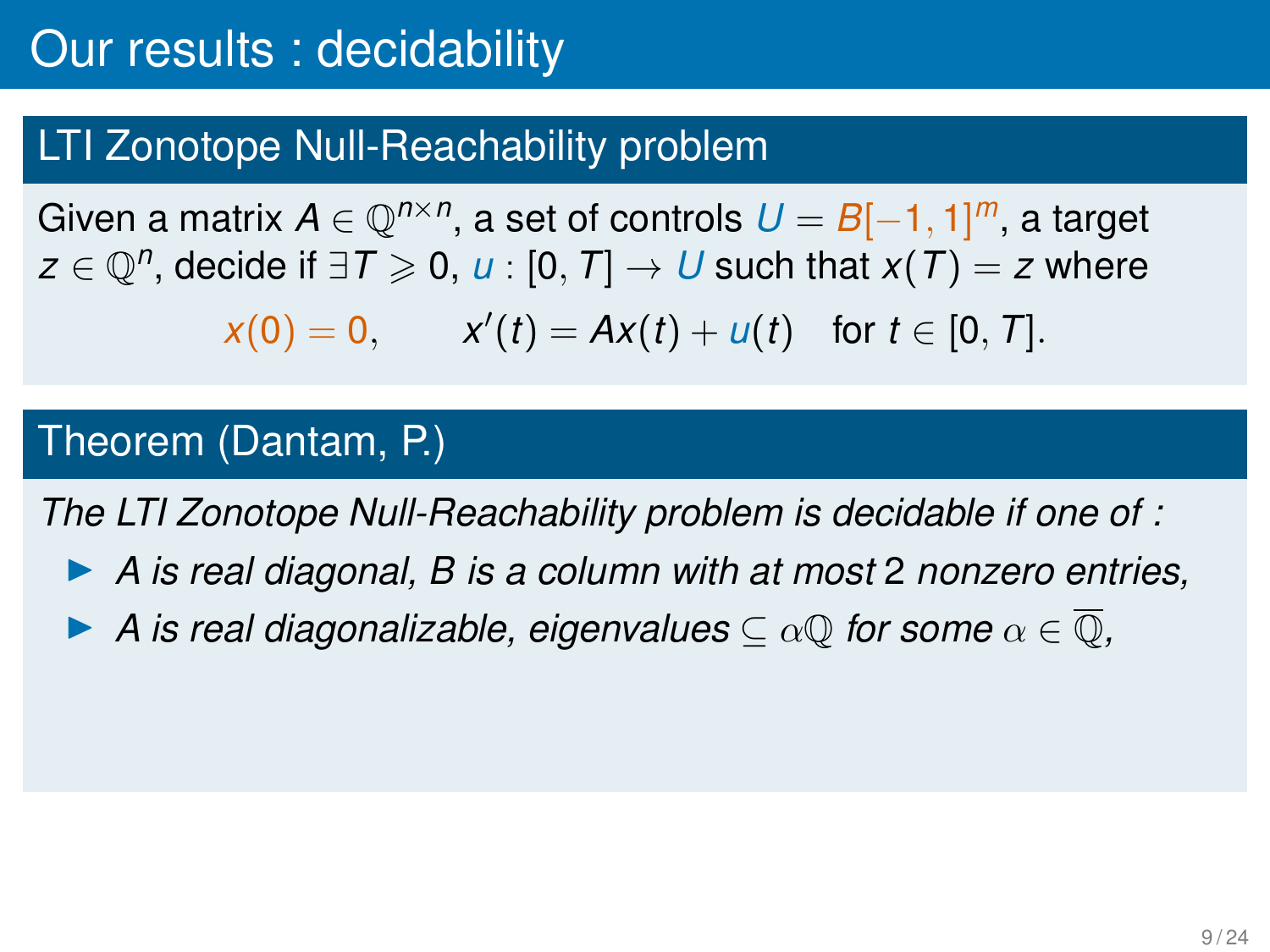# Our results : decidability

## LTI Zonotope Null-Reachability problem

Given a matrix $A \in \mathbb{Q}^{n\times n}$, a set of controls $U = B[-1,1]^m$, a target $z \in \mathbb{Q}^n$, decide if $\exists T \geqslant 0$, $u : [0,T] \to U$ such that $x(T) = z$ where

$$x(0) = 0, \qquad x'(t) = Ax(t) + u(t) \quad \text{for } t \in [0,T].$$

## Theorem (Dantam, P.)

*The LTI Zonotope Null-Reachability problem is decidable if one of :*

- *A is real diagonal, B is a column with at most 2 nonzero entries,*
- *A is real diagonalizable, eigenvalues $\subseteq \alpha\mathbb{Q}$ for some $\alpha \in \overline{\mathbb{Q}}$,*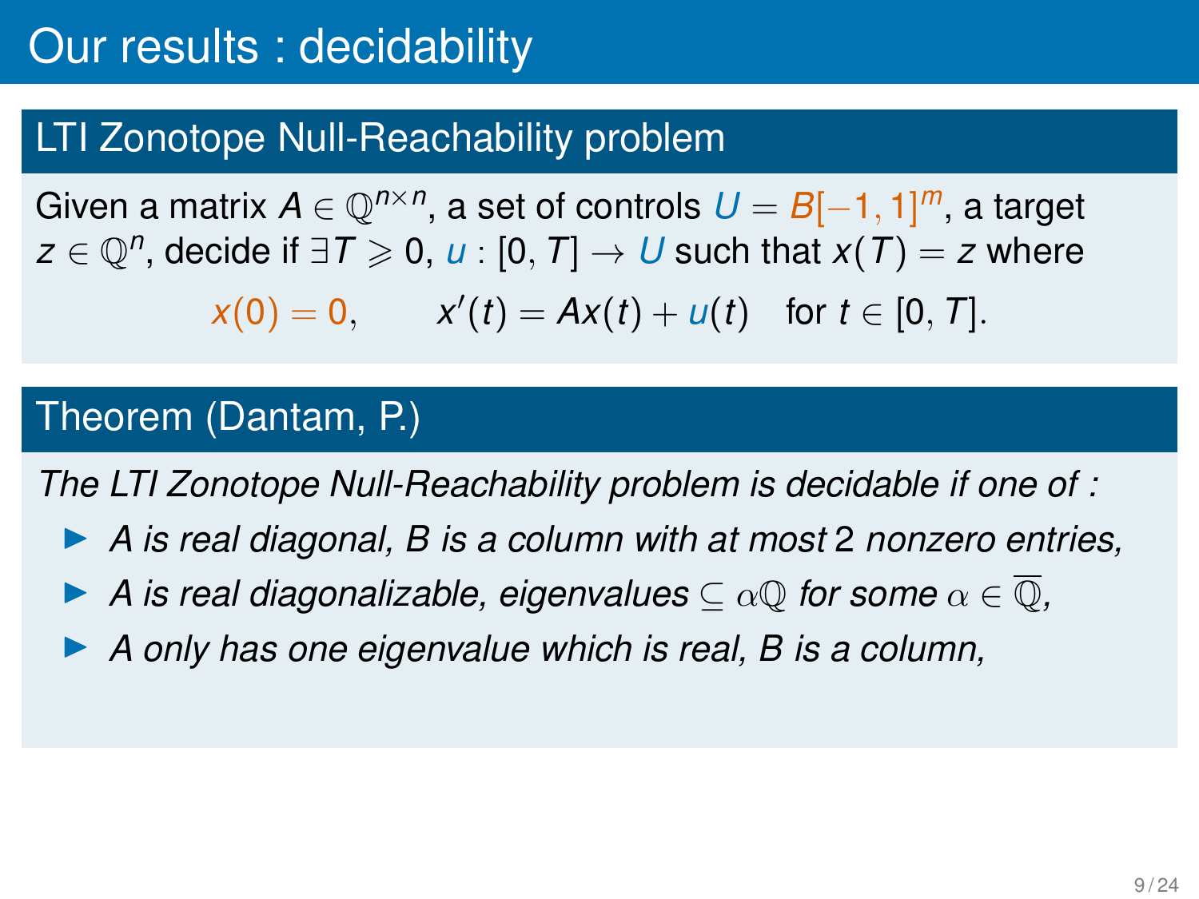# Our results : decidability

## LTI Zonotope Null-Reachability problem

Given a matrix $A \in \mathbb{Q}^{n \times n}$, a set of controls $U = B[-1, 1]^m$, a target $z \in \mathbb{Q}^n$, decide if $\exists T \geqslant 0$, $u : [0, T] \to U$ such that $x(T) = z$ where

$$x(0) = 0, \qquad x'(t) = Ax(t) + u(t) \quad \text{for } t \in [0, T].$$

## Theorem (Dantam, P.)

*The LTI Zonotope Null-Reachability problem is decidable if one of :*

- *A is real diagonal, B is a column with at most 2 nonzero entries,*
- *A is real diagonalizable, eigenvalues $\subseteq \alpha\mathbb{Q}$ for some $\alpha \in \overline{\mathbb{Q}}$,*
- *A only has one eigenvalue which is real, B is a column,*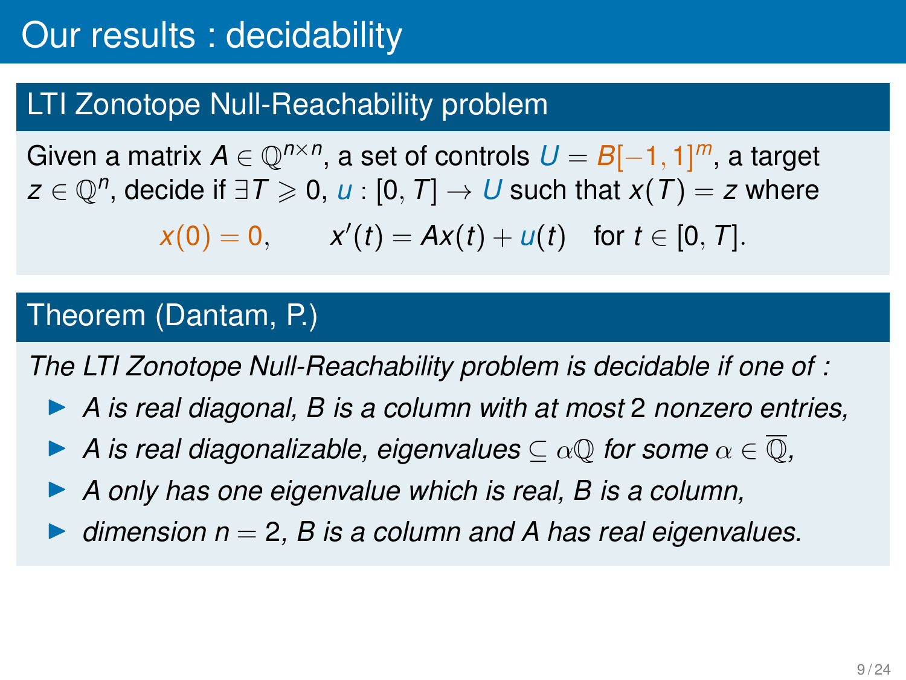# Our results : decidability

## LTI Zonotope Null-Reachability problem

Given a matrix $A \in \mathbb{Q}^{n \times n}$, a set of controls $U = B[-1,1]^m$, a target $z \in \mathbb{Q}^n$, decide if $\exists T \geqslant 0$, $u : [0, T] \to U$ such that $x(T) = z$ where

$$x(0) = 0, \qquad x'(t) = Ax(t) + u(t) \quad \text{for } t \in [0, T].$$

## Theorem (Dantam, P.)

*The LTI Zonotope Null-Reachability problem is decidable if one of :*

- *A is real diagonal, B is a column with at most 2 nonzero entries,*
- *A is real diagonalizable, eigenvalues $\subseteq \alpha\mathbb{Q}$ for some $\alpha \in \overline{\mathbb{Q}}$,*
- *A only has one eigenvalue which is real, B is a column,*
- *dimension $n = 2$, B is a column and A has real eigenvalues.*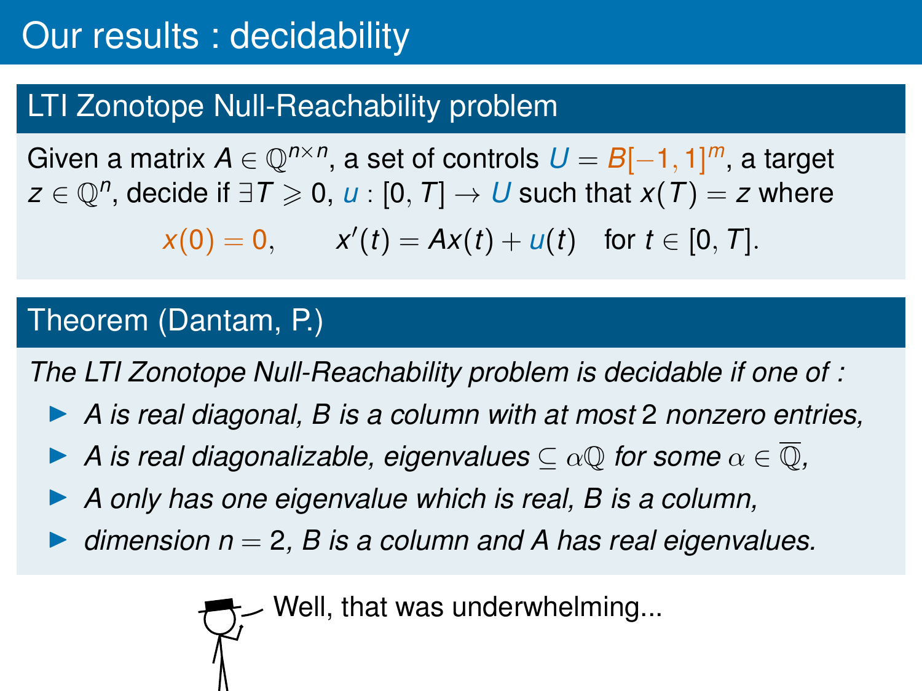# Our results : decidability

## LTI Zonotope Null-Reachability problem

Given a matrix $A \in \mathbb{Q}^{n \times n}$, a set of controls $U = B[-1,1]^m$, a target $z \in \mathbb{Q}^n$, decide if $\exists T \geqslant 0$, $u : [0, T] \to U$ such that $x(T) = z$ where

$$x(0) = 0, \qquad x'(t) = Ax(t) + u(t) \quad \text{for } t \in [0, T].$$

## Theorem (Dantam, P.)

*The LTI Zonotope Null-Reachability problem is decidable if one of :*

- *A is real diagonal, B is a column with at most 2 nonzero entries,*
- *A is real diagonalizable, eigenvalues $\subseteq \alpha\mathbb{Q}$ for some $\alpha \in \overline{\mathbb{Q}}$,*
- *A only has one eigenvalue which is real, B is a column,*
- *dimension $n = 2$, B is a column and A has real eigenvalues.*

Well, that was underwhelming...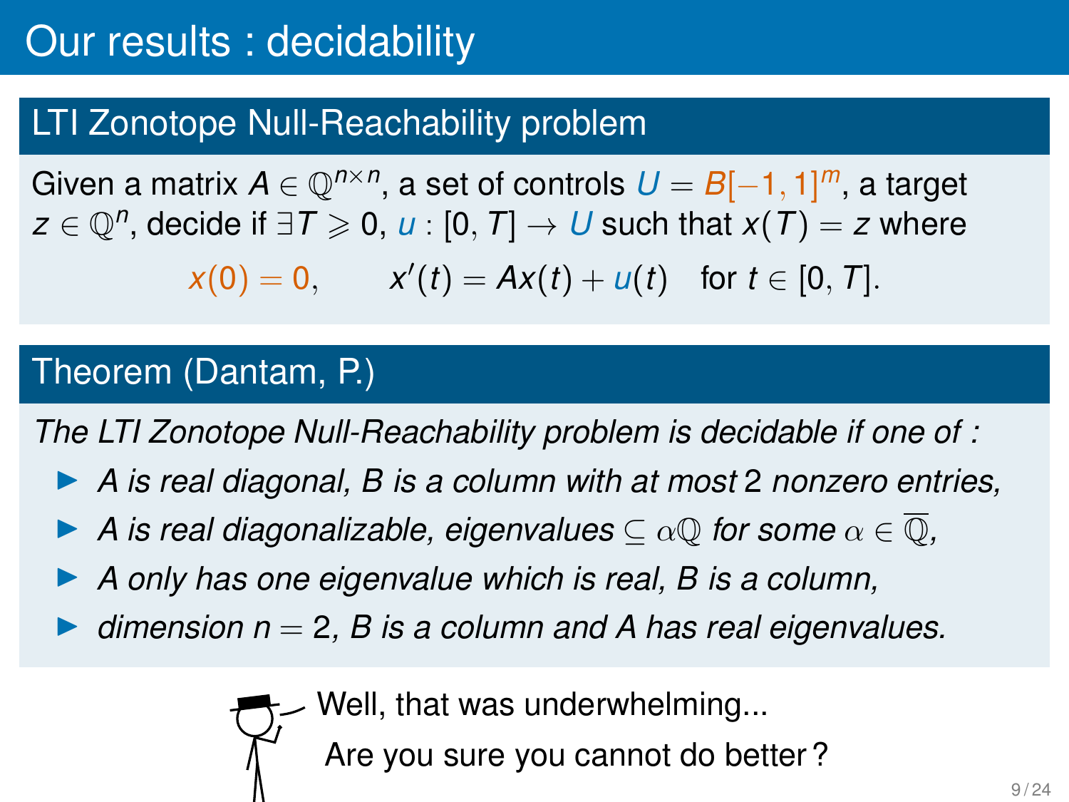# Our results : decidability

## LTI Zonotope Null-Reachability problem

Given a matrix $A \in \mathbb{Q}^{n \times n}$, a set of controls $U = B[-1, 1]^m$, a target $z \in \mathbb{Q}^n$, decide if $\exists T \geqslant 0$, $u : [0, T] \to U$ such that $x(T) = z$ where

$$x(0) = 0, \qquad x'(t) = Ax(t) + u(t) \quad \text{for } t \in [0, T].$$

## Theorem (Dantam, P.)

*The LTI Zonotope Null-Reachability problem is decidable if one of :*

- *A is real diagonal, B is a column with at most 2 nonzero entries,*
- *A is real diagonalizable, eigenvalues $\subseteq \alpha\mathbb{Q}$ for some $\alpha \in \overline{\mathbb{Q}}$,*
- *A only has one eigenvalue which is real, B is a column,*
- *dimension $n = 2$, B is a column and A has real eigenvalues.*

Well, that was underwhelming...
Are you sure you cannot do better ?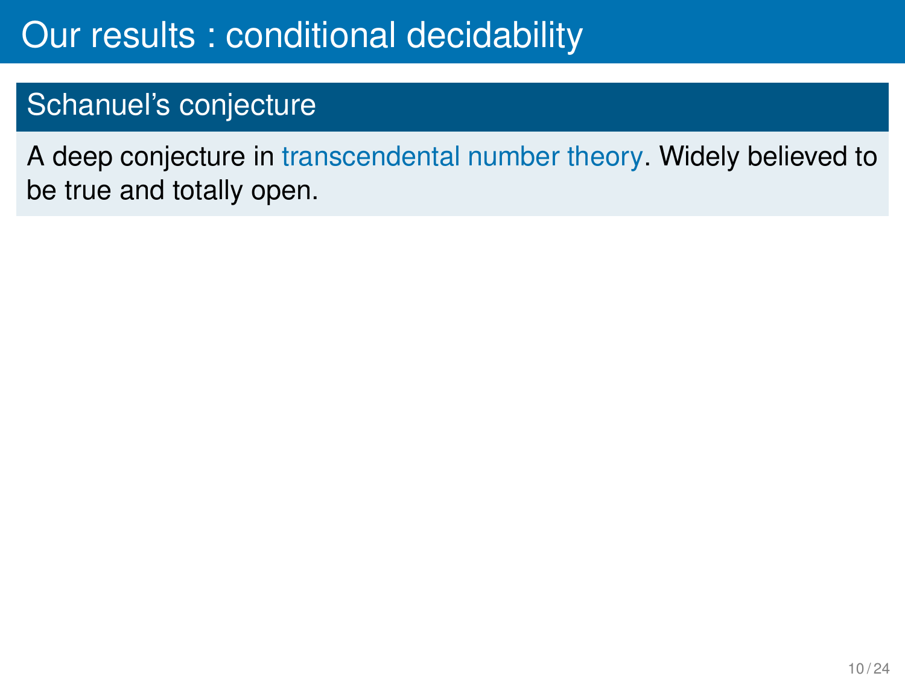# Our results : conditional decidability

## Schanuel's conjecture

A deep conjecture in transcendental number theory. Widely believed to be true and totally open.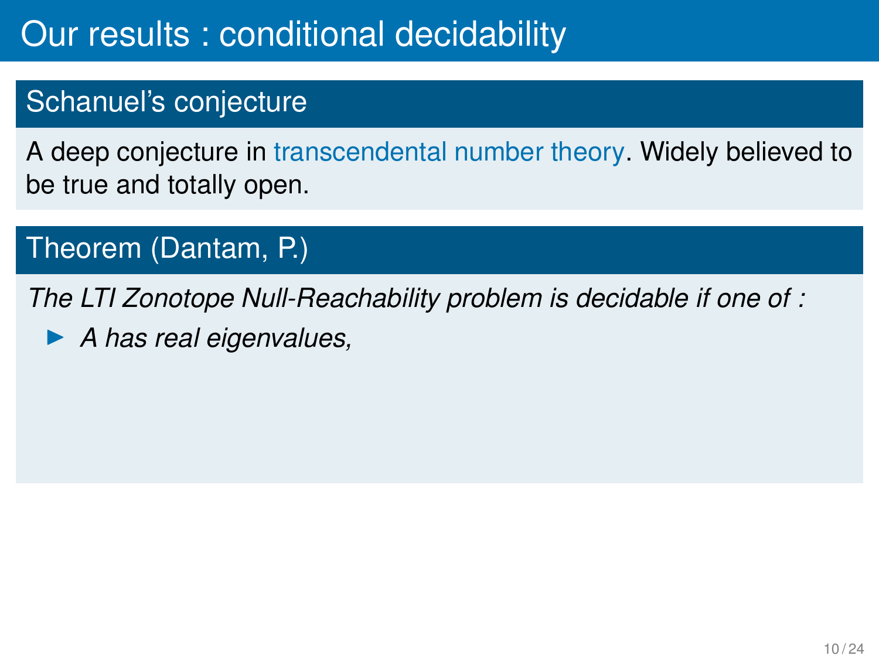# Our results : conditional decidability

## Schanuel's conjecture

A deep conjecture in transcendental number theory. Widely believed to be true and totally open.

## Theorem (Dantam, P.)

*The LTI Zonotope Null-Reachability problem is decidable if one of :*

- *A has real eigenvalues,*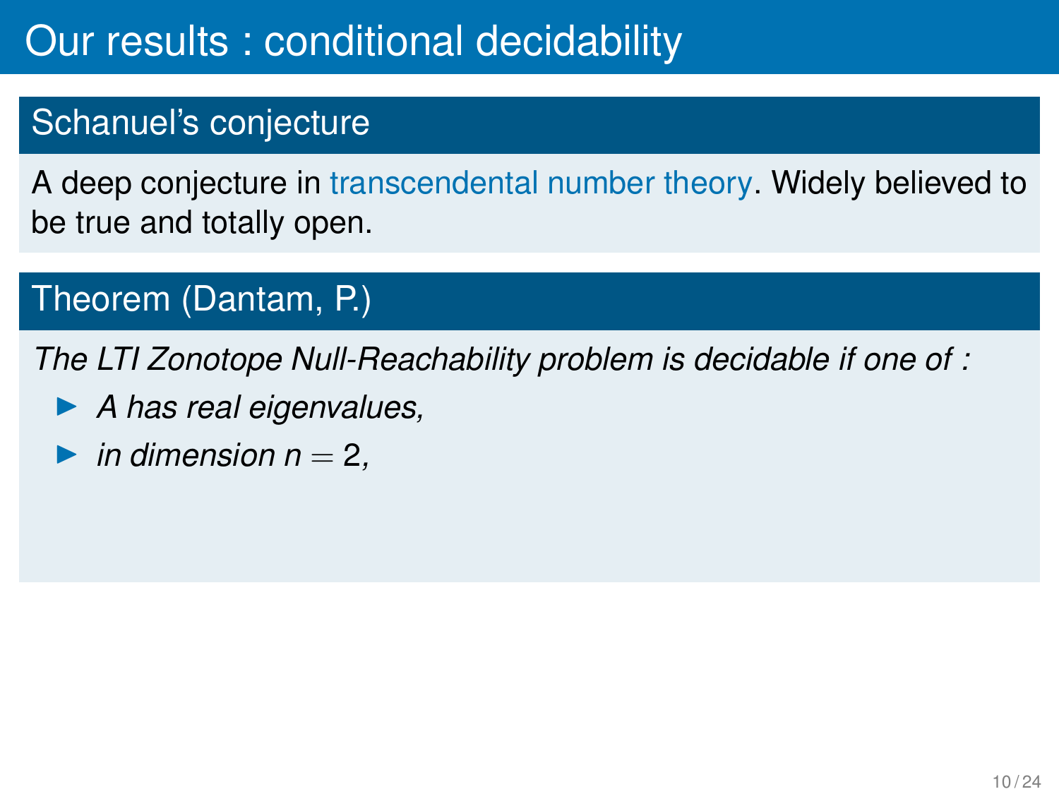# Our results : conditional decidability

## Schanuel's conjecture

A deep conjecture in transcendental number theory. Widely believed to be true and totally open.

## Theorem (Dantam, P.)

*The LTI Zonotope Null-Reachability problem is decidable if one of :*

- *A has real eigenvalues,*
- *in dimension $n = 2$,*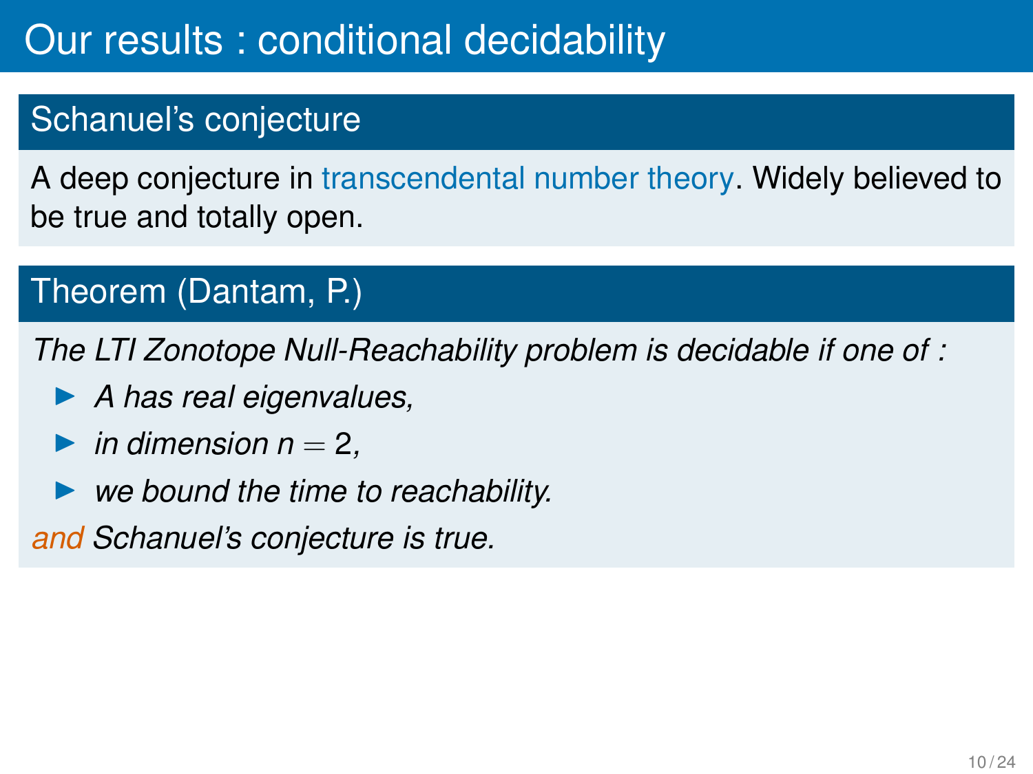# Our results : conditional decidability

## Schanuel's conjecture

A deep conjecture in transcendental number theory. Widely believed to be true and totally open.

## Theorem (Dantam, P.)

*The LTI Zonotope Null-Reachability problem is decidable if one of :*

- *A has real eigenvalues,*
- *in dimension $n = 2$,*
- *we bound the time to reachability.*

*and Schanuel's conjecture is true.*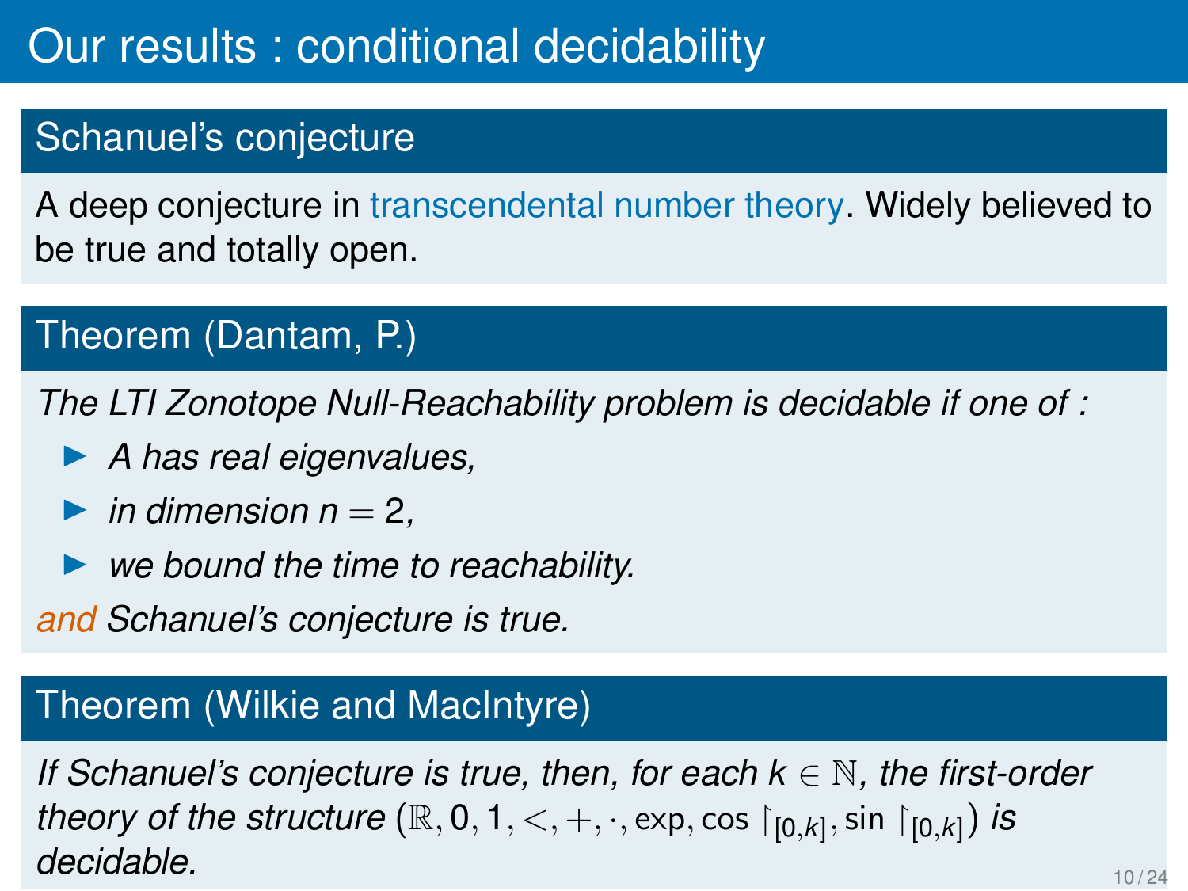# Our results : conditional decidability

## Schanuel's conjecture

A deep conjecture in transcendental number theory. Widely believed to be true and totally open.

## Theorem (Dantam, P.)

*The LTI Zonotope Null-Reachability problem is decidable if one of :*

- *A has real eigenvalues,*
- *in dimension $n = 2$,*
- *we bound the time to reachability.*

*and Schanuel's conjecture is true.*

## Theorem (Wilkie and MacIntyre)

*If Schanuel's conjecture is true, then, for each $k \in \mathbb{N}$, the first-order theory of the structure $(\mathbb{R}, 0, 1, <, +, \cdot, \exp, \cos \restriction_{[0,k]}, \sin \restriction_{[0,k]})$ is decidable.*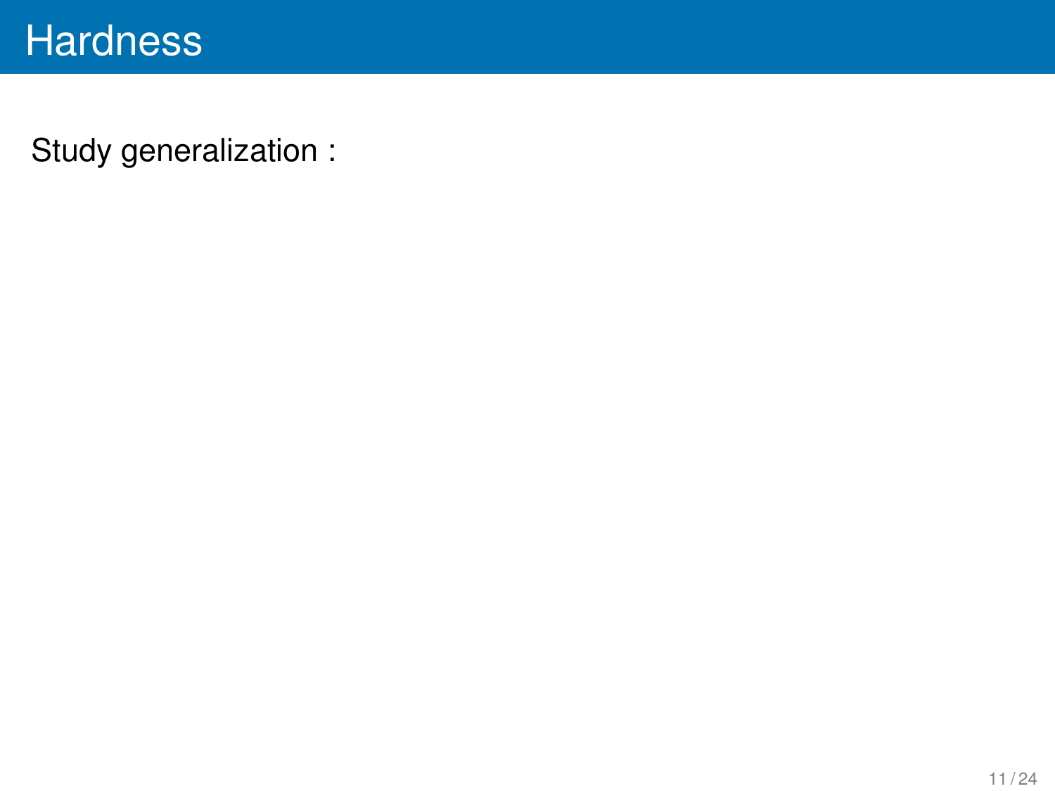# Hardness

Study generalization :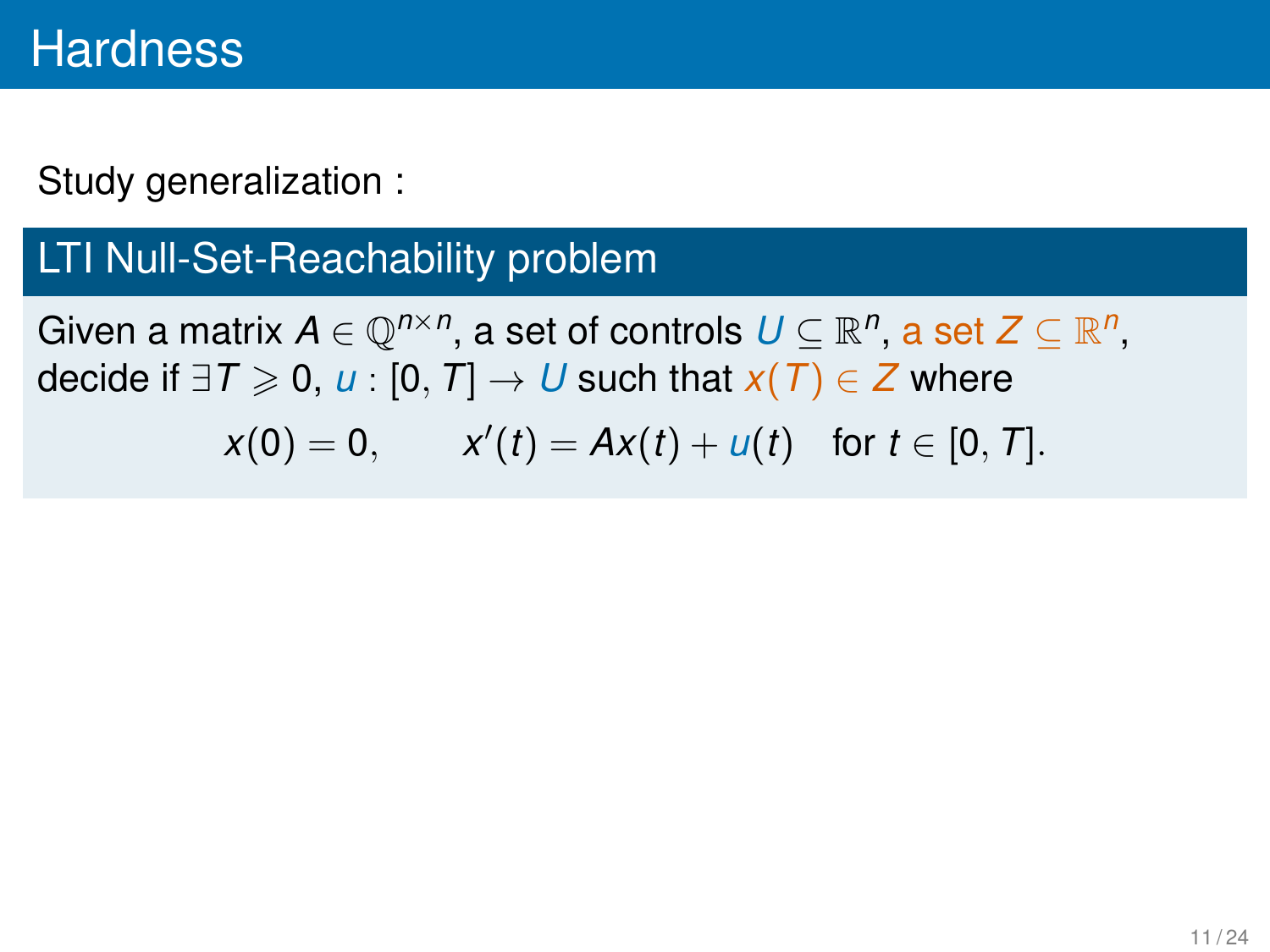# Hardness

Study generalization :

## LTI Null-Set-Reachability problem

Given a matrix $A \in \mathbb{Q}^{n \times n}$, a set of controls $U \subseteq \mathbb{R}^n$, a set $Z \subseteq \mathbb{R}^n$, decide if $\exists T \geqslant 0$, $u : [0, T] \to U$ such that $x(T) \in Z$ where

$$x(0) = 0, \qquad x'(t) = Ax(t) + u(t) \quad \text{for } t \in [0, T].$$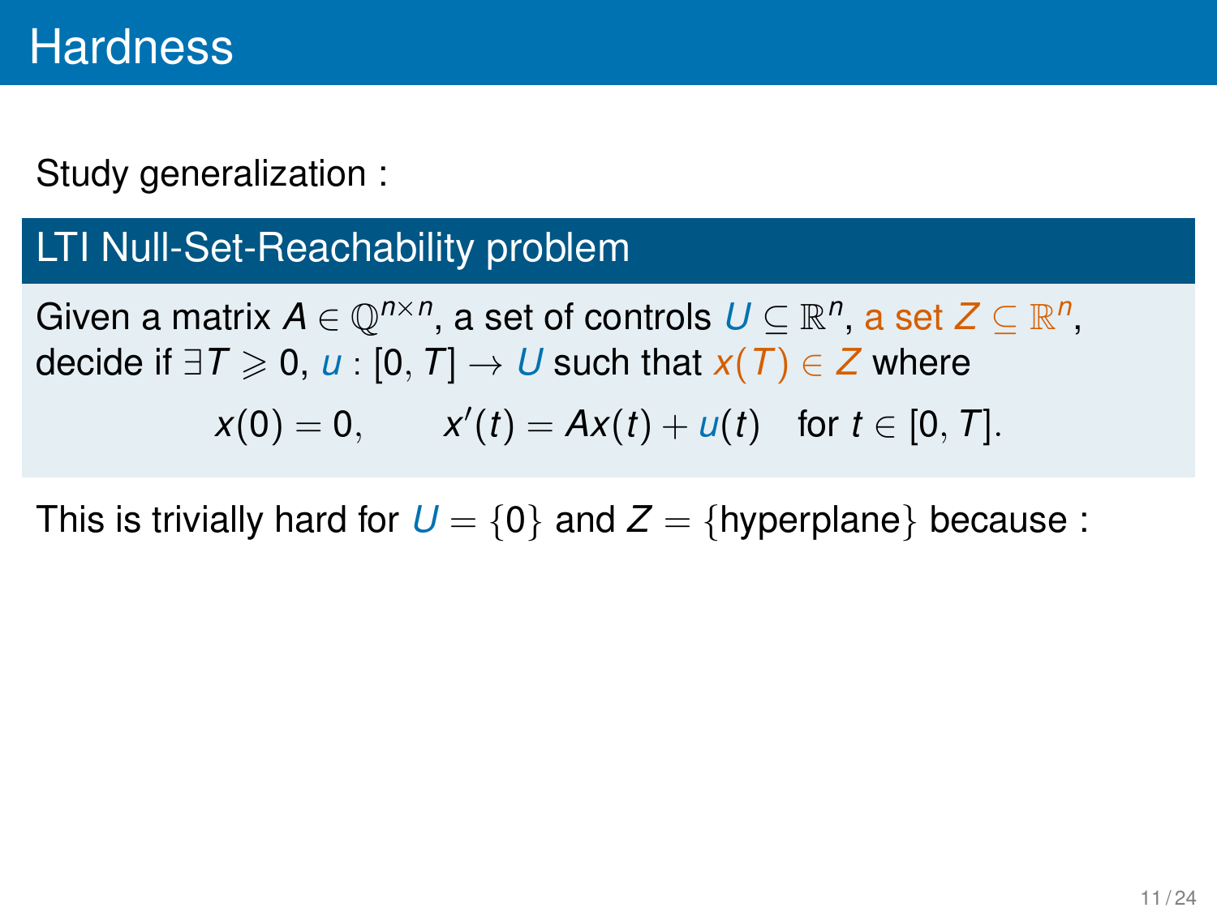# Hardness

Study generalization :

## LTI Null-Set-Reachability problem

Given a matrix $A \in \mathbb{Q}^{n \times n}$, a set of controls $U \subseteq \mathbb{R}^n$, a set $Z \subseteq \mathbb{R}^n$, decide if $\exists T \geqslant 0$, $u : [0, T] \to U$ such that $x(T) \in Z$ where

$$x(0) = 0, \qquad x'(t) = Ax(t) + u(t) \quad \text{for } t \in [0, T].$$

This is trivially hard for $U = \{0\}$ and $Z = \{\text{hyperplane}\}$ because :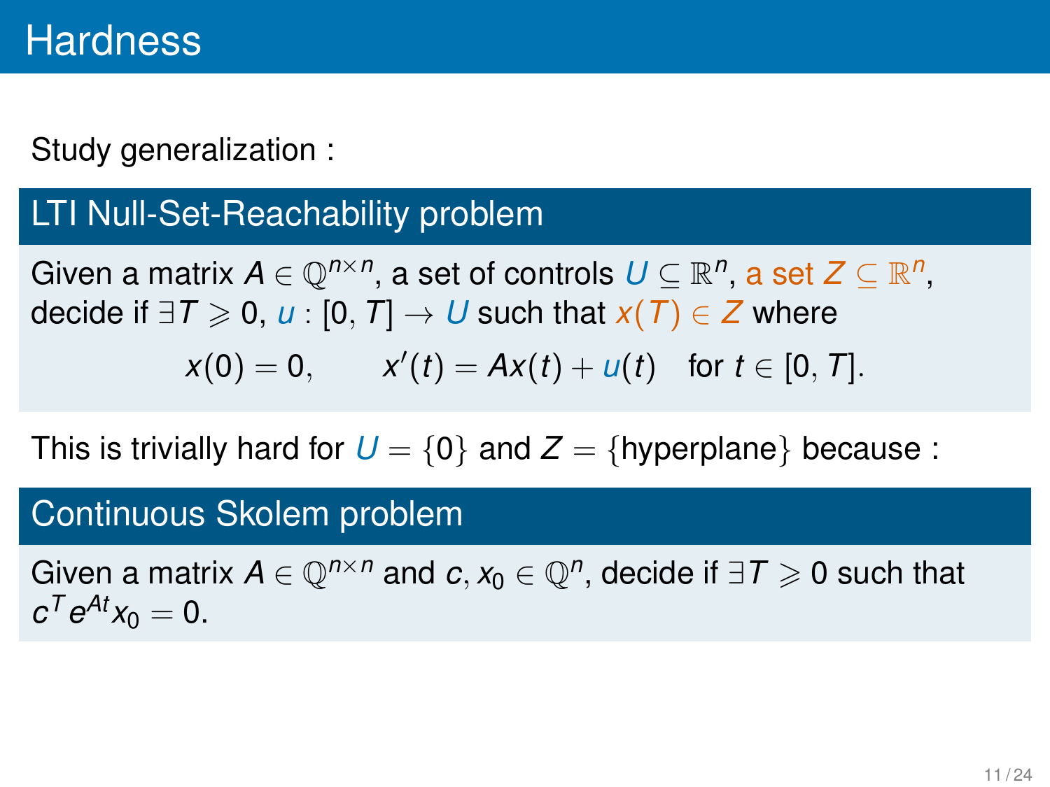# Hardness

Study generalization :

### LTI Null-Set-Reachability problem

Given a matrix $A \in \mathbb{Q}^{n \times n}$, a set of controls $U \subseteq \mathbb{R}^n$, a set $Z \subseteq \mathbb{R}^n$, decide if $\exists T \geqslant 0$, $u : [0, T] \to U$ such that $x(T) \in Z$ where

$$x(0) = 0, \qquad x'(t) = Ax(t) + u(t) \quad \text{for } t \in [0, T].$$

This is trivially hard for $U = \{0\}$ and $Z = \{\text{hyperplane}\}$ because :

### Continuous Skolem problem

Given a matrix $A \in \mathbb{Q}^{n \times n}$ and $c, x_0 \in \mathbb{Q}^n$, decide if $\exists T \geqslant 0$ such that $c^T e^{At} x_0 = 0$.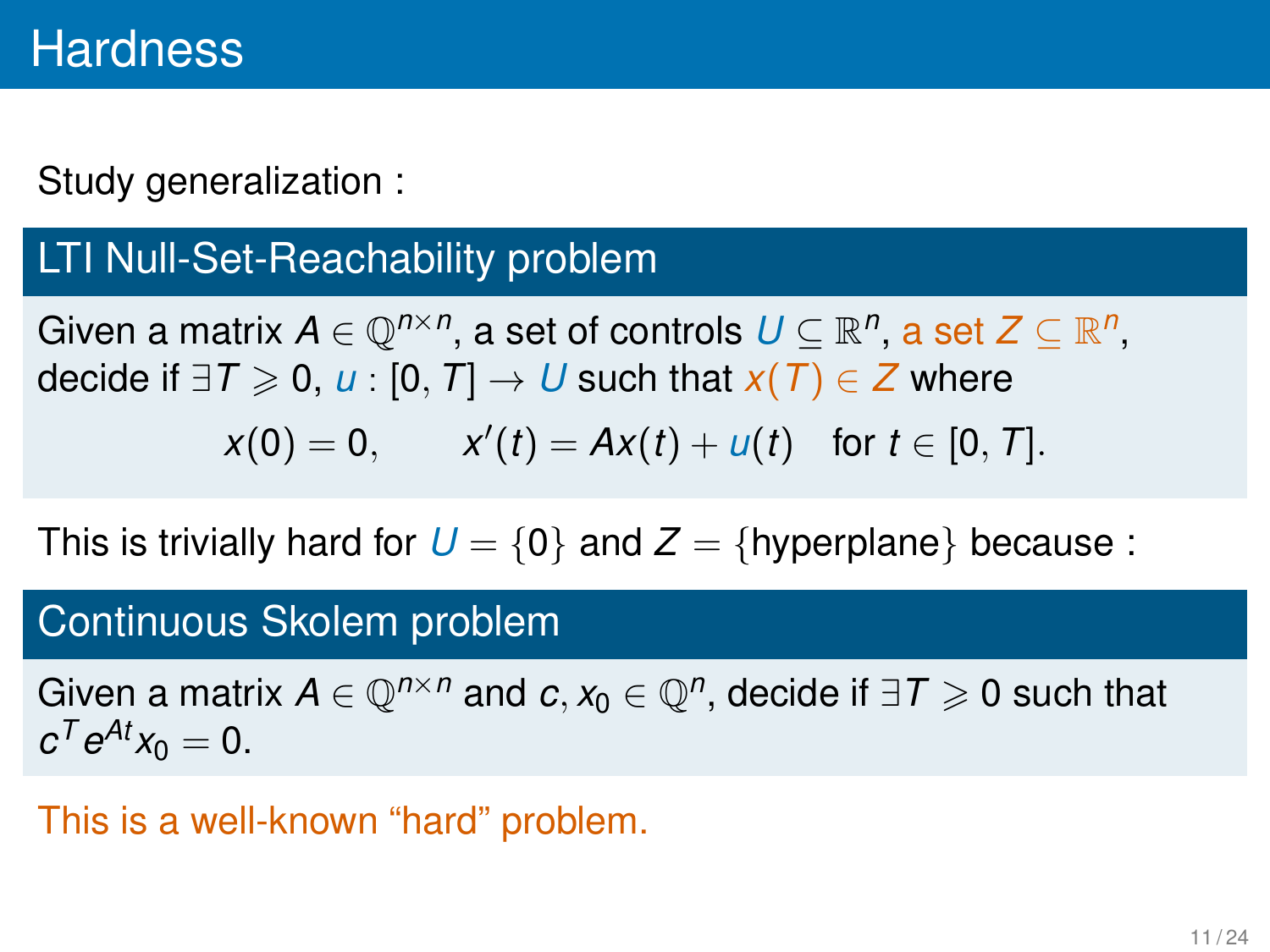# Hardness

Study generalization :

### LTI Null-Set-Reachability problem

Given a matrix $A \in \mathbb{Q}^{n \times n}$, a set of controls $U \subseteq \mathbb{R}^n$, a set $Z \subseteq \mathbb{R}^n$, decide if $\exists T \geqslant 0$, $u : [0, T] \to U$ such that $x(T) \in Z$ where

$$x(0) = 0, \qquad x'(t) = Ax(t) + u(t) \quad \text{for } t \in [0, T].$$

This is trivially hard for $U = \{0\}$ and $Z = \{\text{hyperplane}\}$ because :

### Continuous Skolem problem

Given a matrix $A \in \mathbb{Q}^{n \times n}$ and $c, x_0 \in \mathbb{Q}^n$, decide if $\exists T \geqslant 0$ such that $c^T e^{At} x_0 = 0$.

This is a well-known “hard” problem.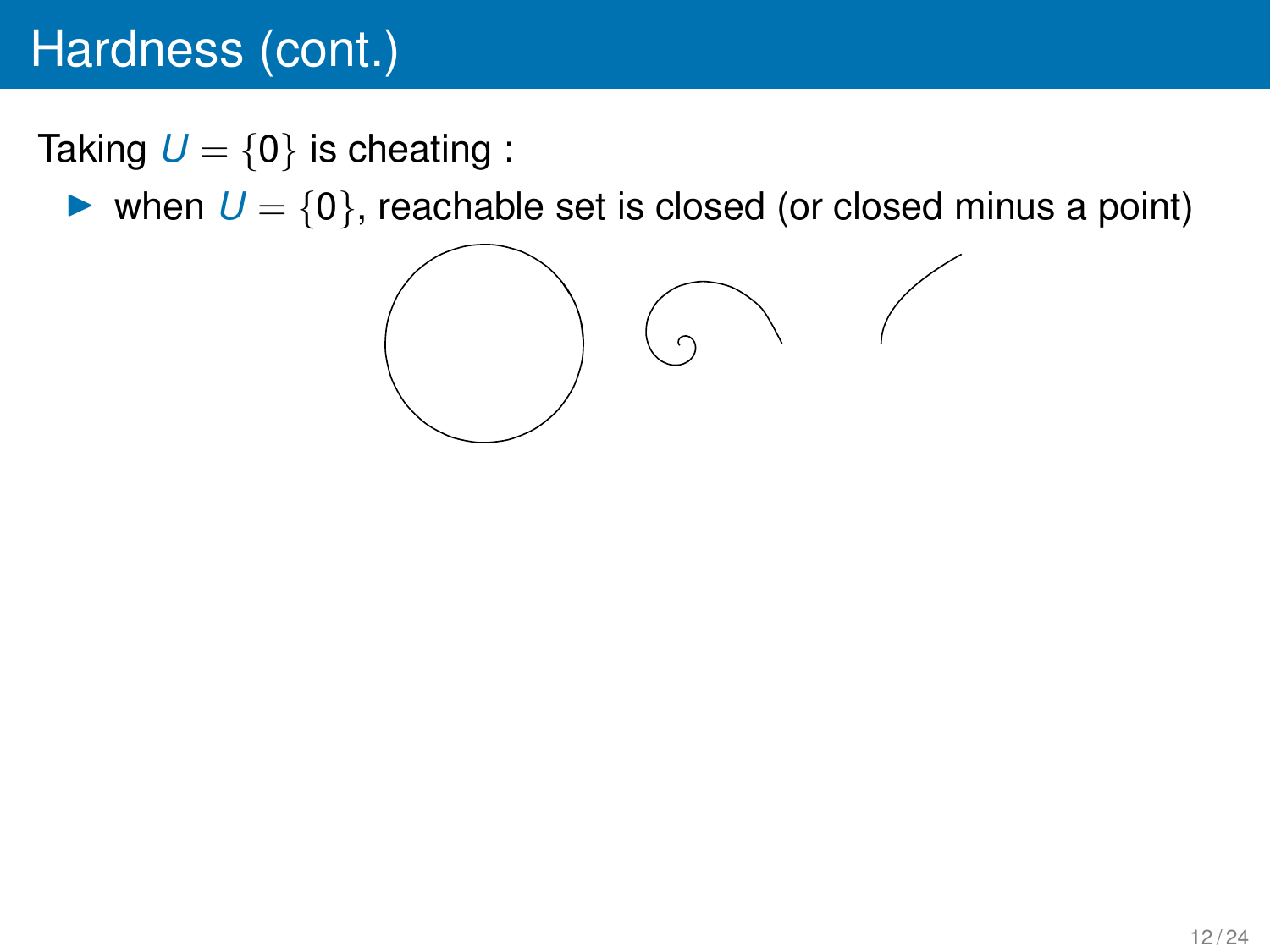# Hardness (cont.)

Taking $U = \{0\}$ is cheating :

- when $U = \{0\}$, reachable set is closed (or closed minus a point)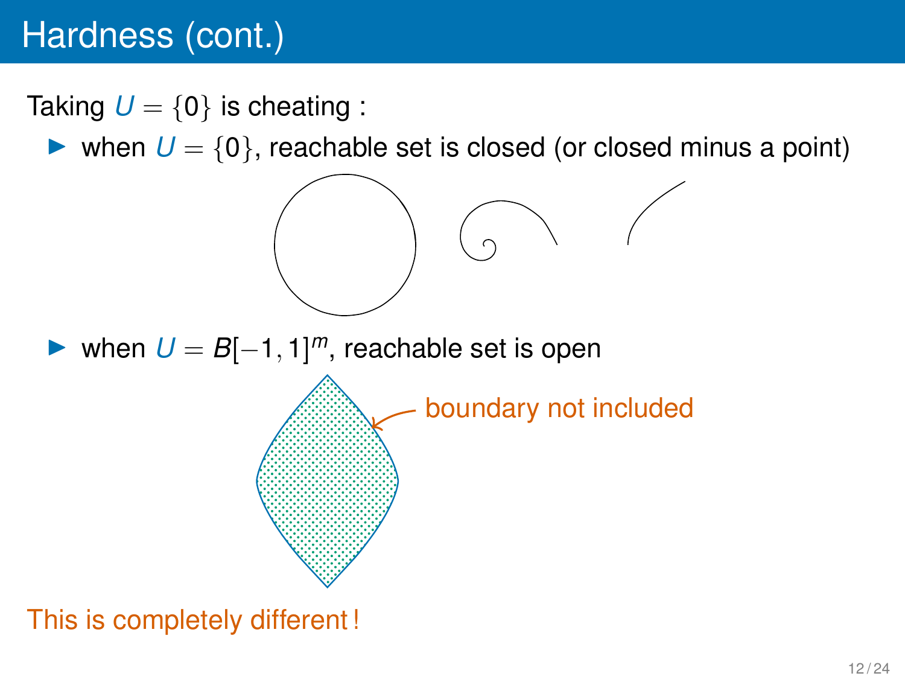# Hardness (cont.)

Taking $U = \{0\}$ is cheating :

- when $U = \{0\}$, reachable set is closed (or closed minus a point)
- when $U = B[-1,1]^m$, reachable set is open

boundary not included

This is completely different !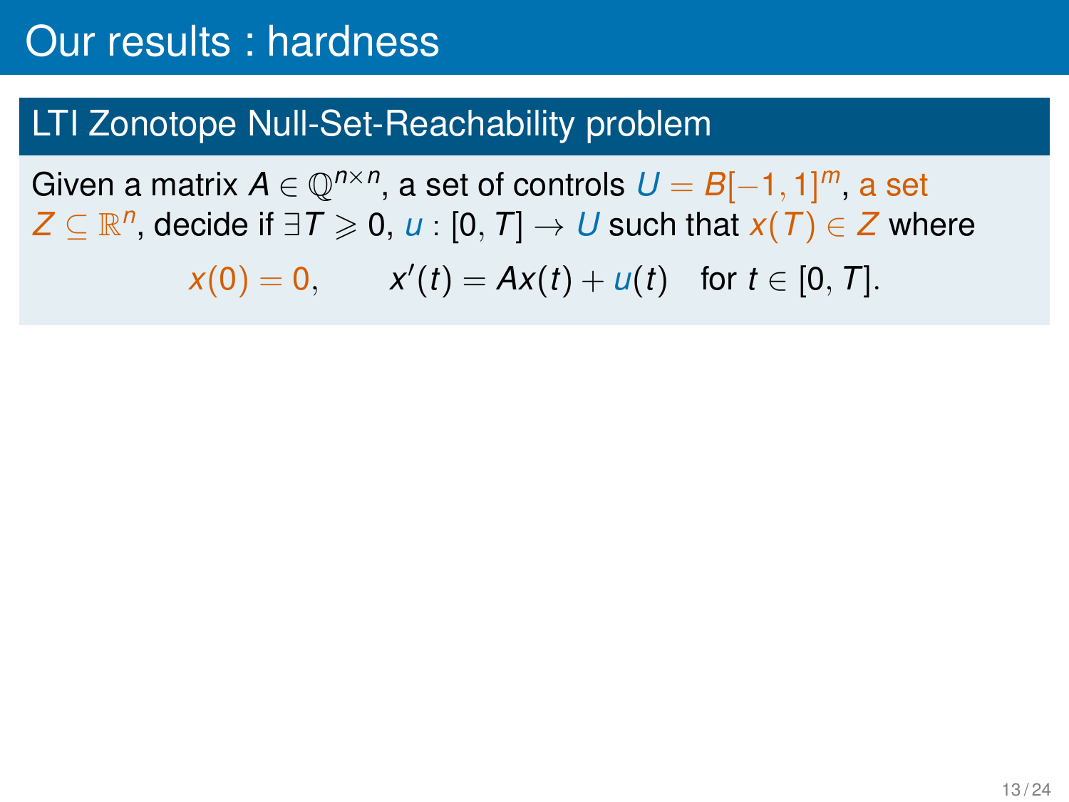# Our results : hardness

## LTI Zonotope Null-Set-Reachability problem

Given a matrix $A \in \mathbb{Q}^{n \times n}$, a set of controls $U = B[-1, 1]^m$, a set $Z \subseteq \mathbb{R}^n$, decide if $\exists T \geqslant 0$, $u : [0, T] \to U$ such that $x(T) \in Z$ where

$$x(0) = 0, \qquad x'(t) = Ax(t) + u(t) \quad \text{for } t \in [0, T].$$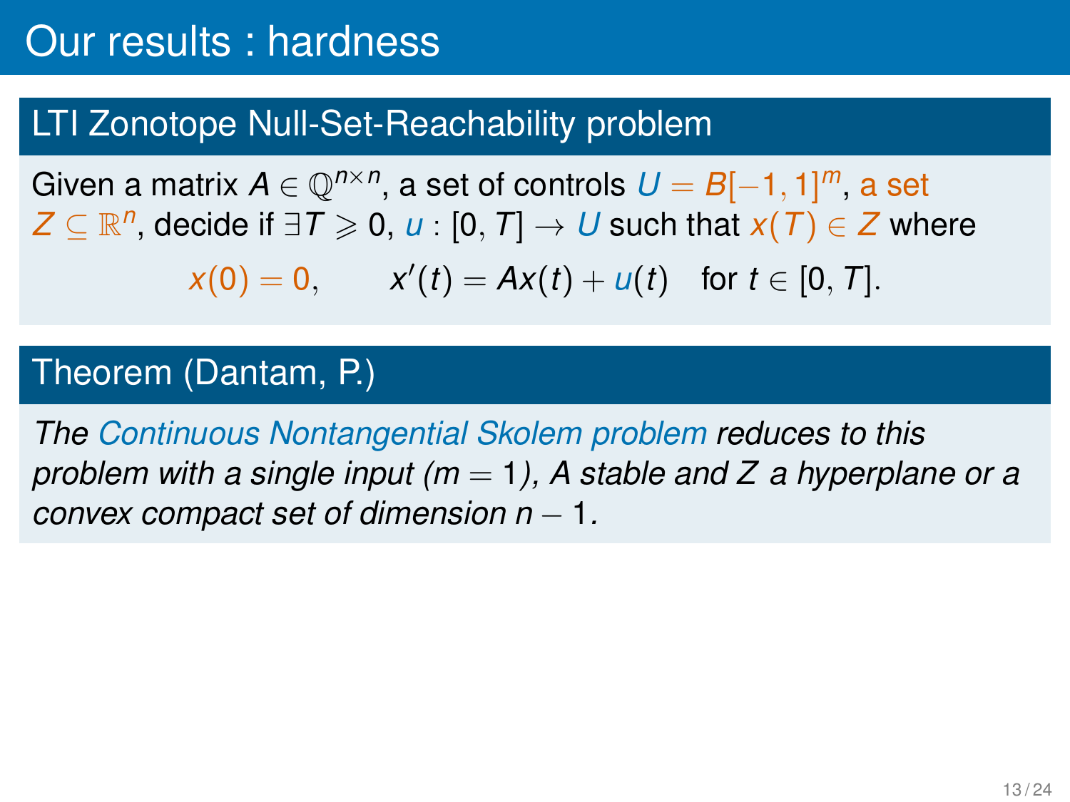# Our results : hardness

## LTI Zonotope Null-Set-Reachability problem

Given a matrix $A \in \mathbb{Q}^{n \times n}$, a set of controls $U = B[-1,1]^m$, a set $Z \subseteq \mathbb{R}^n$, decide if $\exists T \geqslant 0$, $u : [0,T] \to U$ such that $x(T) \in Z$ where

$$x(0) = 0, \qquad x'(t) = Ax(t) + u(t) \quad \text{for } t \in [0,T].$$

## Theorem (Dantam, P.)

*The Continuous Nontangential Skolem problem reduces to this problem with a single input ($m = 1$), $A$ stable and $Z$ a hyperplane or a convex compact set of dimension $n - 1$.*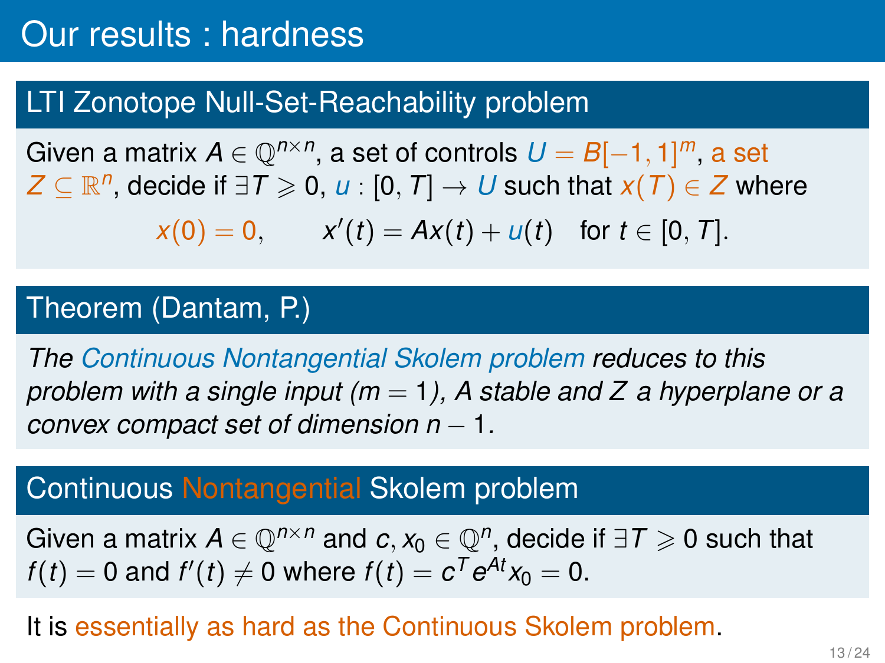# Our results : hardness

## LTI Zonotope Null-Set-Reachability problem

Given a matrix $A \in \mathbb{Q}^{n \times n}$, a set of controls $U = B[-1,1]^m$, a set $Z \subseteq \mathbb{R}^n$, decide if $\exists T \geqslant 0$, $u : [0, T] \to U$ such that $x(T) \in Z$ where

$$x(0) = 0, \qquad x'(t) = Ax(t) + u(t) \quad \text{for } t \in [0, T].$$

## Theorem (Dantam, P.)

*The Continuous Nontangential Skolem problem reduces to this problem with a single input ($m = 1$), $A$ stable and $Z$ a hyperplane or a convex compact set of dimension $n - 1$.*

## Continuous Nontangential Skolem problem

Given a matrix $A \in \mathbb{Q}^{n \times n}$ and $c, x_0 \in \mathbb{Q}^n$, decide if $\exists T \geqslant 0$ such that $f(t) = 0$ and $f'(t) \neq 0$ where $f(t) = c^T e^{At} x_0 = 0$.

It is essentially as hard as the Continuous Skolem problem.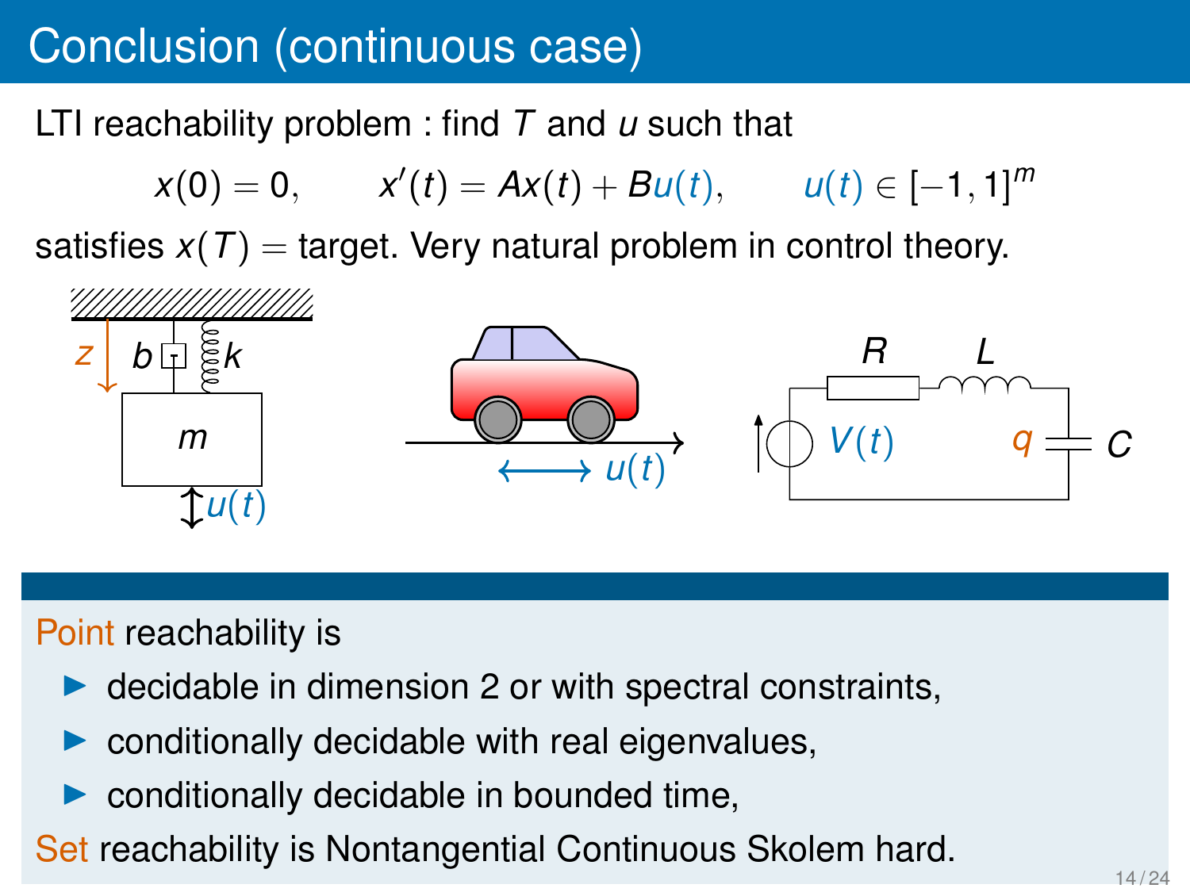# Conclusion (continuous case)

LTI reachability problem : find $T$ and $u$ such that

$$x(0) = 0, \qquad x'(t) = Ax(t) + Bu(t), \qquad u(t) \in [-1, 1]^m$$

satisfies $x(T) = \text{target}$. Very natural problem in control theory.

Point reachability is

- decidable in dimension 2 or with spectral constraints,
- conditionally decidable with real eigenvalues,
- conditionally decidable in bounded time,

Set reachability is Nontangential Continuous Skolem hard.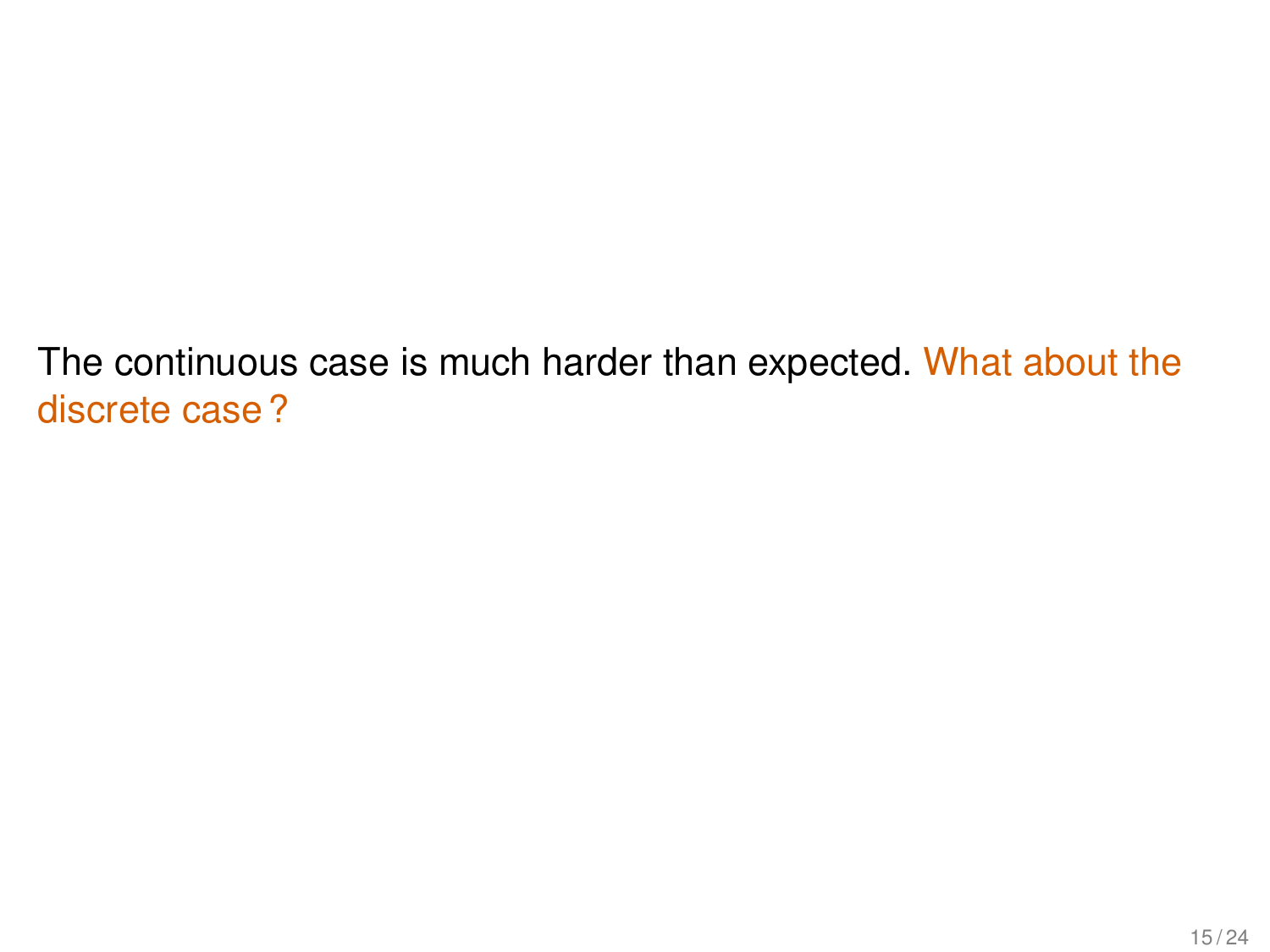The continuous case is much harder than expected. What about the discrete case ?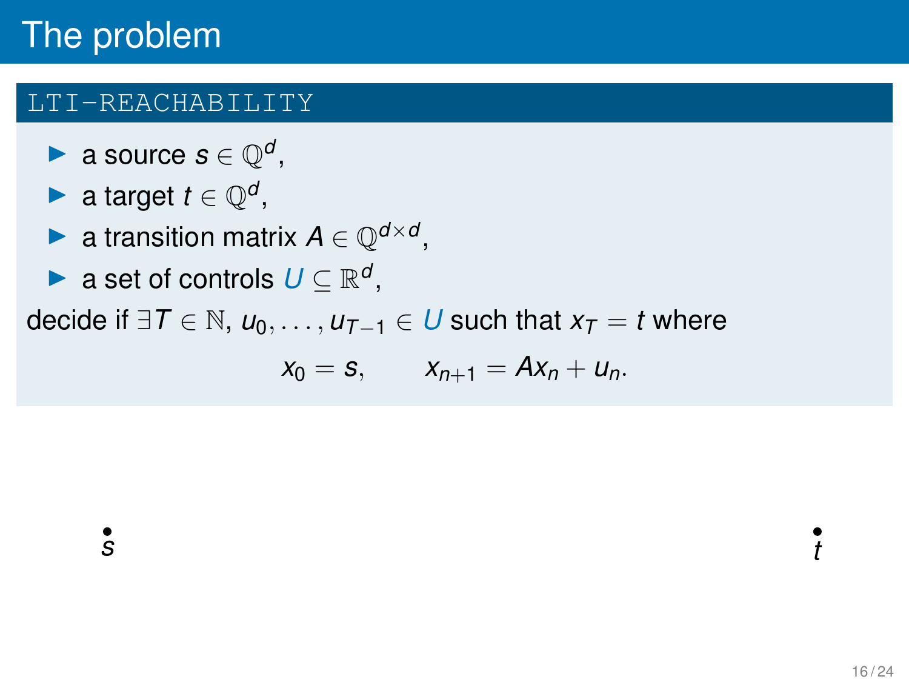# The problem

## LTI-REACHABILITY

- a source $s \in \mathbb{Q}^d$,
- a target $t \in \mathbb{Q}^d$,
- a transition matrix $A \in \mathbb{Q}^{d \times d}$,
- a set of controls $U \subseteq \mathbb{R}^d$,

decide if $\exists T \in \mathbb{N}$, $u_0, \ldots, u_{T-1} \in U$ such that $x_T = t$ where

$$x_0 = s, \qquad x_{n+1} = Ax_n + u_n.$$

$s$ $t$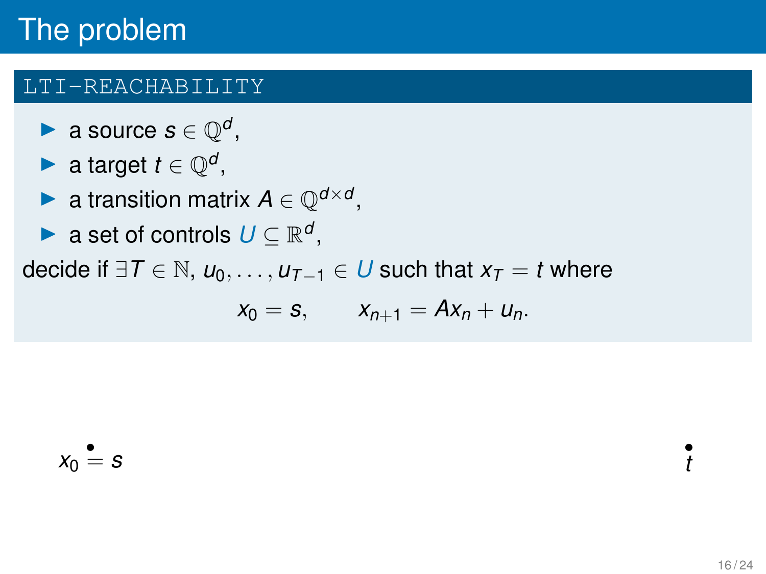# The problem

## LTI-REACHABILITY

- a source $s \in \mathbb{Q}^d$,
- a target $t \in \mathbb{Q}^d$,
- a transition matrix $A \in \mathbb{Q}^{d \times d}$,
- a set of controls $U \subseteq \mathbb{R}^d$,

decide if $\exists T \in \mathbb{N}$, $u_0, \ldots, u_{T-1} \in U$ such that $x_T = t$ where

$$x_0 = s, \qquad x_{n+1} = Ax_n + u_n.$$

$x_0 = s$

$t$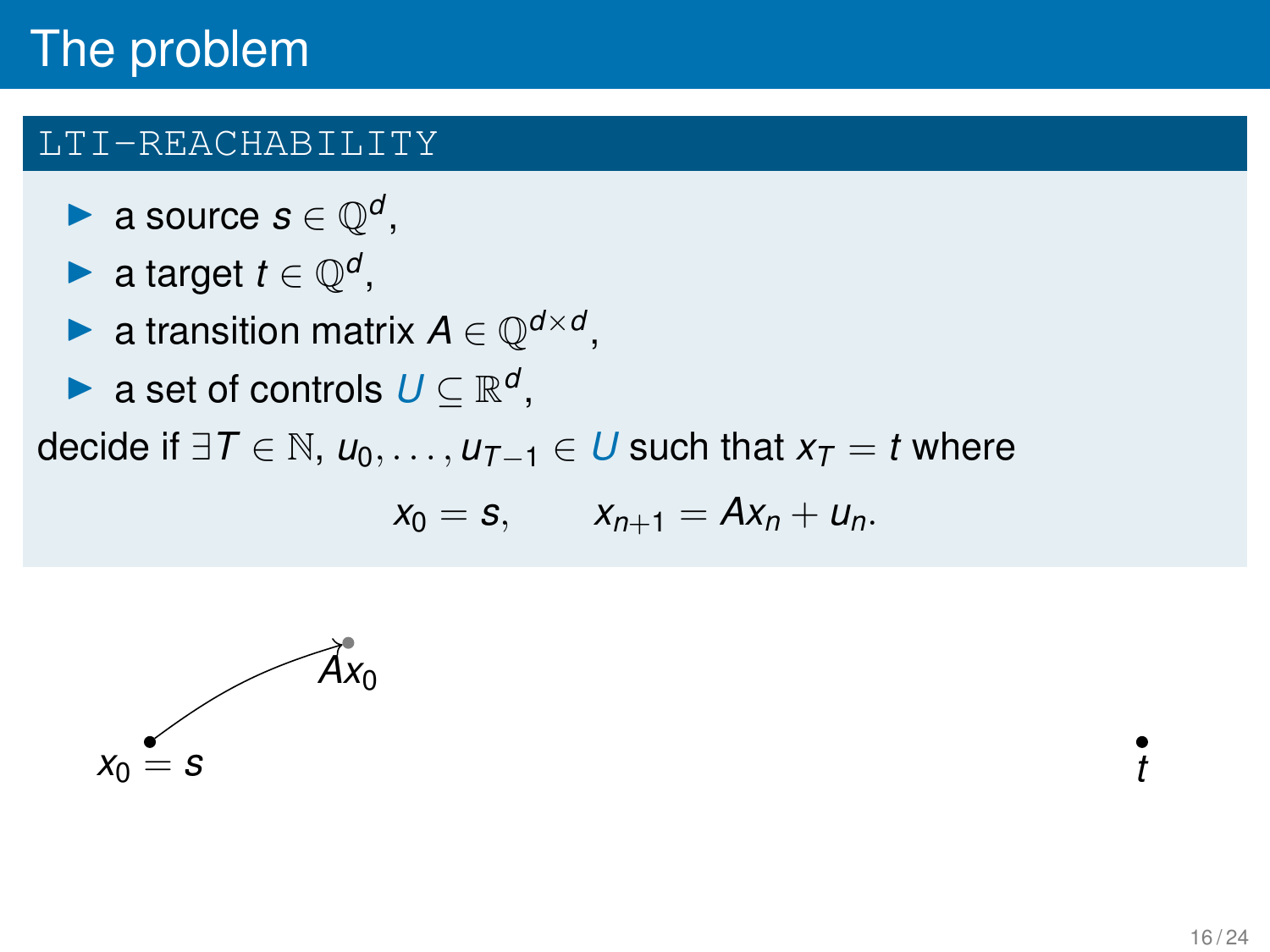# The problem

## LTI-REACHABILITY

- a source $s \in \mathbb{Q}^d$,
- a target $t \in \mathbb{Q}^d$,
- a transition matrix $A \in \mathbb{Q}^{d \times d}$,
- a set of controls $U \subseteq \mathbb{R}^d$,

decide if $\exists T \in \mathbb{N}$, $u_0, \ldots, u_{T-1} \in U$ such that $x_T = t$ where

$$x_0 = s, \qquad x_{n+1} = Ax_n + u_n.$$

$Ax_0$

$x_0 = s$

$t$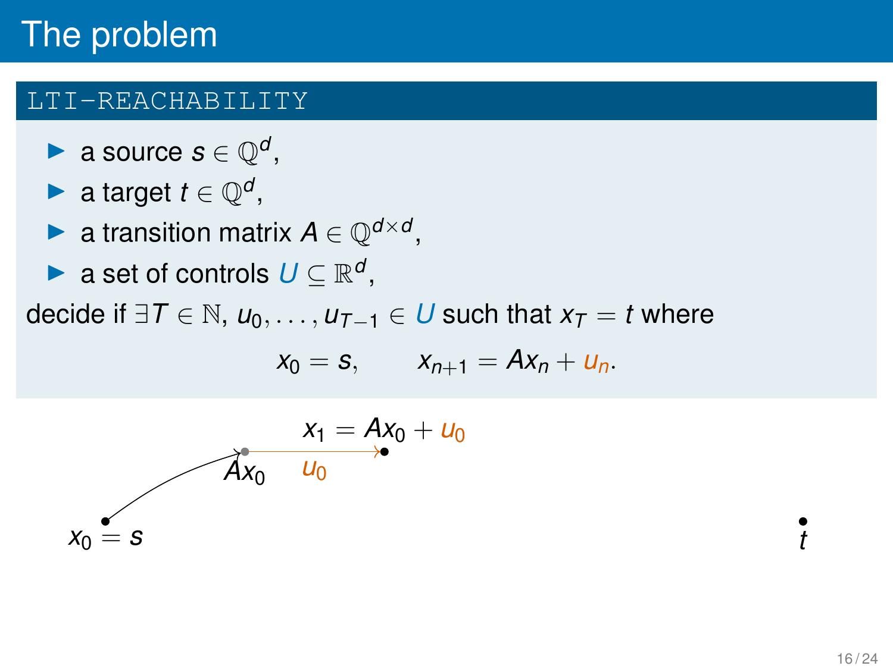# The problem

## LTI-REACHABILITY

- a source $s \in \mathbb{Q}^d$,
- a target $t \in \mathbb{Q}^d$,
- a transition matrix $A \in \mathbb{Q}^{d \times d}$,
- a set of controls $U \subseteq \mathbb{R}^d$,

decide if $\exists T \in \mathbb{N}$, $u_0, \ldots, u_{T-1} \in U$ such that $x_T = t$ where

$$x_0 = s, \qquad x_{n+1} = Ax_n + u_n.$$

$x_1 = Ax_0 + u_0$

$Ax_0$ $u_0$

$x_0 = s$ $t$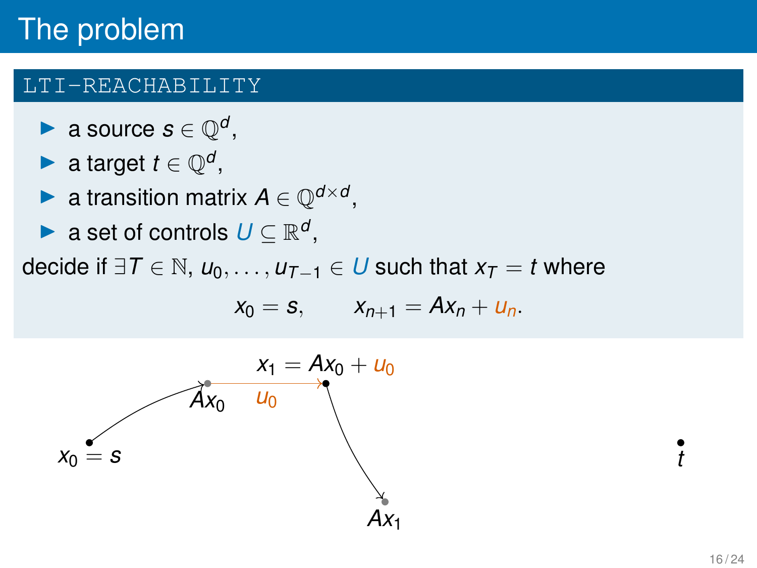# The problem

## LTI-REACHABILITY

- a source $s \in \mathbb{Q}^d$,
- a target $t \in \mathbb{Q}^d$,
- a transition matrix $A \in \mathbb{Q}^{d \times d}$,
- a set of controls $U \subseteq \mathbb{R}^d$,

decide if $\exists T \in \mathbb{N}$, $u_0, \ldots, u_{T-1} \in U$ such that $x_T = t$ where

$$x_0 = s, \qquad x_{n+1} = Ax_n + u_n.$$

$x_1 = Ax_0 + u_0$

$Ax_0$ $u_0$

$x_0 = s$

$Ax_1$

$t$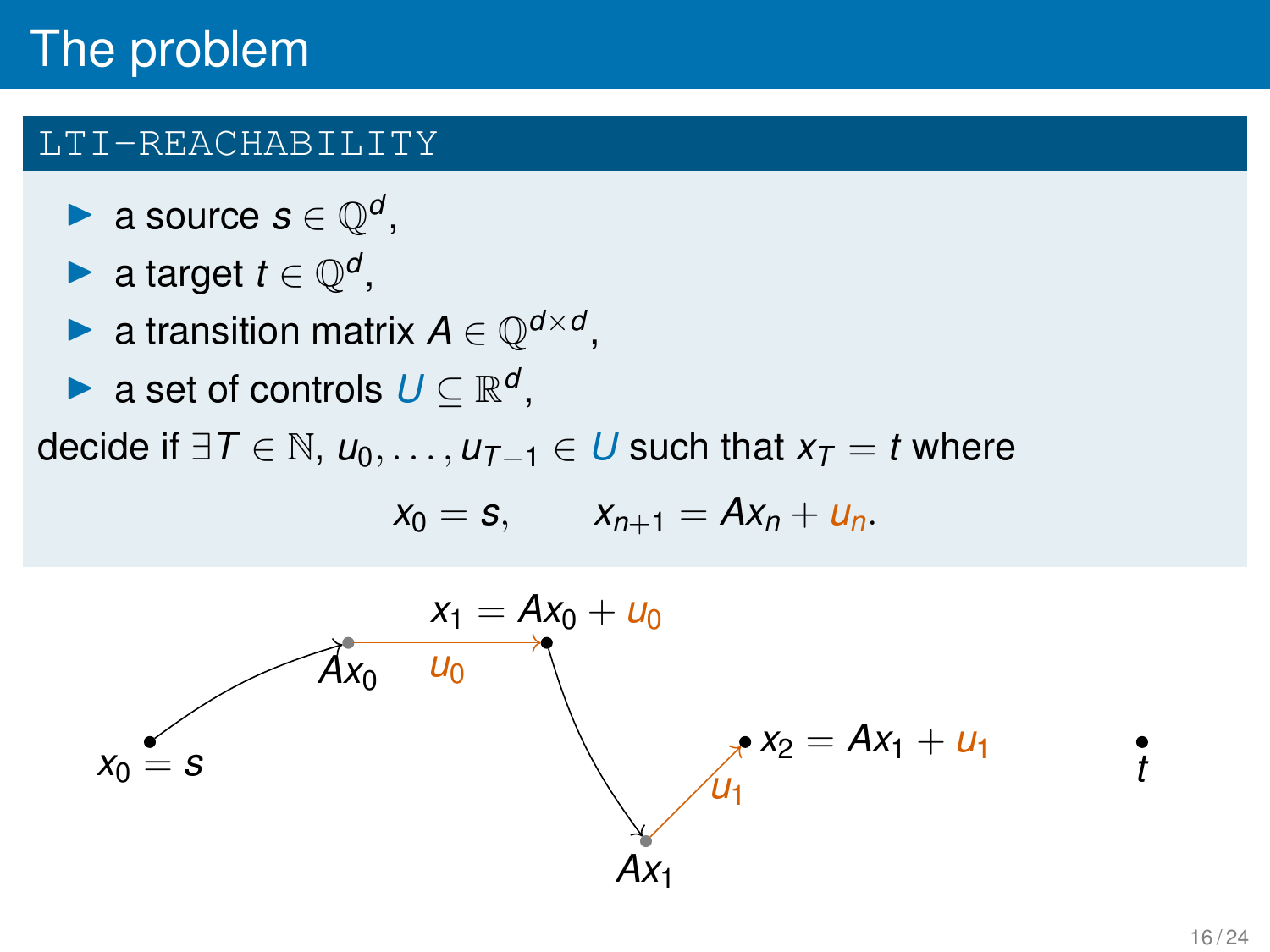# The problem

### LTI-REACHABILITY

- a source $s \in \mathbb{Q}^d$,
- a target $t \in \mathbb{Q}^d$,
- a transition matrix $A \in \mathbb{Q}^{d \times d}$,
- a set of controls $U \subseteq \mathbb{R}^d$,

decide if $\exists T \in \mathbb{N}$, $u_0, \ldots, u_{T-1} \in U$ such that $x_T = t$ where

$$x_0 = s, \qquad x_{n+1} = Ax_n + u_n.$$

$x_1 = Ax_0 + u_0$

$Ax_0$ $u_0$

$x_0 = s$

$x_2 = Ax_1 + u_1$

$u_1$

$t$

$Ax_1$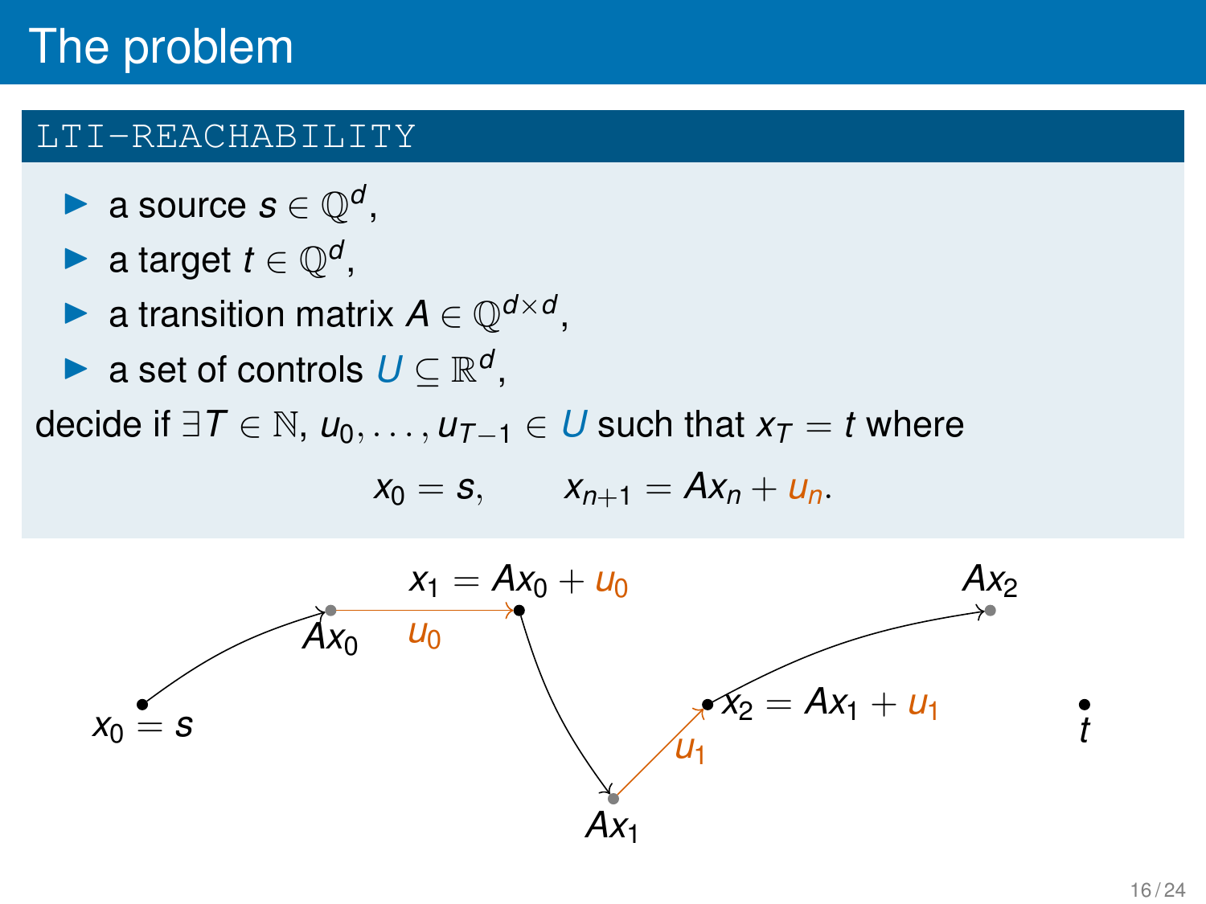# The problem

## LTI-REACHABILITY

- a source $s \in \mathbb{Q}^d$,
- a target $t \in \mathbb{Q}^d$,
- a transition matrix $A \in \mathbb{Q}^{d \times d}$,
- a set of controls $U \subseteq \mathbb{R}^d$,

decide if $\exists T \in \mathbb{N}$, $u_0, \ldots, u_{T-1} \in U$ such that $x_T = t$ where

$$x_0 = s, \qquad x_{n+1} = Ax_n + u_n.$$

$x_0 = s$ $\quad Ax_0$ $\quad u_0$ $\quad x_1 = Ax_0 + u_0$ $\quad Ax_1$ $\quad u_1$ $\quad x_2 = Ax_1 + u_1$ $\quad Ax_2$ $\quad t$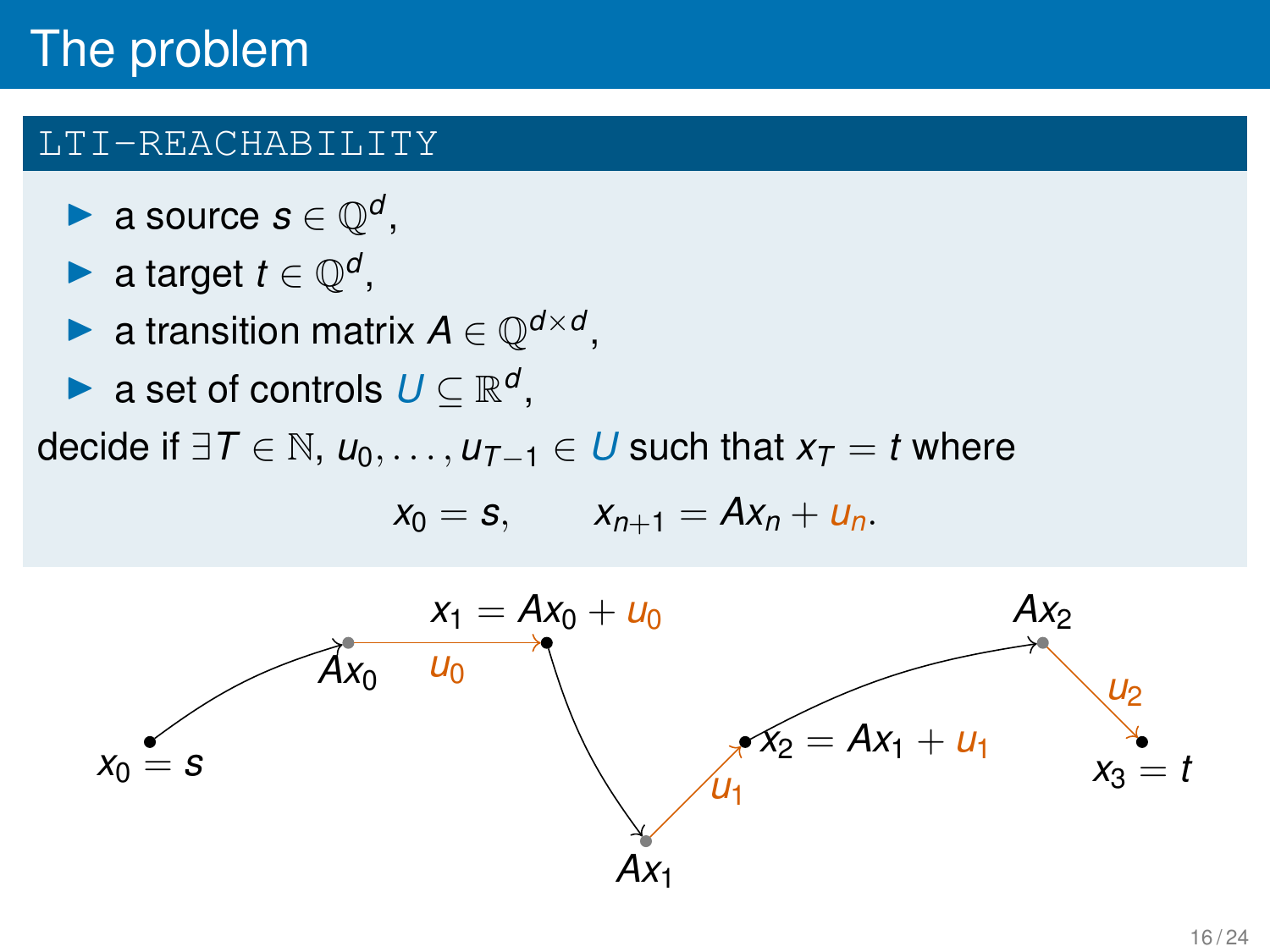# The problem

## LTI-REACHABILITY

- a source $s \in \mathbb{Q}^d$,
- a target $t \in \mathbb{Q}^d$,
- a transition matrix $A \in \mathbb{Q}^{d \times d}$,
- a set of controls $U \subseteq \mathbb{R}^d$,

decide if $\exists T \in \mathbb{N}$, $u_0, \ldots, u_{T-1} \in U$ such that $x_T = t$ where

$$x_0 = s, \qquad x_{n+1} = Ax_n + u_n.$$

$x_0 = s$ $\quad$ $Ax_0$ $\quad$ $u_0$ $\quad$ $x_1 = Ax_0 + u_0$ $\quad$ $Ax_1$ $\quad$ $u_1$ $\quad$ $x_2 = Ax_1 + u_1$ $\quad$ $Ax_2$ $\quad$ $u_2$ $\quad$ $x_3 = t$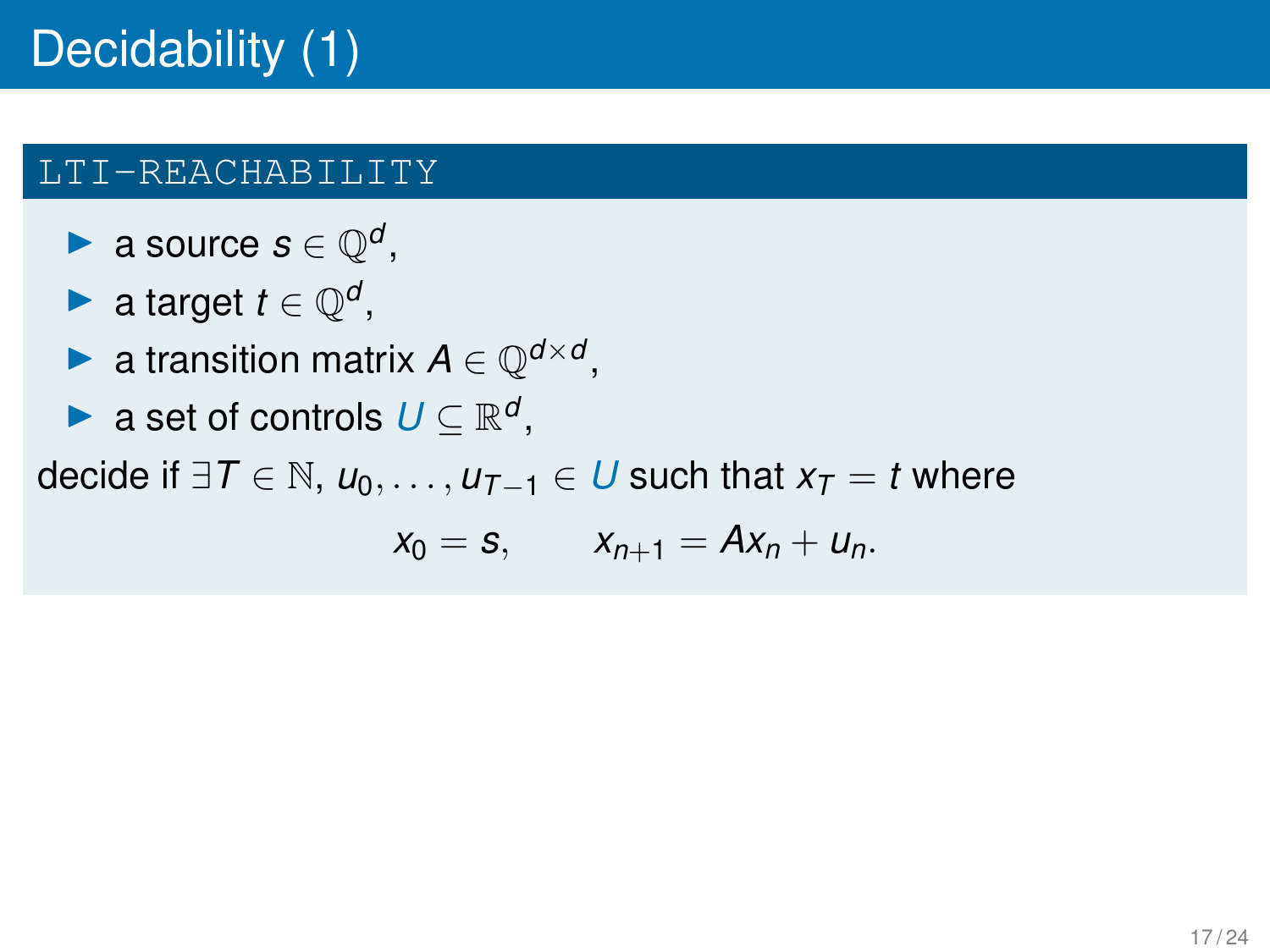# Decidability (1)

## LTI-REACHABILITY

- a source $s \in \mathbb{Q}^d$,
- a target $t \in \mathbb{Q}^d$,
- a transition matrix $A \in \mathbb{Q}^{d \times d}$,
- a set of controls $U \subseteq \mathbb{R}^d$,

decide if $\exists T \in \mathbb{N}$, $u_0, \ldots, u_{T-1} \in U$ such that $x_T = t$ where

$$x_0 = s, \qquad x_{n+1} = Ax_n + u_n.$$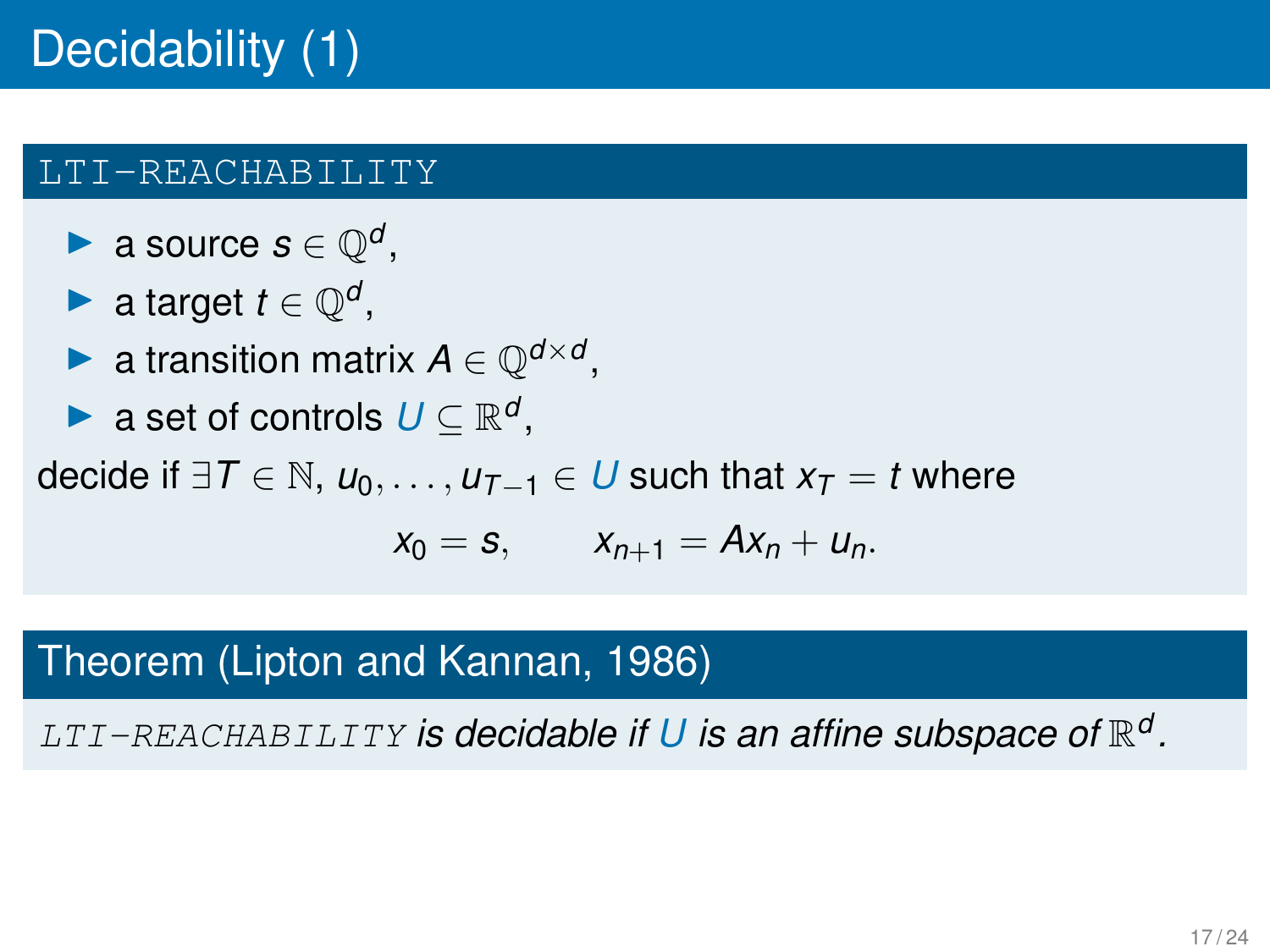# Decidability (1)

**LTI-REACHABILITY**

- a source $s \in \mathbb{Q}^d$,
- a target $t \in \mathbb{Q}^d$,
- a transition matrix $A \in \mathbb{Q}^{d \times d}$,
- a set of controls $U \subseteq \mathbb{R}^d$,

decide if $\exists T \in \mathbb{N}$, $u_0, \dots, u_{T-1} \in U$ such that $x_T = t$ where

$$x_0 = s, \qquad x_{n+1} = Ax_n + u_n.$$

**Theorem (Lipton and Kannan, 1986)**

*LTI-REACHABILITY is decidable if $U$ is an affine subspace of $\mathbb{R}^d$.*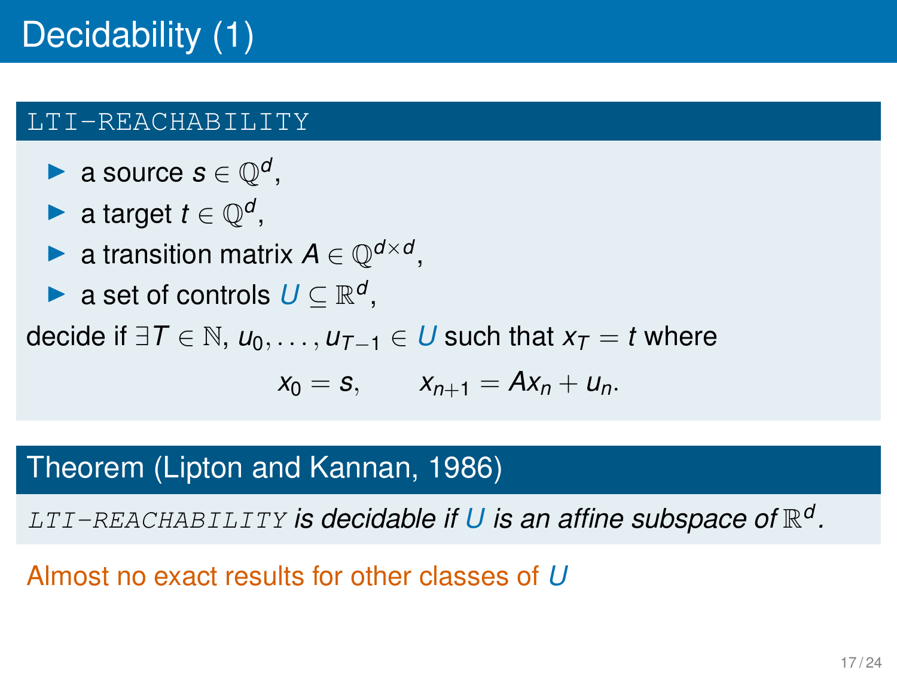# Decidability (1)

## LTI-REACHABILITY

- a source $s \in \mathbb{Q}^d$,
- a target $t \in \mathbb{Q}^d$,
- a transition matrix $A \in \mathbb{Q}^{d \times d}$,
- a set of controls $U \subseteq \mathbb{R}^d$,

decide if $\exists T \in \mathbb{N}$, $u_0, \ldots, u_{T-1} \in U$ such that $x_T = t$ where

$$x_0 = s, \qquad x_{n+1} = Ax_n + u_n.$$

## Theorem (Lipton and Kannan, 1986)

*LTI-REACHABILITY is decidable if $U$ is an affine subspace of $\mathbb{R}^d$.*

Almost no exact results for other classes of $U$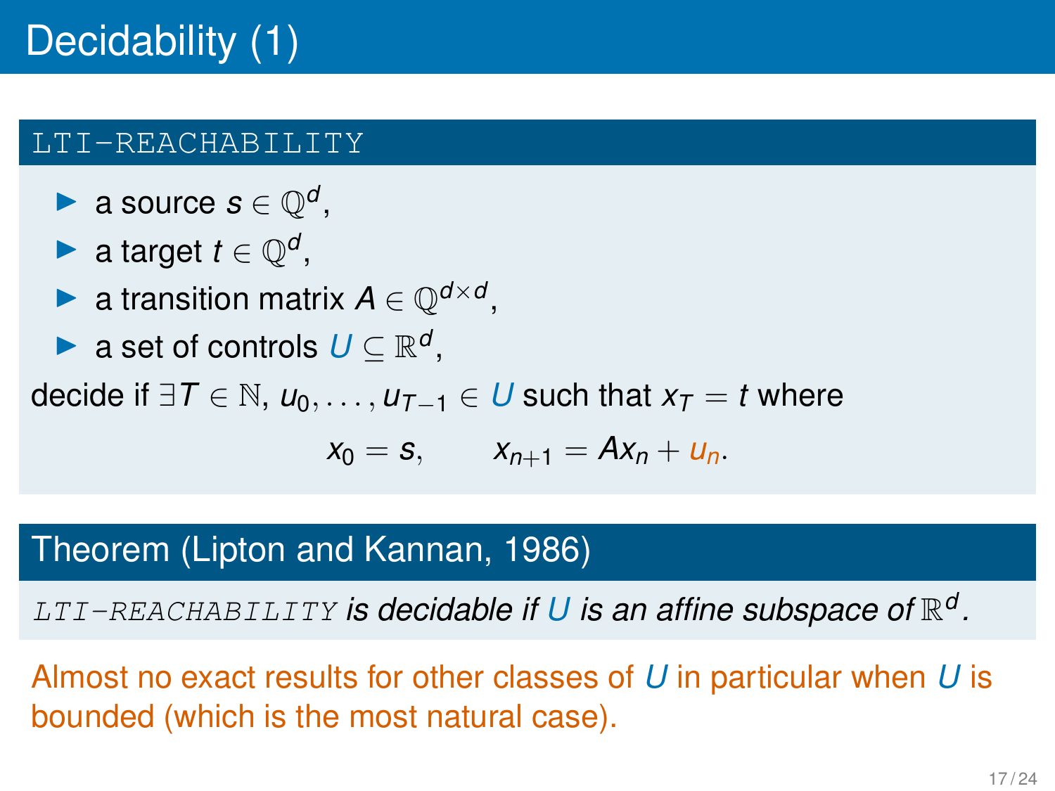# Decidability (1)

**LTI-REACHABILITY**

- a source $s \in \mathbb{Q}^d$,
- a target $t \in \mathbb{Q}^d$,
- a transition matrix $A \in \mathbb{Q}^{d \times d}$,
- a set of controls $U \subseteq \mathbb{R}^d$,

decide if $\exists T \in \mathbb{N}$, $u_0, \ldots, u_{T-1} \in U$ such that $x_T = t$ where

$$x_0 = s, \qquad x_{n+1} = Ax_n + u_n.$$

**Theorem (Lipton and Kannan, 1986)**

*LTI-REACHABILITY is decidable if $U$ is an affine subspace of $\mathbb{R}^d$.*

Almost no exact results for other classes of $U$ in particular when $U$ is bounded (which is the most natural case).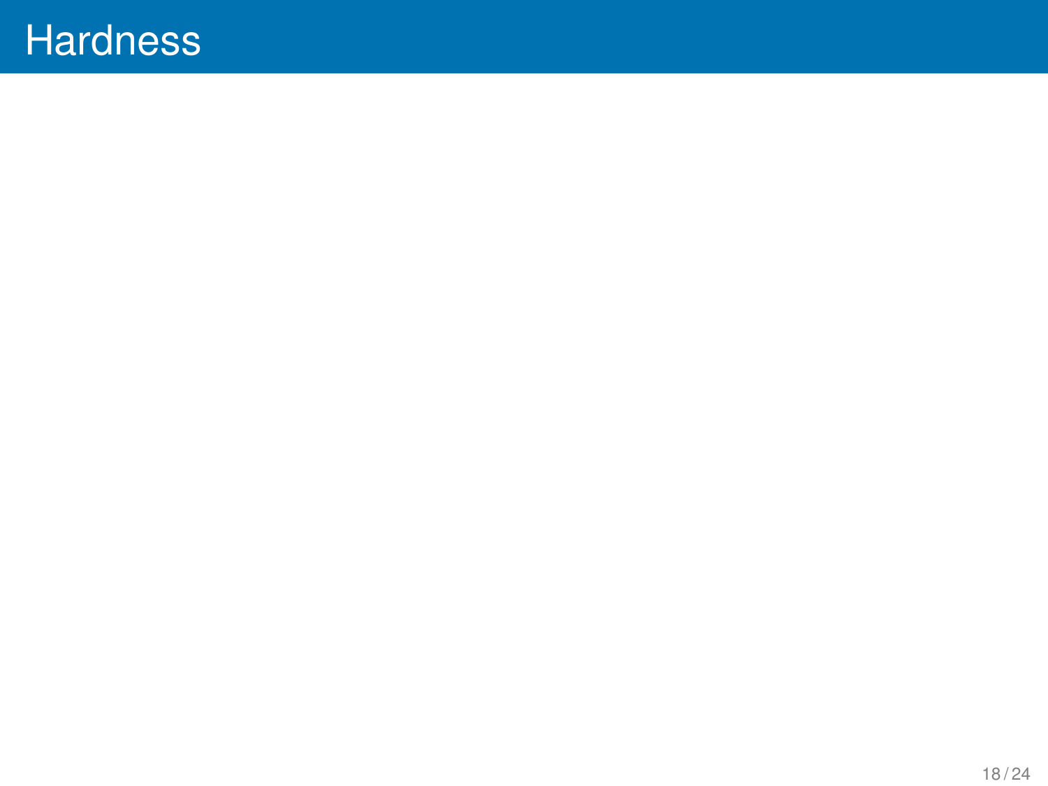# Hardness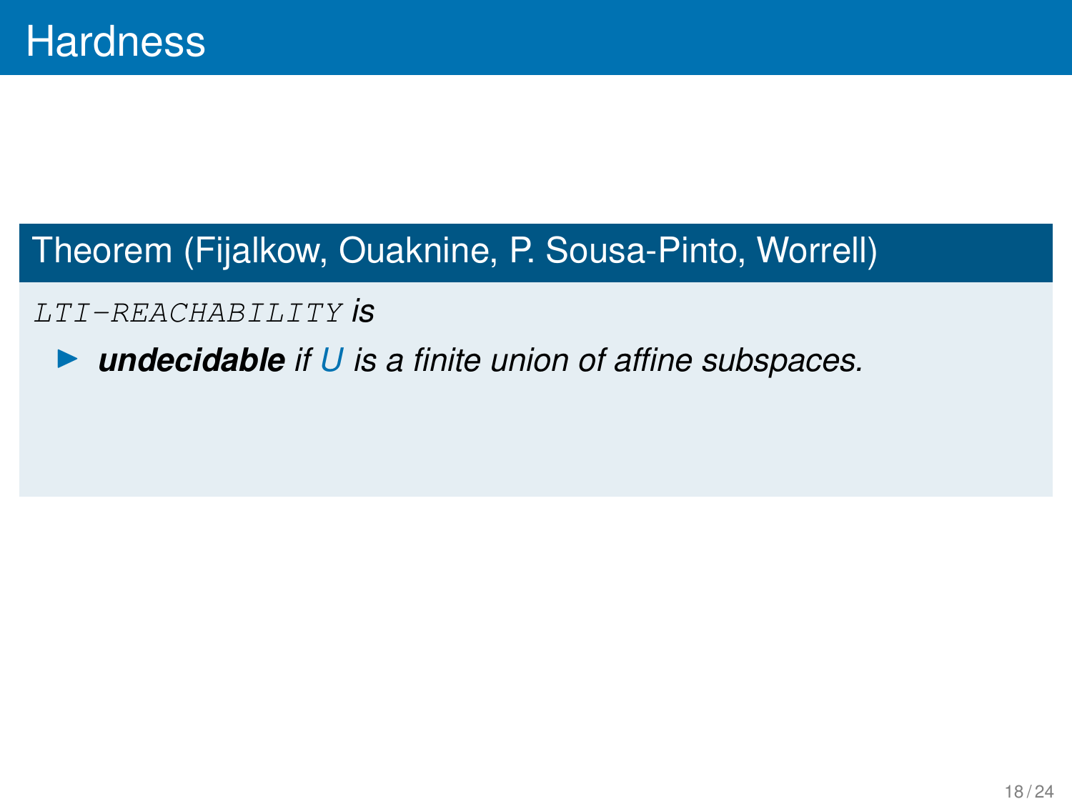# Hardness

## Theorem (Fijalkow, Ouaknine, P. Sousa-Pinto, Worrell)

`LTI-REACHABILITY` *is*

- ***undecidable*** *if $U$ is a finite union of affine subspaces.*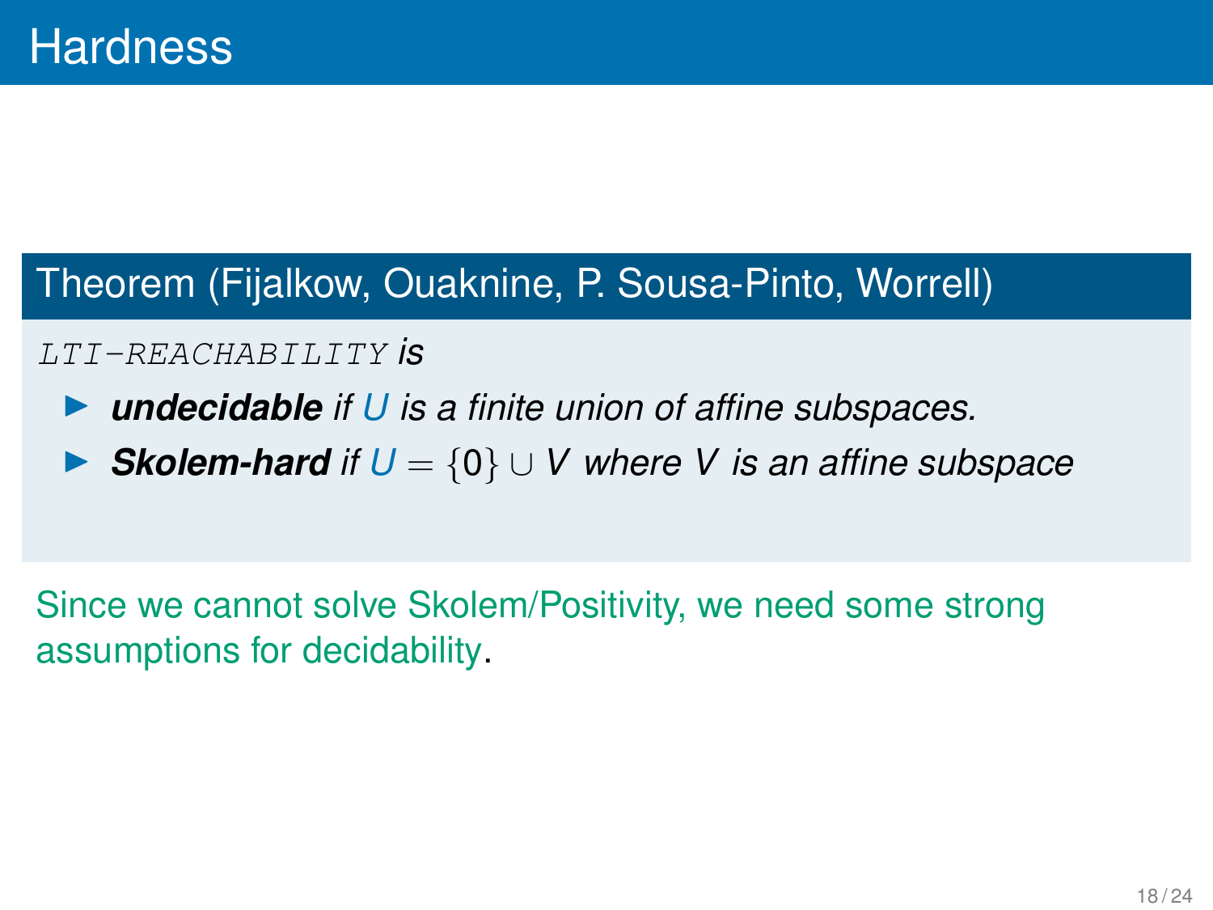# Hardness

**Theorem (Fijalkow, Ouaknine, P. Sousa-Pinto, Worrell)**

`LTI-REACHABILITY` *is*

- ***undecidable*** *if $U$ is a finite union of affine subspaces.*
- ***Skolem-hard*** *if $U = \{0\} \cup V$ where $V$ is an affine subspace*

Since we cannot solve Skolem/Positivity, we need some strong assumptions for decidability.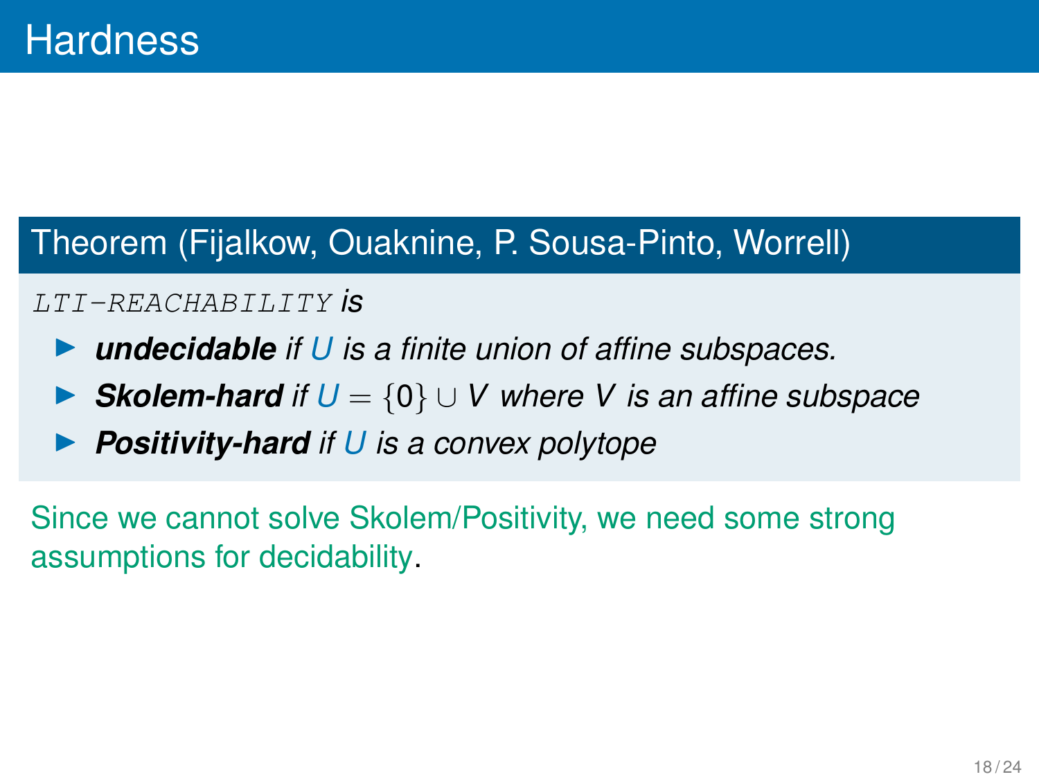# Hardness

**Theorem (Fijalkow, Ouaknine, P. Sousa-Pinto, Worrell)**

`LTI-REACHABILITY` *is*

- ***undecidable*** *if $U$ is a finite union of affine subspaces.*
- ***Skolem-hard*** *if $U = \{0\} \cup V$ where $V$ is an affine subspace*
- ***Positivity-hard*** *if $U$ is a convex polytope*

Since we cannot solve Skolem/Positivity, we need some strong assumptions for decidability.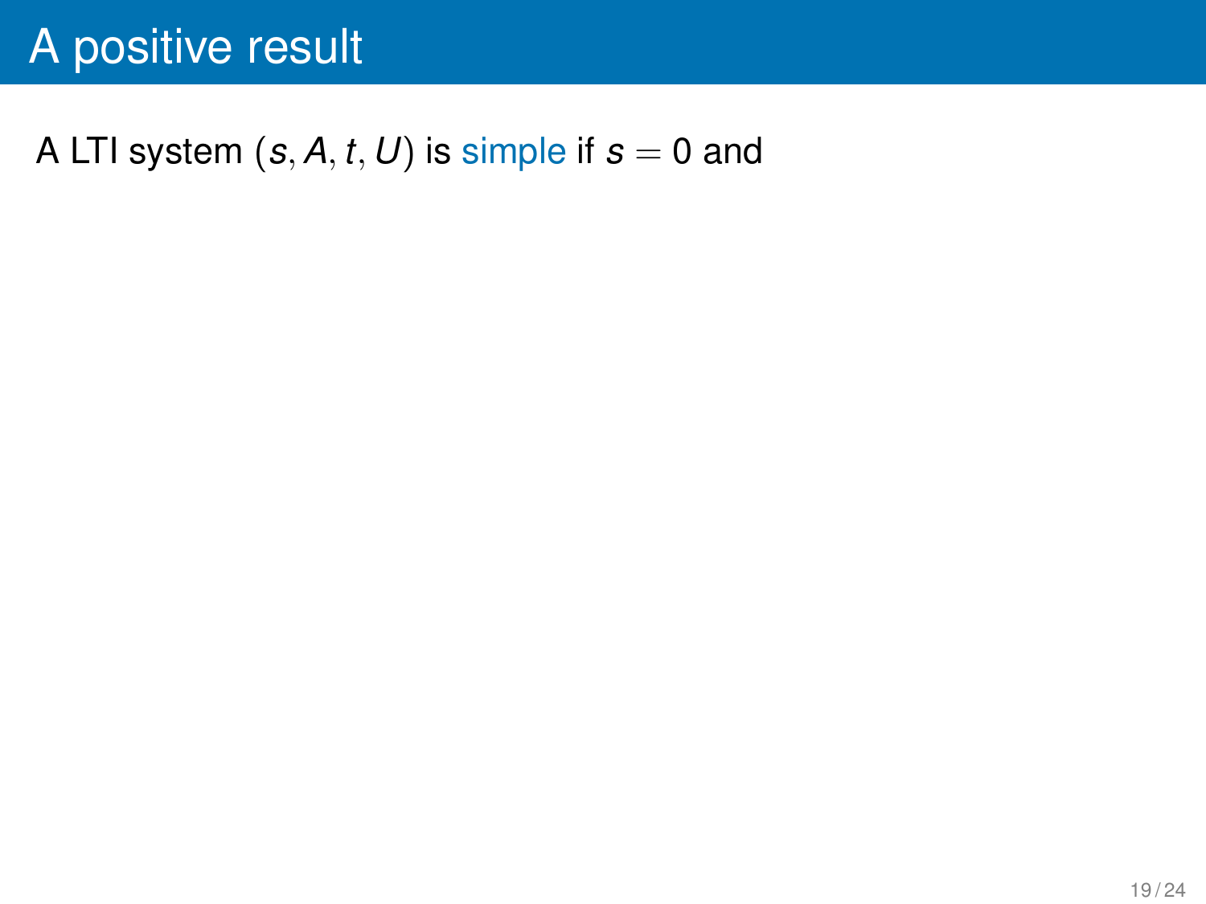# A positive result

A LTI system $(s, A, t, U)$ is simple if $s = 0$ and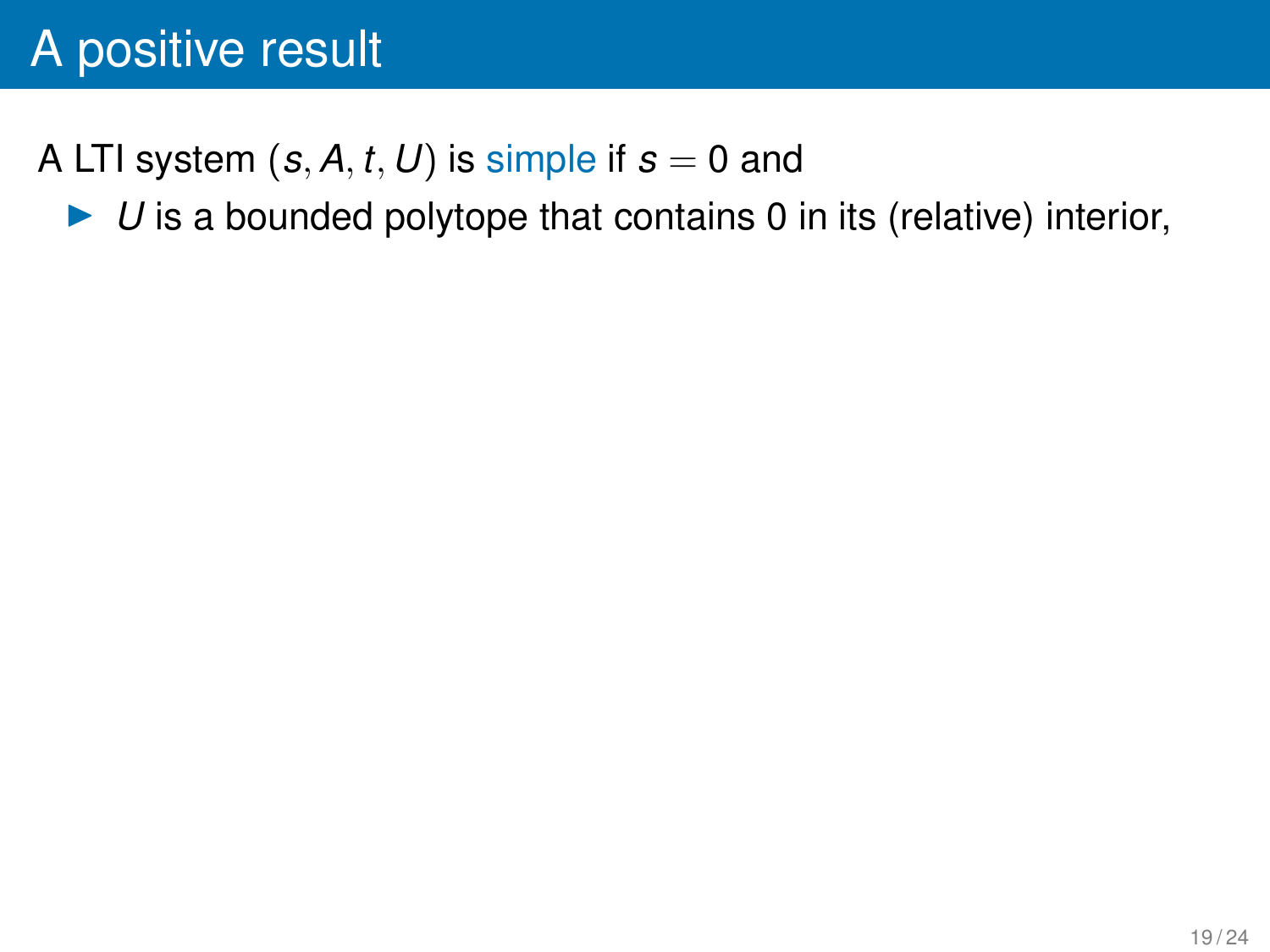# A positive result

A LTI system $(s, A, t, U)$ is simple if $s = 0$ and

- $U$ is a bounded polytope that contains 0 in its (relative) interior,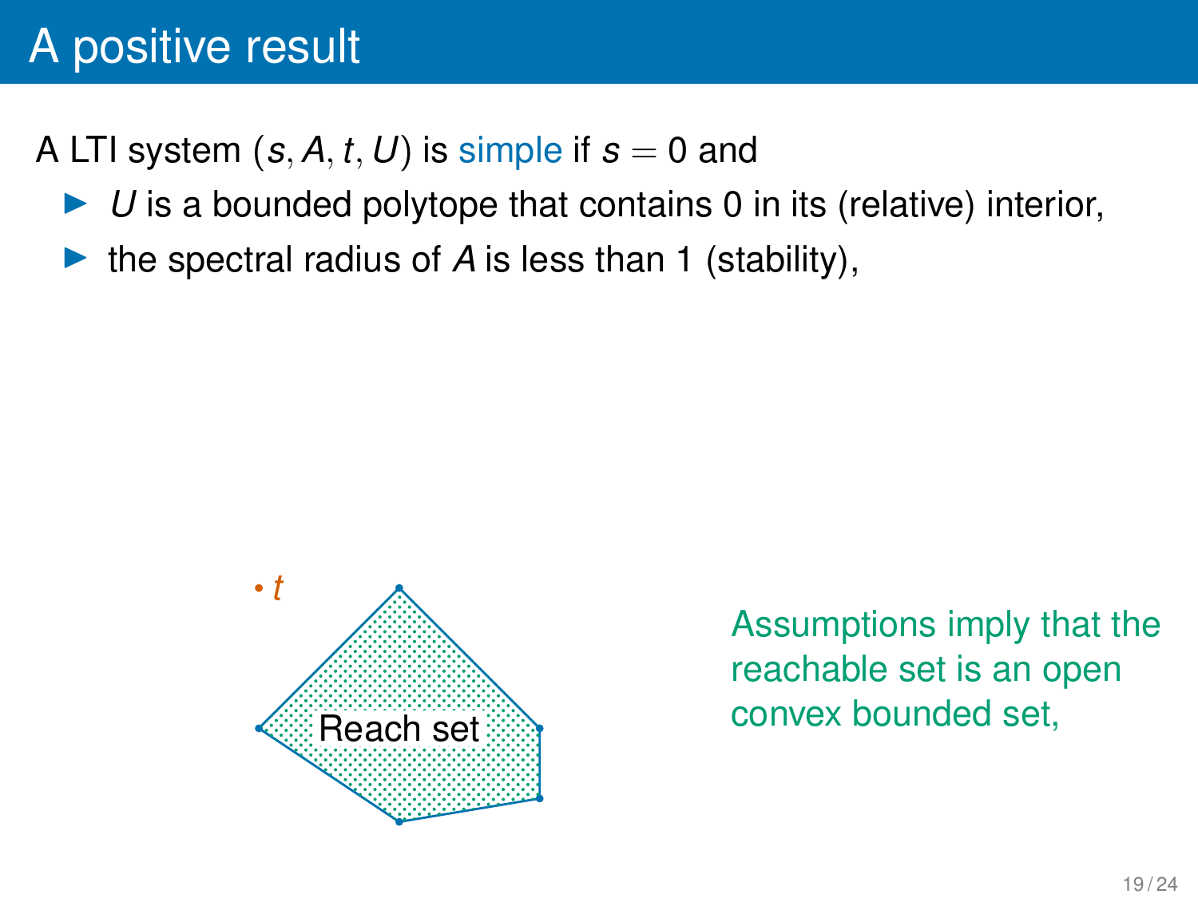# A positive result

A LTI system $(s, A, t, U)$ is simple if $s = 0$ and

- $U$ is a bounded polytope that contains 0 in its (relative) interior,
- the spectral radius of $A$ is less than 1 (stability),

$t$

Reach set

Assumptions imply that the reachable set is an open convex bounded set,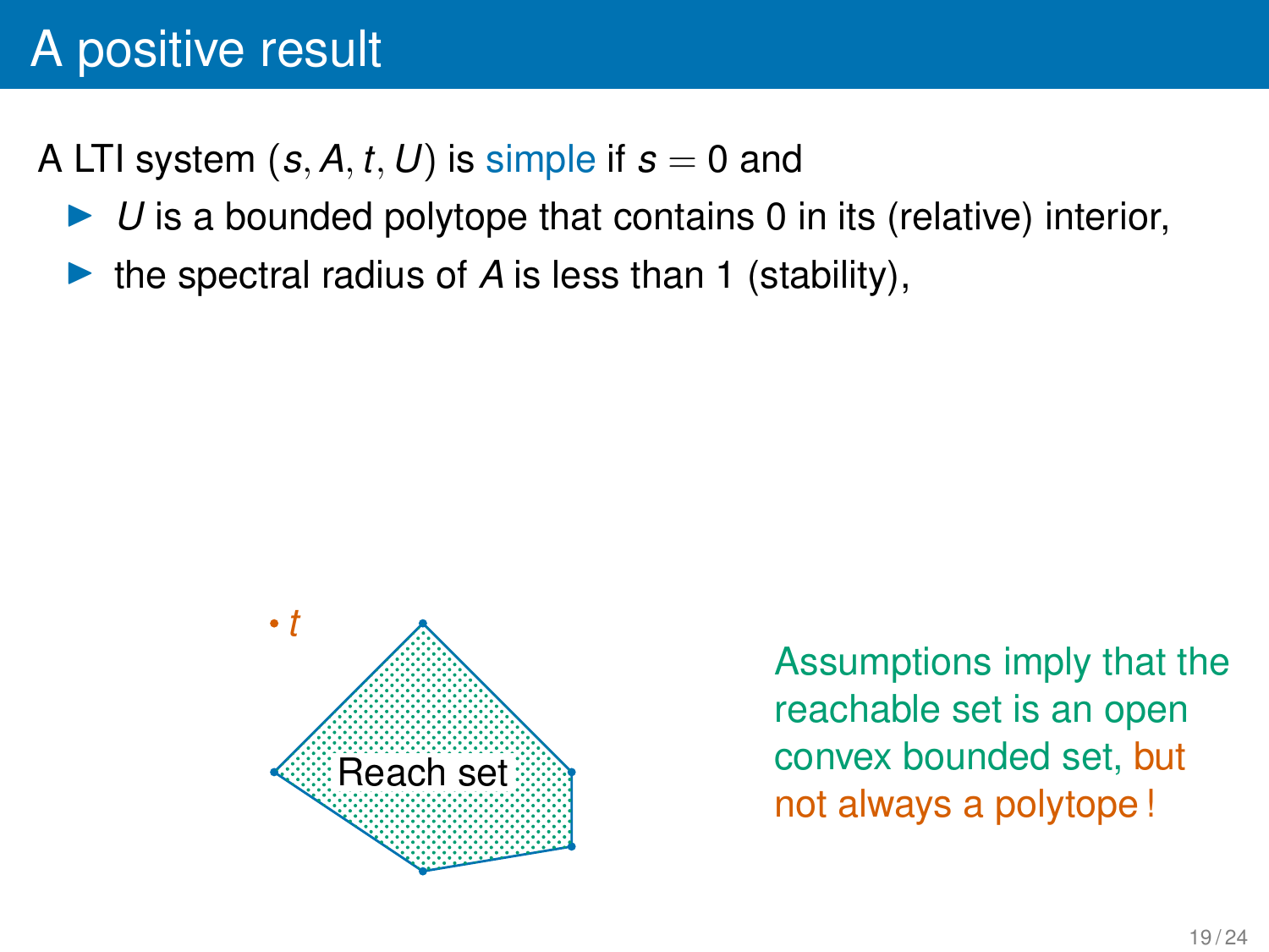# A positive result

A LTI system $(s, A, t, U)$ is simple if $s = 0$ and

- $U$ is a bounded polytope that contains 0 in its (relative) interior,
- the spectral radius of $A$ is less than 1 (stability),

• $t$

Reach set

Assumptions imply that the reachable set is an open convex bounded set, but not always a polytope !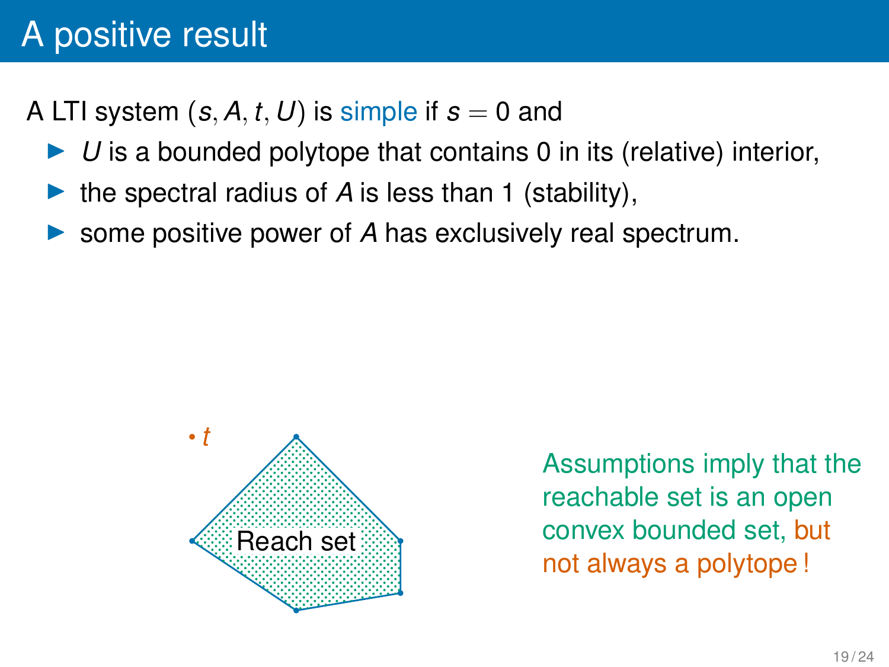# A positive result

A LTI system $(s, A, t, U)$ is simple if $s = 0$ and

- $U$ is a bounded polytope that contains 0 in its (relative) interior,
- the spectral radius of $A$ is less than 1 (stability),
- some positive power of $A$ has exclusively real spectrum.

• $t$

Reach set

Assumptions imply that the reachable set is an open convex bounded set, but not always a polytope !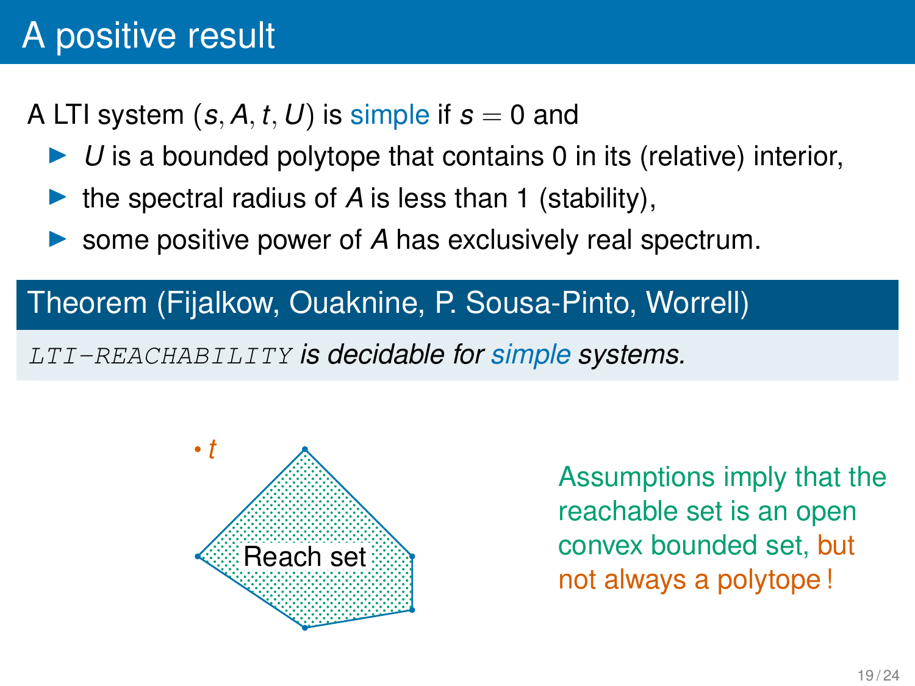# A positive result

A LTI system $(s, A, t, U)$ is simple if $s = 0$ and

- $U$ is a bounded polytope that contains 0 in its (relative) interior,
- the spectral radius of $A$ is less than 1 (stability),
- some positive power of $A$ has exclusively real spectrum.

**Theorem (Fijalkow, Ouaknine, P. Sousa-Pinto, Worrell)**

*`LTI-REACHABILITY` is decidable for simple systems.*

• $t$

Reach set

Assumptions imply that the reachable set is an open convex bounded set, but not always a polytope !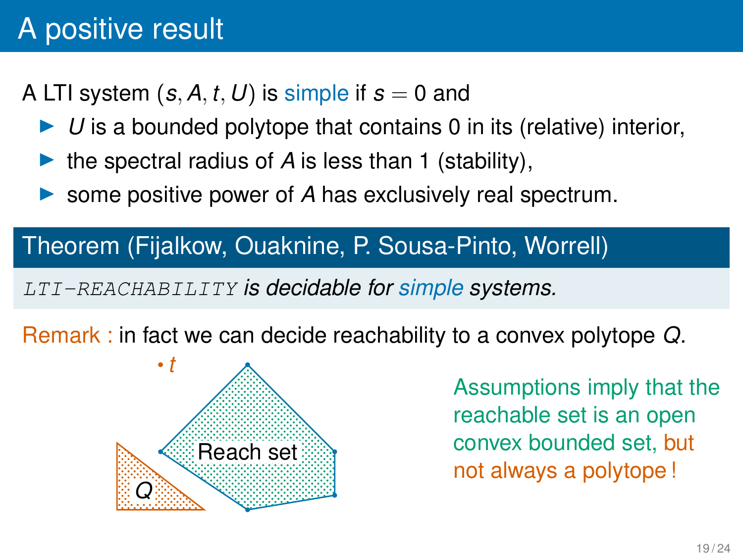# A positive result

A LTI system $(s, A, t, U)$ is simple if $s = 0$ and

- $U$ is a bounded polytope that contains 0 in its (relative) interior,
- the spectral radius of $A$ is less than 1 (stability),
- some positive power of $A$ has exclusively real spectrum.

**Theorem (Fijalkow, Ouaknine, P. Sousa-Pinto, Worrell)**

*LTI-REACHABILITY is decidable for simple systems.*

Remark : in fact we can decide reachability to a convex polytope $Q$.

• $t$

Reach set

$Q$

Assumptions imply that the reachable set is an open convex bounded set, but not always a polytope !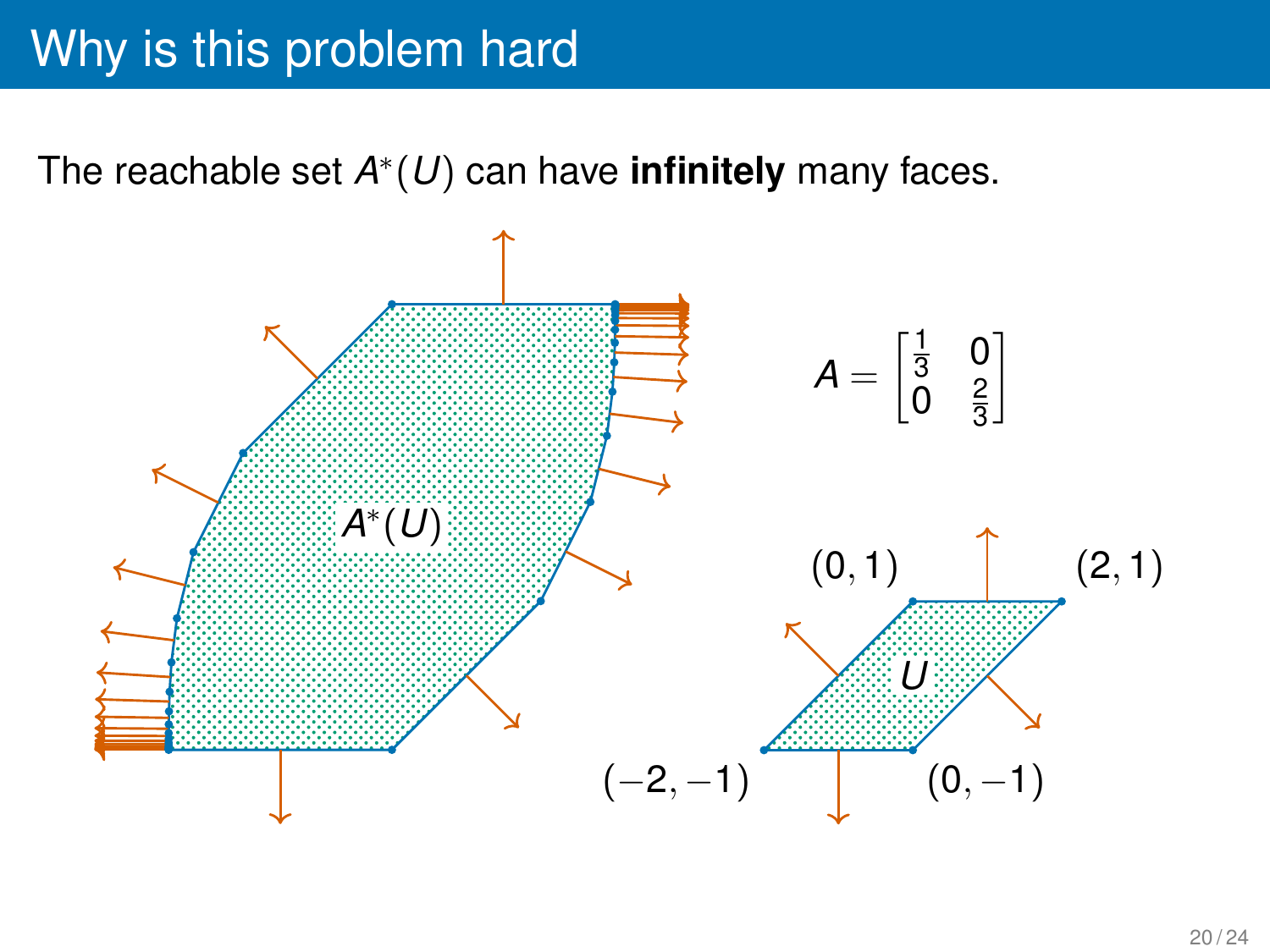# Why is this problem hard

The reachable set $A^*(U)$ can have **infinitely** many faces.

$$A = \begin{bmatrix} \frac{1}{3} & 0 \\ 0 & \frac{2}{3} \end{bmatrix}$$

$A^*(U)$

$U$

$(0, 1)$ $(2, 1)$ $(-2, -1)$ $(0, -1)$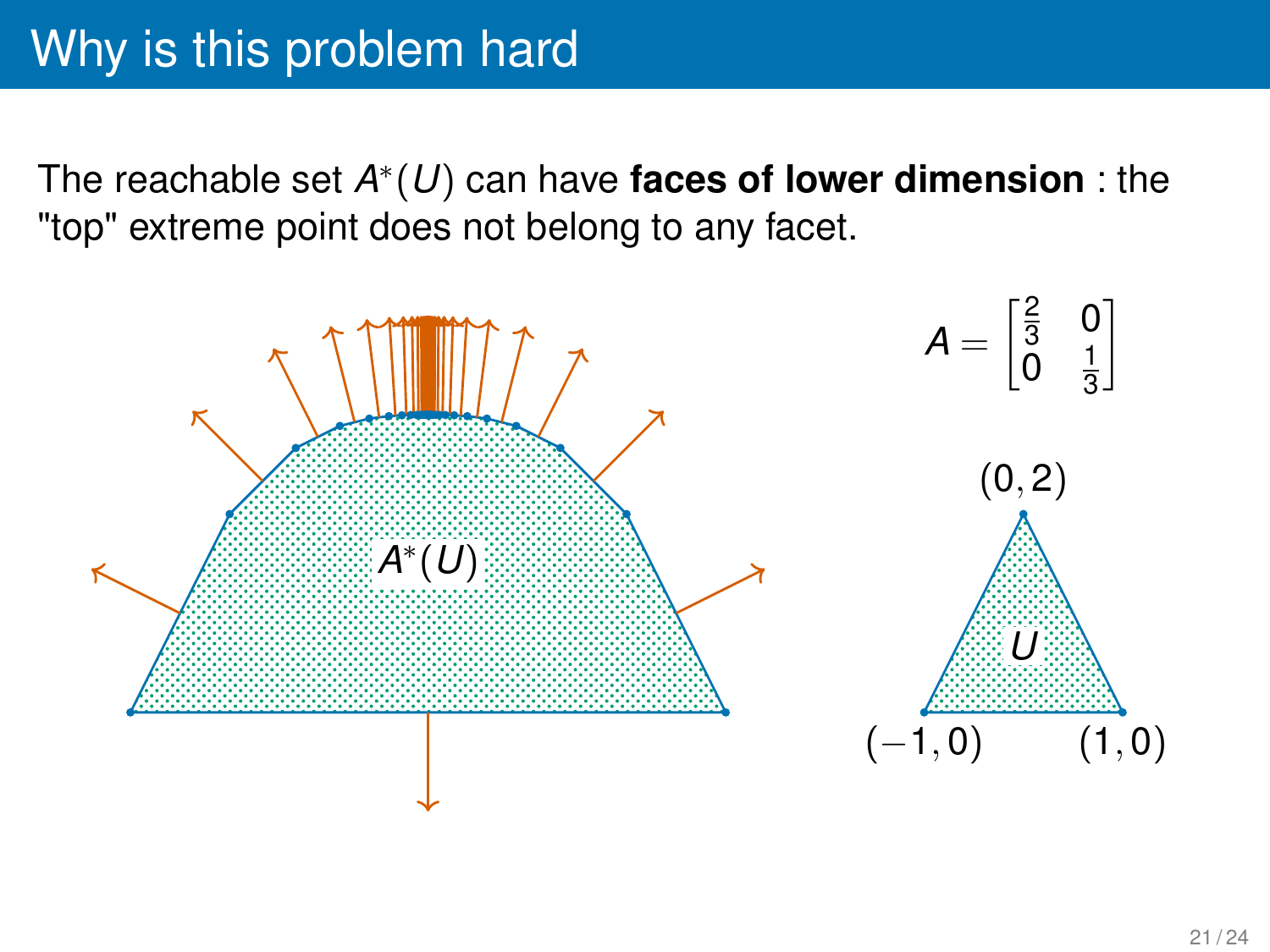# Why is this problem hard

The reachable set $A^*(U)$ can have **faces of lower dimension** : the "top" extreme point does not belong to any facet.

$$A = \begin{bmatrix} \frac{2}{3} & 0 \\ 0 & \frac{1}{3} \end{bmatrix}$$

$A^*(U)$

$U$

$(0,2)$

$(-1,0)$ $(1,0)$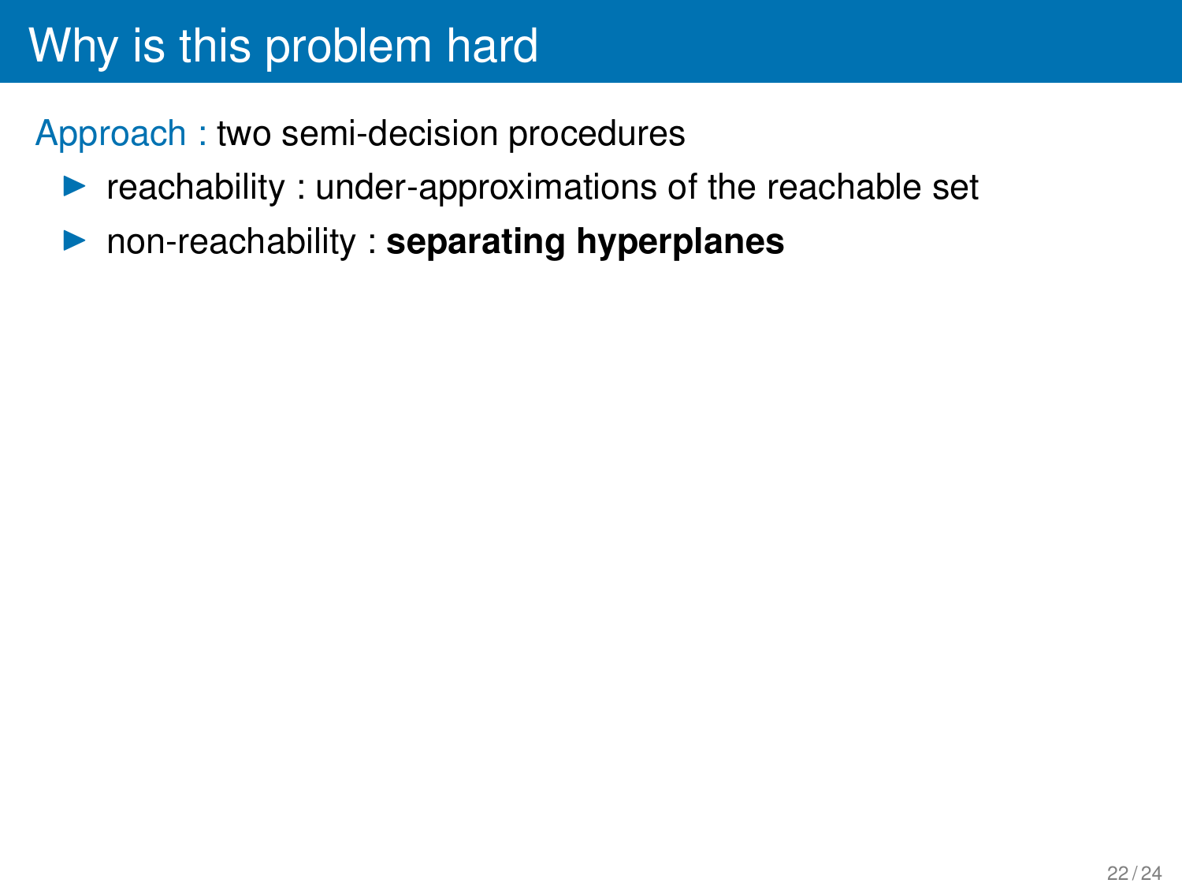# Why is this problem hard

Approach : two semi-decision procedures

- reachability : under-approximations of the reachable set
- non-reachability : **separating hyperplanes**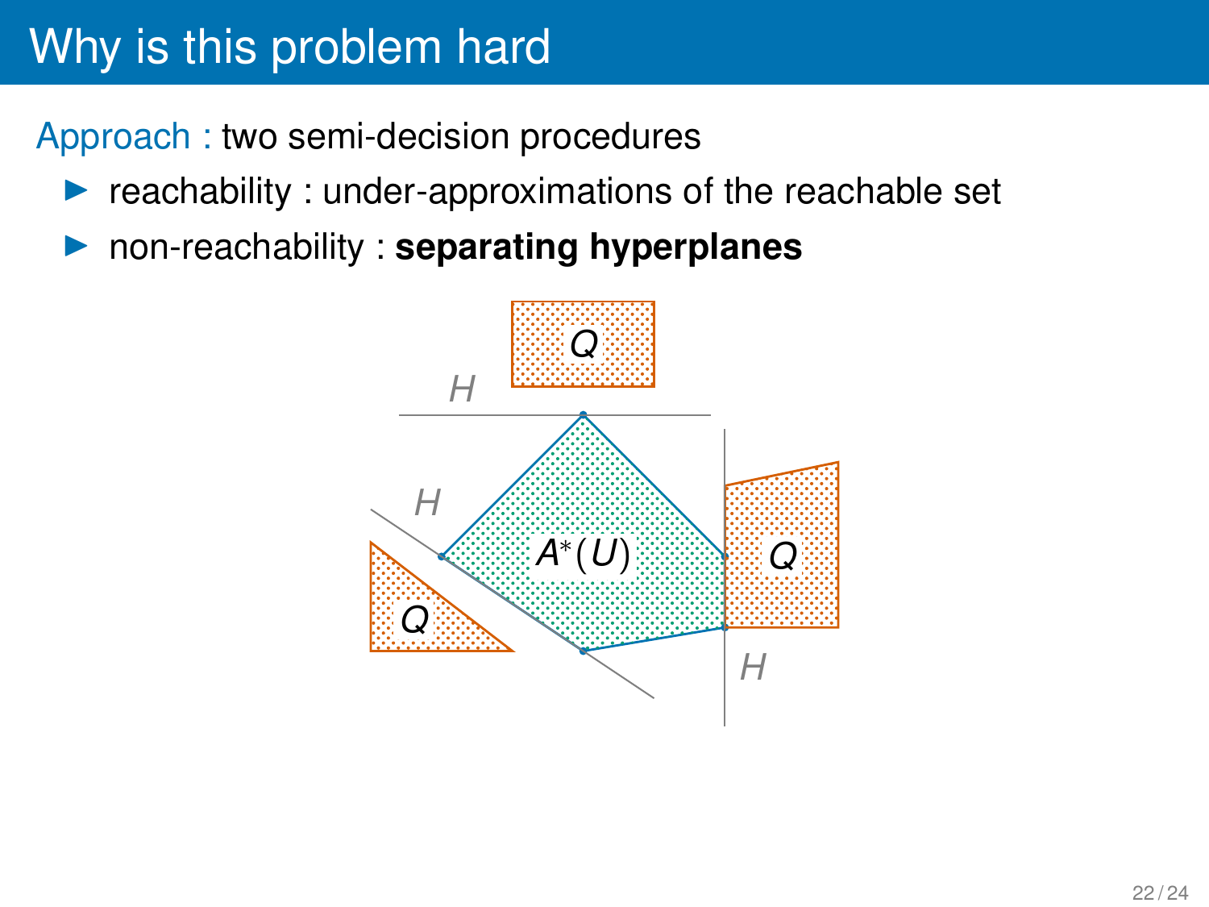# Why is this problem hard

Approach : two semi-decision procedures

- reachability : under-approximations of the reachable set
- non-reachability : **separating hyperplanes**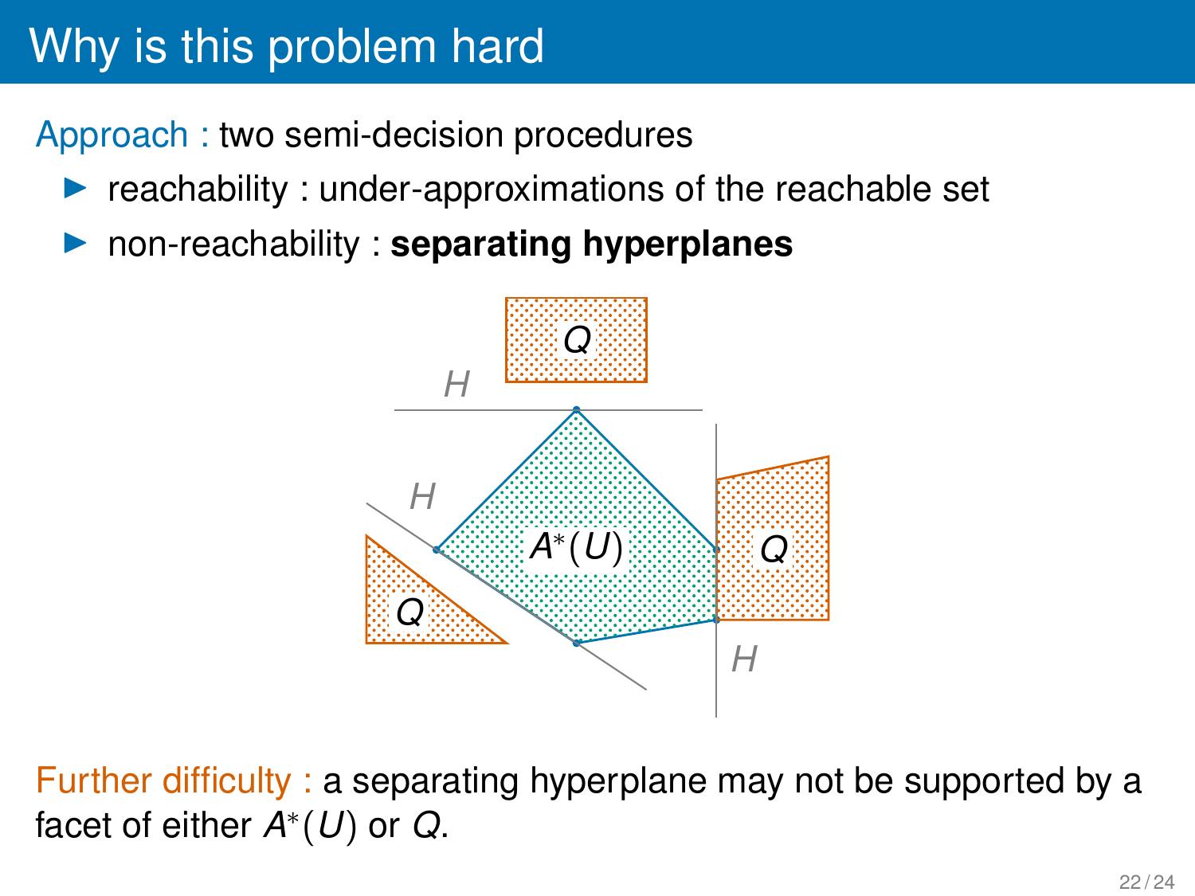# Why is this problem hard

Approach : two semi-decision procedures

- reachability : under-approximations of the reachable set
- non-reachability : **separating hyperplanes**

Further difficulty : a separating hyperplane may not be supported by a facet of either $A^*(U)$ or $Q$.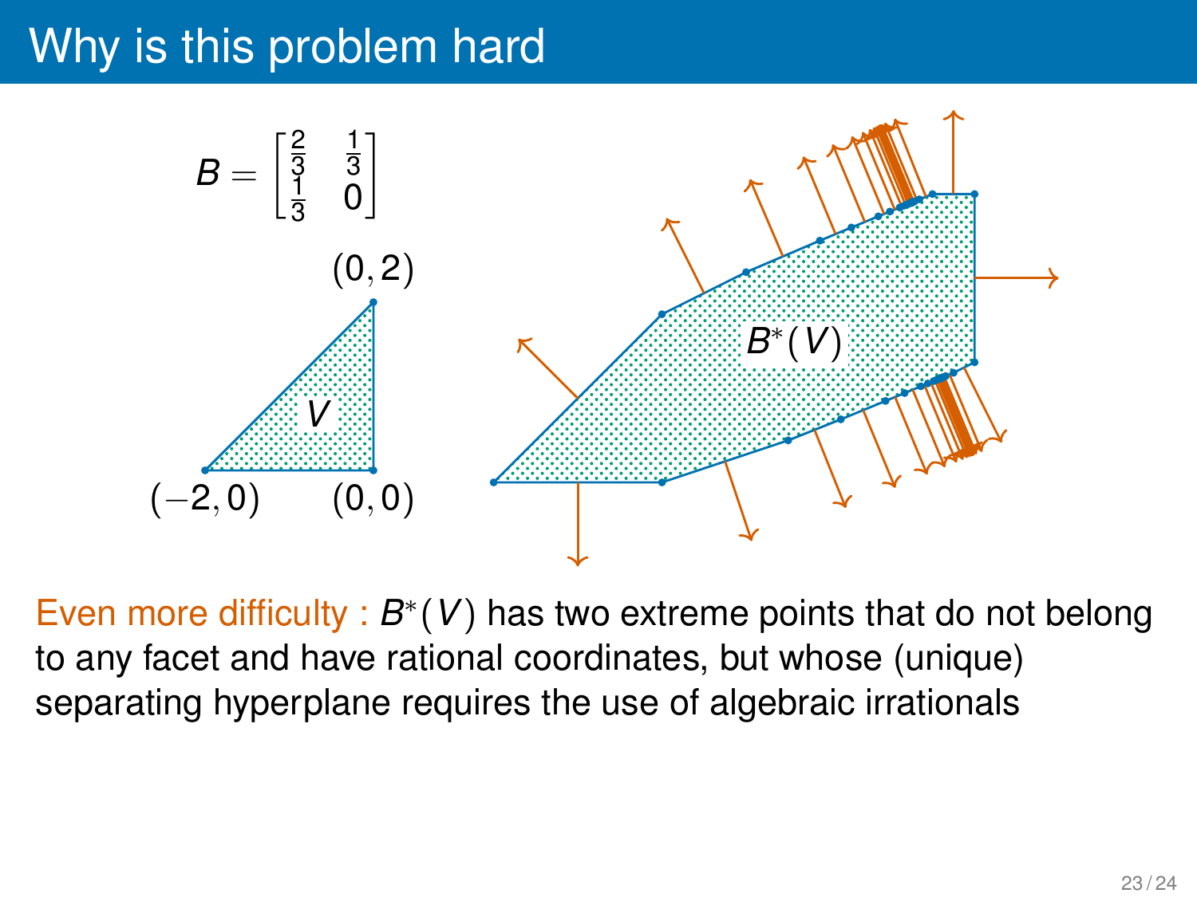# Why is this problem hard

$$B = \begin{bmatrix} \frac{2}{3} & \frac{1}{3} \\ \frac{1}{3} & 0 \end{bmatrix}$$

$(0,2)$

$V$

$(-2,0)$ $(0,0)$

$B^*(V)$

Even more difficulty : $B^*(V)$ has two extreme points that do not belong to any facet and have rational coordinates, but whose (unique) separating hyperplane requires the use of algebraic irrationals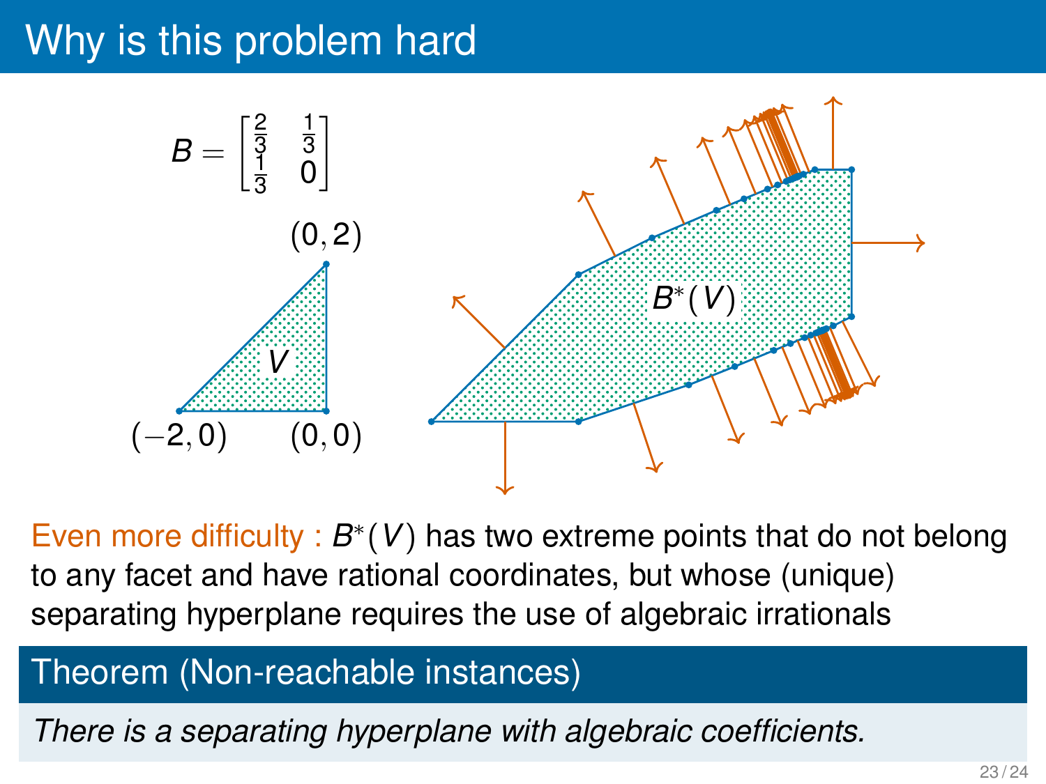# Why is this problem hard

$$B = \begin{bmatrix} \frac{2}{3} & \frac{1}{3} \\ \frac{1}{3} & 0 \end{bmatrix}$$

$(0,2)$

$V$

$(-2,0)$ $(0,0)$

$B^*(V)$

Even more difficulty : $B^*(V)$ has two extreme points that do not belong to any facet and have rational coordinates, but whose (unique) separating hyperplane requires the use of algebraic irrationals

**Theorem (Non-reachable instances)**

*There is a separating hyperplane with algebraic coefficients.*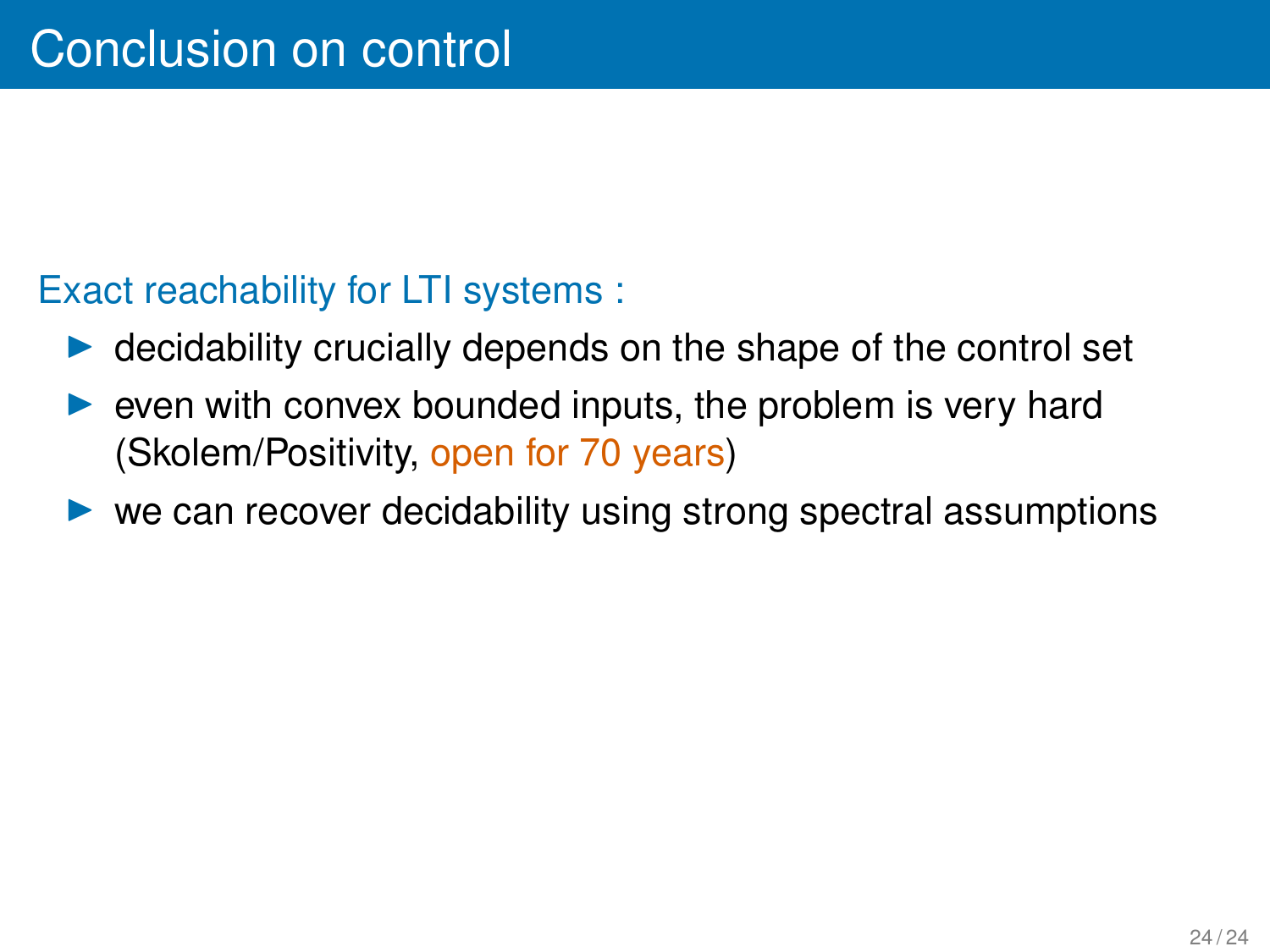# Conclusion on control

Exact reachability for LTI systems :

- decidability crucially depends on the shape of the control set
- even with convex bounded inputs, the problem is very hard (Skolem/Positivity, open for 70 years)
- we can recover decidability using strong spectral assumptions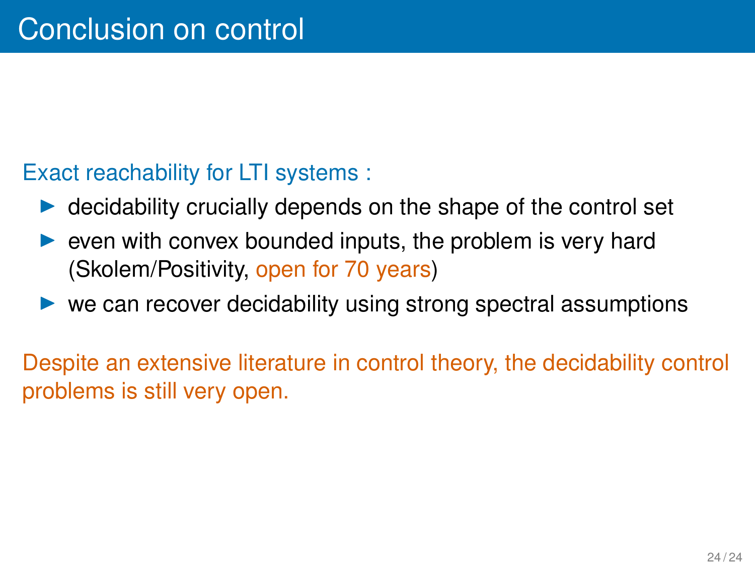# Conclusion on control

Exact reachability for LTI systems :

- decidability crucially depends on the shape of the control set
- even with convex bounded inputs, the problem is very hard (Skolem/Positivity, open for 70 years)
- we can recover decidability using strong spectral assumptions

Despite an extensive literature in control theory, the decidability control problems is still very open.